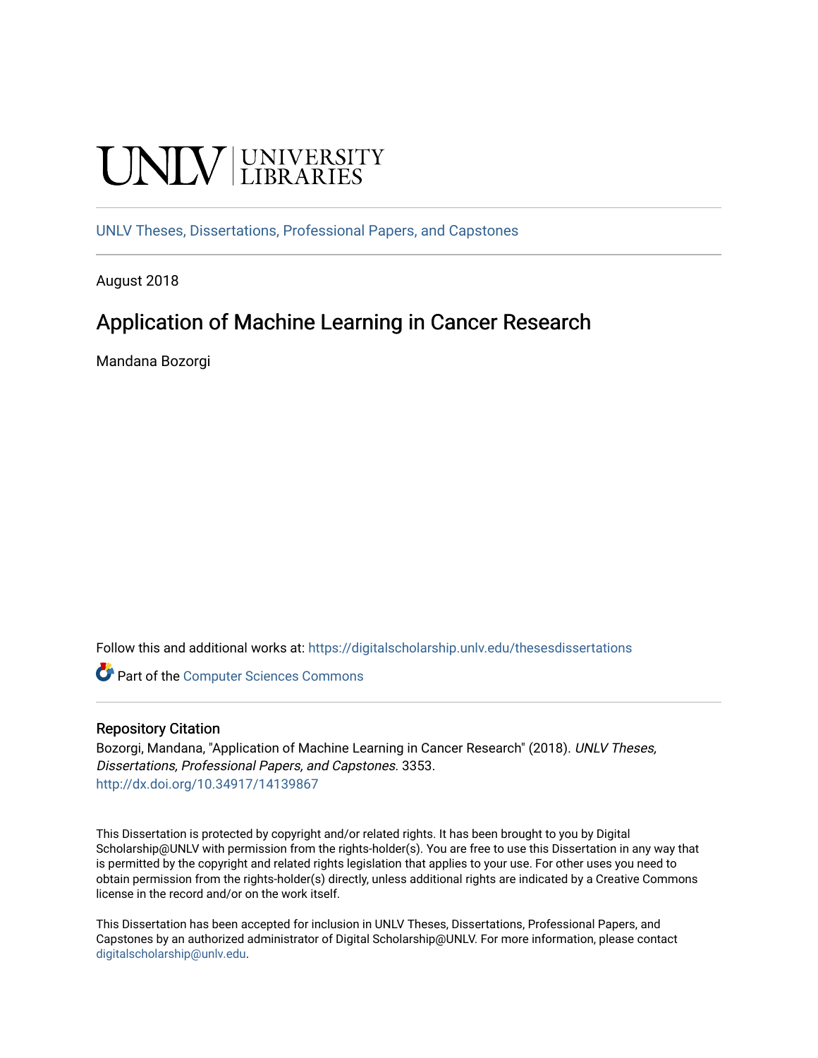UNLV | UNIVERSITY LIBRARIES

UNLV Theses, Dissertations, Professional Papers, and Capstones

August 2018

# Application of Machine Learning in Cancer Research

Mandana Bozorgi

Follow this and additional works at: https://digitalscholarship.unlv.edu/thesesdissertations

Part of the Computer Sciences Commons

## Repository Citation

Bozorgi, Mandana, "Application of Machine Learning in Cancer Research" (2018). *UNLV Theses, Dissertations, Professional Papers, and Capstones*. 3353.
http://dx.doi.org/10.34917/14139867

This Dissertation is protected by copyright and/or related rights. It has been brought to you by Digital Scholarship@UNLV with permission from the rights-holder(s). You are free to use this Dissertation in any way that is permitted by the copyright and related rights legislation that applies to your use. For other uses you need to obtain permission from the rights-holder(s) directly, unless additional rights are indicated by a Creative Commons license in the record and/or on the work itself.

This Dissertation has been accepted for inclusion in UNLV Theses, Dissertations, Professional Papers, and Capstones by an authorized administrator of Digital Scholarship@UNLV. For more information, please contact digitalscholarship@unlv.edu.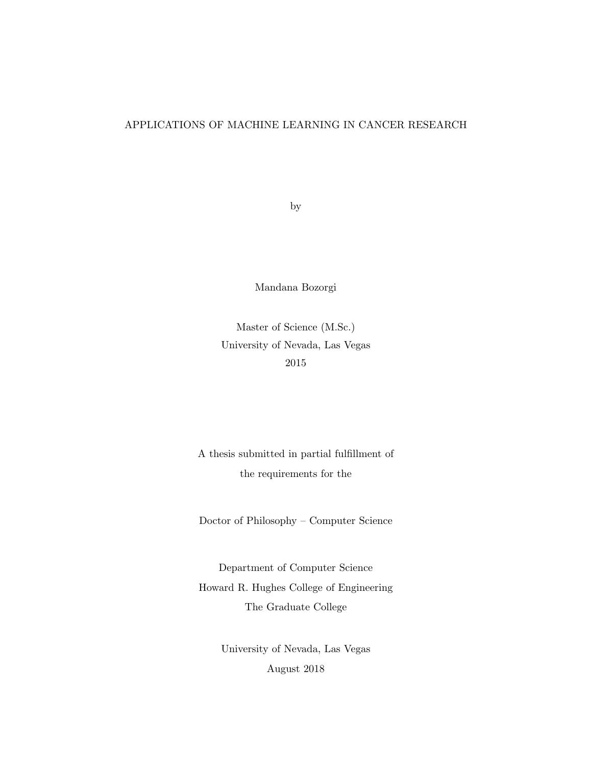# APPLICATIONS OF MACHINE LEARNING IN CANCER RESEARCH

by

Mandana Bozorgi

Master of Science (M.Sc.)
University of Nevada, Las Vegas
2015

A thesis submitted in partial fulfillment of
the requirements for the

Doctor of Philosophy – Computer Science

Department of Computer Science
Howard R. Hughes College of Engineering
The Graduate College

University of Nevada, Las Vegas
August 2018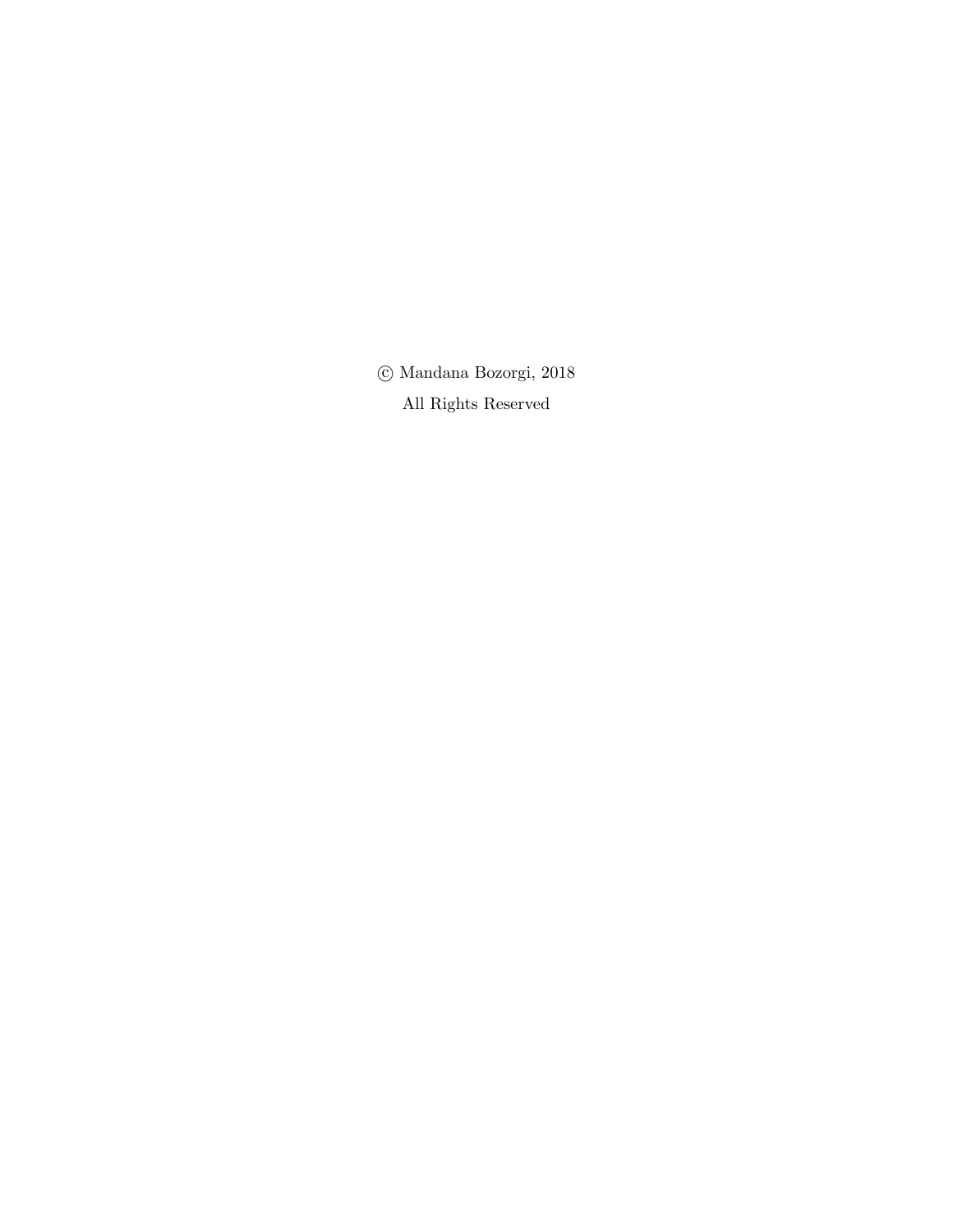© Mandana Bozorgi, 2018

All Rights Reserved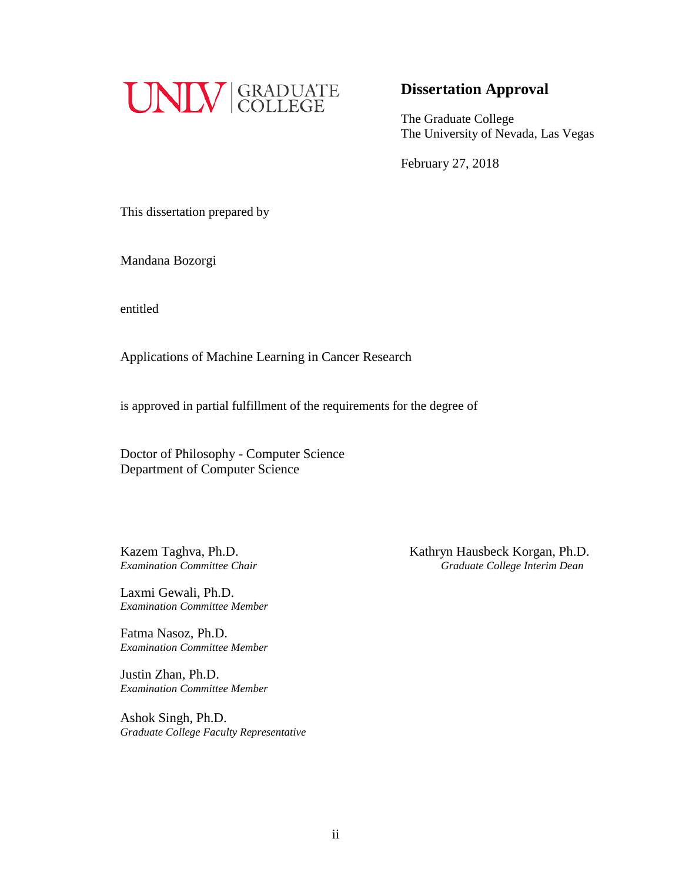UNLV | GRADUATE COLLEGE

## Dissertation Approval

The Graduate College
The University of Nevada, Las Vegas

February 27, 2018

This dissertation prepared by

Mandana Bozorgi

entitled

Applications of Machine Learning in Cancer Research

is approved in partial fulfillment of the requirements for the degree of

Doctor of Philosophy - Computer Science
Department of Computer Science

Kazem Taghva, Ph.D.
*Examination Committee Chair*

Laxmi Gewali, Ph.D.
*Examination Committee Member*

Fatma Nasoz, Ph.D.
*Examination Committee Member*

Justin Zhan, Ph.D.
*Examination Committee Member*

Ashok Singh, Ph.D.
*Graduate College Faculty Representative*

Kathryn Hausbeck Korgan, Ph.D.
*Graduate College Interim Dean*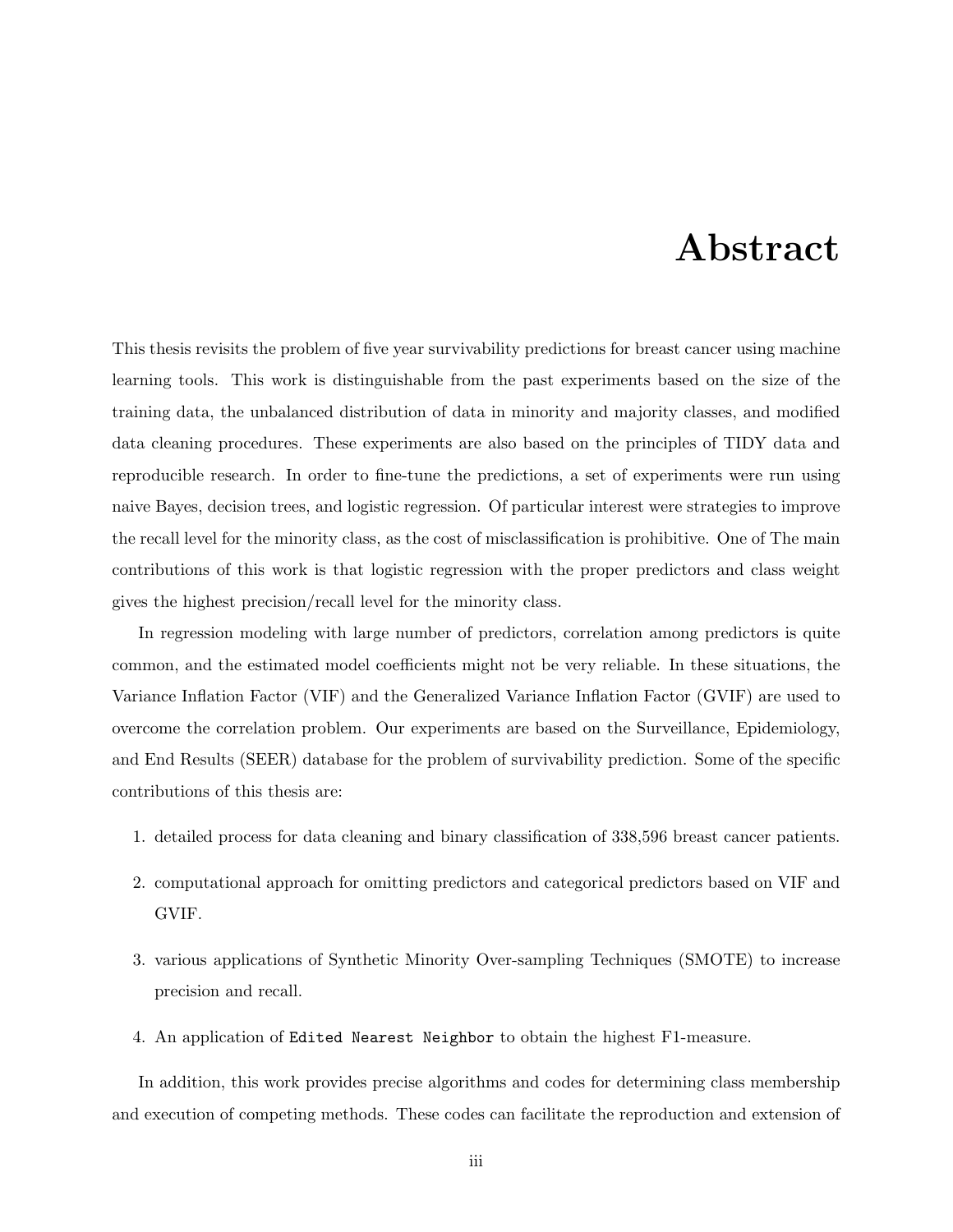# Abstract

This thesis revisits the problem of five year survivability predictions for breast cancer using machine learning tools. This work is distinguishable from the past experiments based on the size of the training data, the unbalanced distribution of data in minority and majority classes, and modified data cleaning procedures. These experiments are also based on the principles of TIDY data and reproducible research. In order to fine-tune the predictions, a set of experiments were run using naive Bayes, decision trees, and logistic regression. Of particular interest were strategies to improve the recall level for the minority class, as the cost of misclassification is prohibitive. One of The main contributions of this work is that logistic regression with the proper predictors and class weight gives the highest precision/recall level for the minority class.

In regression modeling with large number of predictors, correlation among predictors is quite common, and the estimated model coefficients might not be very reliable. In these situations, the Variance Inflation Factor (VIF) and the Generalized Variance Inflation Factor (GVIF) are used to overcome the correlation problem. Our experiments are based on the Surveillance, Epidemiology, and End Results (SEER) database for the problem of survivability prediction. Some of the specific contributions of this thesis are:

1. detailed process for data cleaning and binary classification of 338,596 breast cancer patients.
2. computational approach for omitting predictors and categorical predictors based on VIF and GVIF.
3. various applications of Synthetic Minority Over-sampling Techniques (SMOTE) to increase precision and recall.
4. An application of `Edited Nearest Neighbor` to obtain the highest F1-measure.

In addition, this work provides precise algorithms and codes for determining class membership and execution of competing methods. These codes can facilitate the reproduction and extension of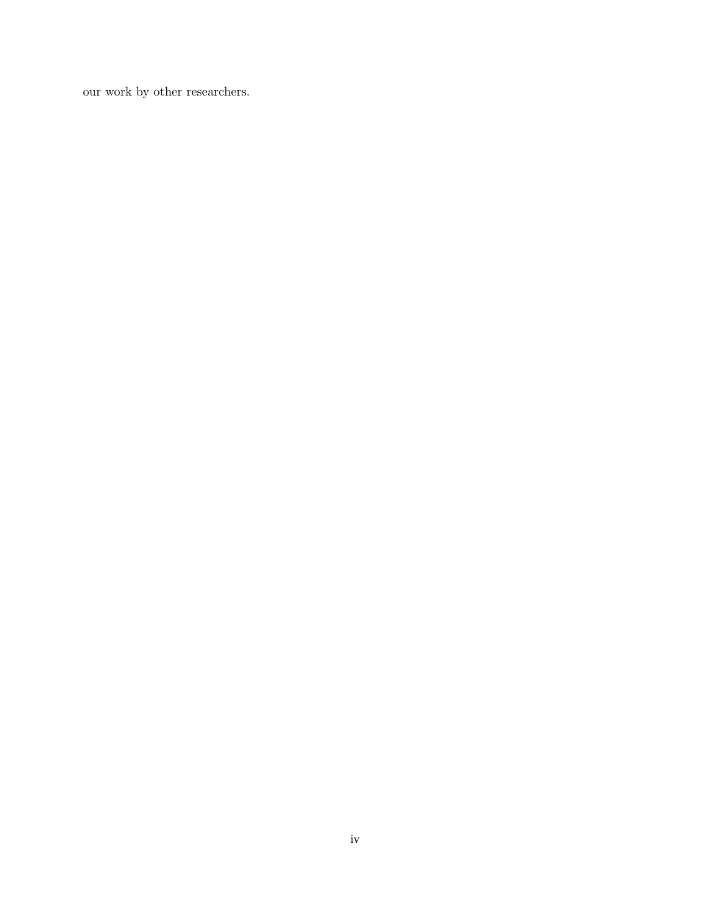our work by other researchers.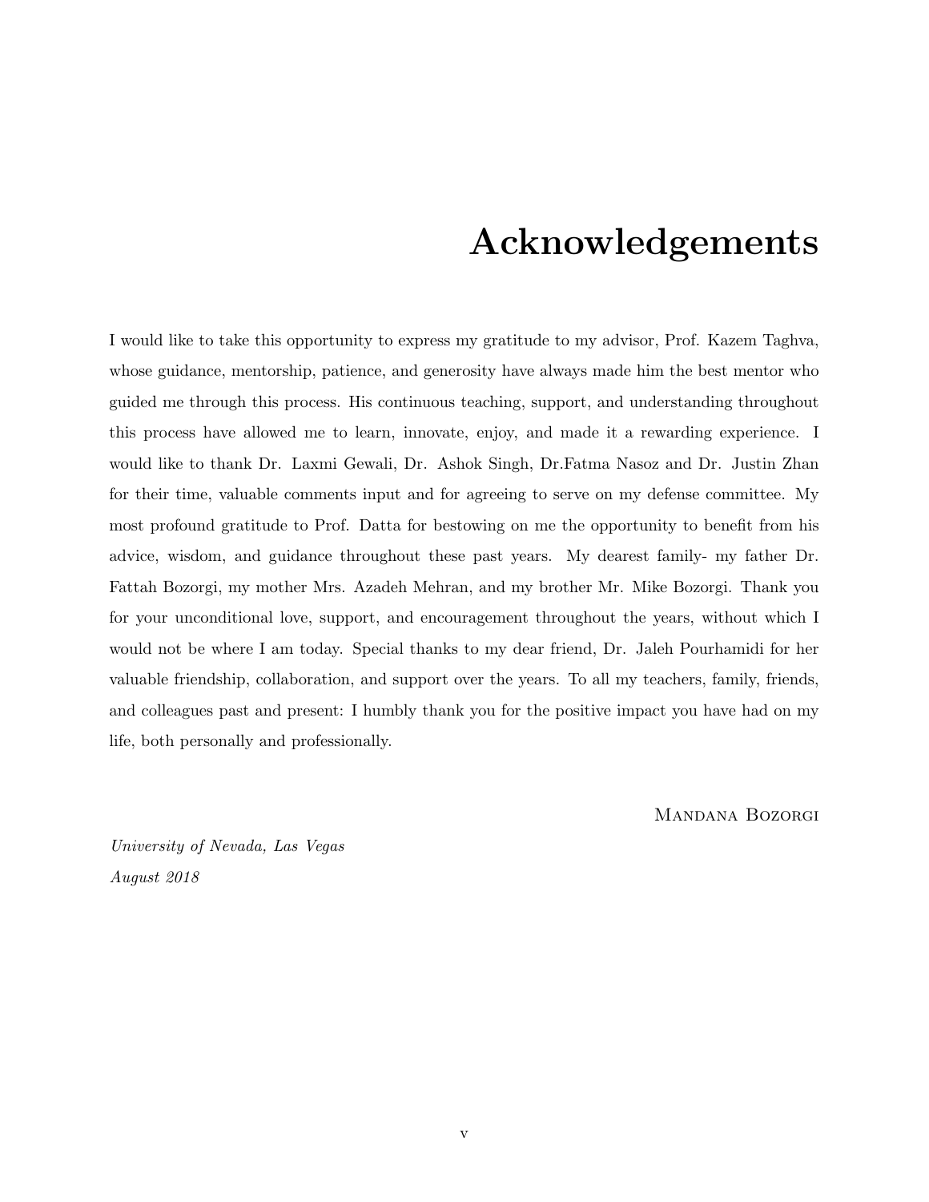# Acknowledgements

I would like to take this opportunity to express my gratitude to my advisor, Prof. Kazem Taghva, whose guidance, mentorship, patience, and generosity have always made him the best mentor who guided me through this process. His continuous teaching, support, and understanding throughout this process have allowed me to learn, innovate, enjoy, and made it a rewarding experience. I would like to thank Dr. Laxmi Gewali, Dr. Ashok Singh, Dr.Fatma Nasoz and Dr. Justin Zhan for their time, valuable comments input and for agreeing to serve on my defense committee. My most profound gratitude to Prof. Datta for bestowing on me the opportunity to benefit from his advice, wisdom, and guidance throughout these past years. My dearest family- my father Dr. Fattah Bozorgi, my mother Mrs. Azadeh Mehran, and my brother Mr. Mike Bozorgi. Thank you for your unconditional love, support, and encouragement throughout the years, without which I would not be where I am today. Special thanks to my dear friend, Dr. Jaleh Pourhamidi for her valuable friendship, collaboration, and support over the years. To all my teachers, family, friends, and colleagues past and present: I humbly thank you for the positive impact you have had on my life, both personally and professionally.

Mandana Bozorgi

*University of Nevada, Las Vegas*

*August 2018*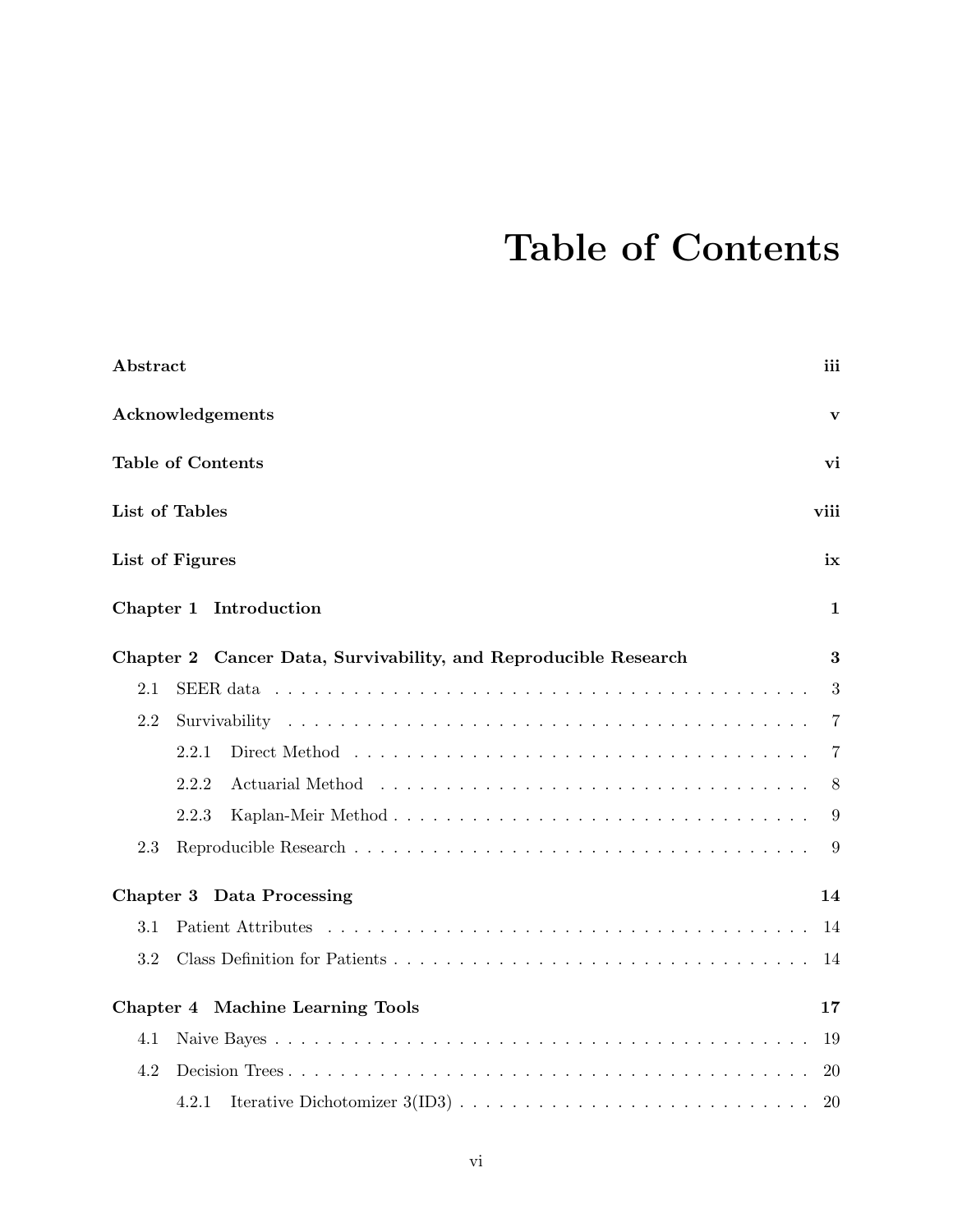# Table of Contents

**Abstract** **iii**

**Acknowledgements** **v**

**Table of Contents** **vi**

**List of Tables** **viii**

**List of Figures** **ix**

**Chapter 1 Introduction** **1**

**Chapter 2 Cancer Data, Survivability, and Reproducible Research** **3**

- 2.1 SEER data . . . . . . . . . . . . . . . . . . . . . . . . . . . . . . 3
- 2.2 Survivability . . . . . . . . . . . . . . . . . . . . . . . . . . . . . 7
  - 2.2.1 Direct Method . . . . . . . . . . . . . . . . . . . . . . . . . 7
  - 2.2.2 Actuarial Method . . . . . . . . . . . . . . . . . . . . . . . 8
  - 2.2.3 Kaplan-Meir Method . . . . . . . . . . . . . . . . . . . . . 9
- 2.3 Reproducible Research . . . . . . . . . . . . . . . . . . . . . . . 9

**Chapter 3 Data Processing** **14**

- 3.1 Patient Attributes . . . . . . . . . . . . . . . . . . . . . . . . . . 14
- 3.2 Class Definition for Patients . . . . . . . . . . . . . . . . . . . . 14

**Chapter 4 Machine Learning Tools** **17**

- 4.1 Naive Bayes . . . . . . . . . . . . . . . . . . . . . . . . . . . . . 19
- 4.2 Decision Trees . . . . . . . . . . . . . . . . . . . . . . . . . . . . 20
  - 4.2.1 Iterative Dichotomizer 3(ID3) . . . . . . . . . . . . . . . . 20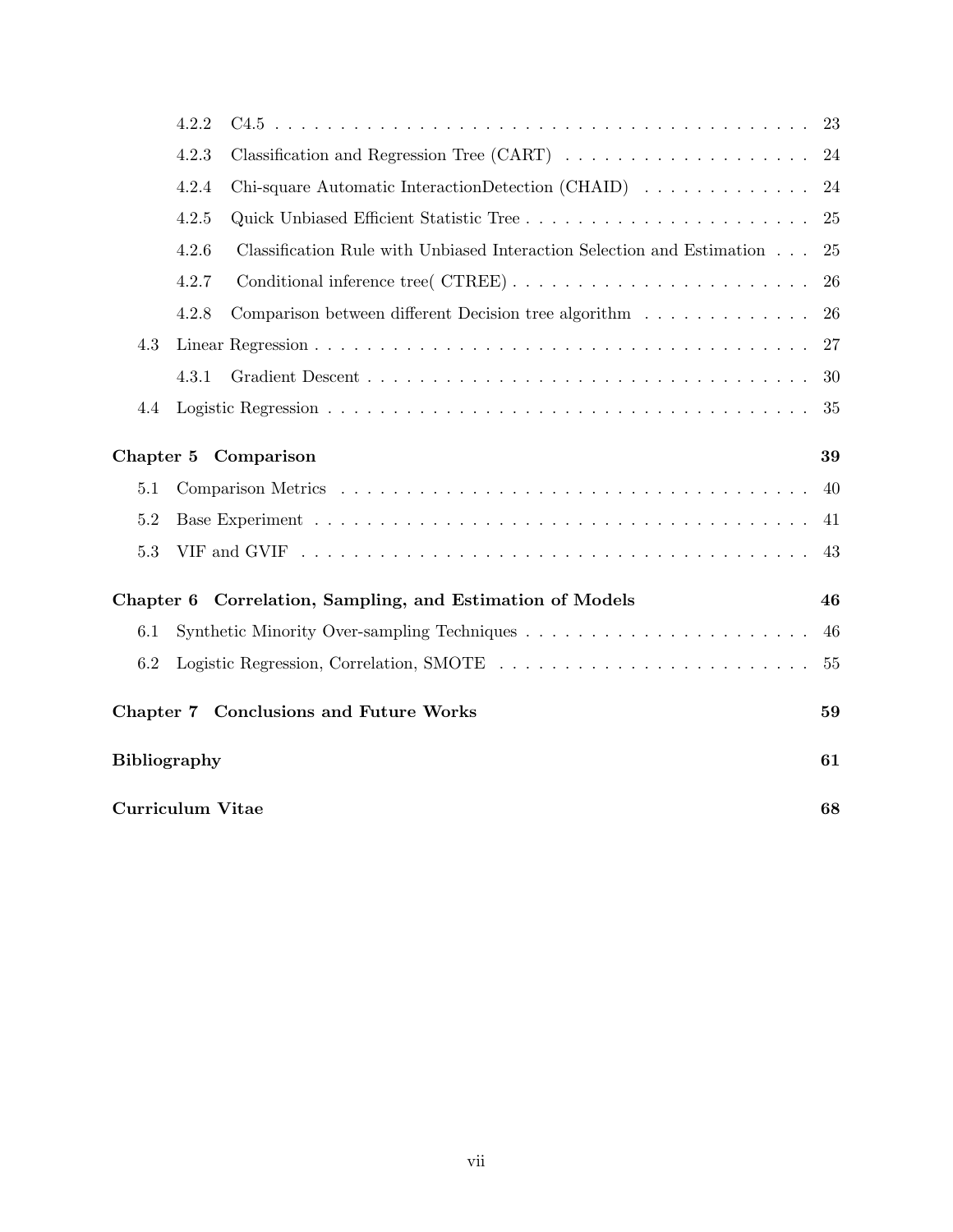- 4.2.2 C4.5 . . . . . . . . . . . . . . . . . . . . . . . . . . . . . . . . . . . . . . . . . . 23
- 4.2.3 Classification and Regression Tree (CART) . . . . . . . . . . . . . . . . . . . . 24
- 4.2.4 Chi-square Automatic InteractionDetection (CHAID) . . . . . . . . . . . . . 24
- 4.2.5 Quick Unbiased Efficient Statistic Tree . . . . . . . . . . . . . . . . . . . . . . . 25
- 4.2.6 Classification Rule with Unbiased Interaction Selection and Estimation . . . 25
- 4.2.7 Conditional inference tree( CTREE) . . . . . . . . . . . . . . . . . . . . . . . 26
- 4.2.8 Comparison between different Decision tree algorithm . . . . . . . . . . . . . 26

4.3 Linear Regression . . . . . . . . . . . . . . . . . . . . . . . . . . . . . . . . . . . . . 27

- 4.3.1 Gradient Descent . . . . . . . . . . . . . . . . . . . . . . . . . . . . . . . . . . . 30

4.4 Logistic Regression . . . . . . . . . . . . . . . . . . . . . . . . . . . . . . . . . . . . 35

**Chapter 5 Comparison 39**

5.1 Comparison Metrics . . . . . . . . . . . . . . . . . . . . . . . . . . . . . . . . . . . 40

5.2 Base Experiment . . . . . . . . . . . . . . . . . . . . . . . . . . . . . . . . . . . . . 41

5.3 VIF and GVIF . . . . . . . . . . . . . . . . . . . . . . . . . . . . . . . . . . . . . . 43

**Chapter 6 Correlation, Sampling, and Estimation of Models 46**

6.1 Synthetic Minority Over-sampling Techniques . . . . . . . . . . . . . . . . . . . . . . 46

6.2 Logistic Regression, Correlation, SMOTE . . . . . . . . . . . . . . . . . . . . . . . . 55

**Chapter 7 Conclusions and Future Works 59**

**Bibliography 61**

**Curriculum Vitae 68**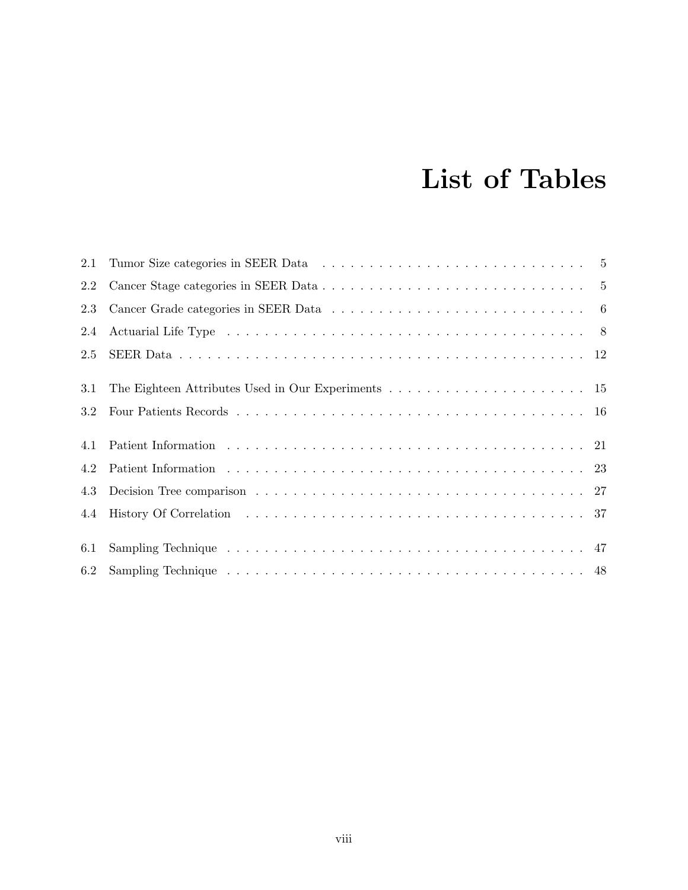# List of Tables

| | | |
|---|---|---|
| 2.1 | Tumor Size categories in SEER Data | 5 |
| 2.2 | Cancer Stage categories in SEER Data | 5 |
| 2.3 | Cancer Grade categories in SEER Data | 6 |
| 2.4 | Actuarial Life Type | 8 |
| 2.5 | SEER Data | 12 |
| 3.1 | The Eighteen Attributes Used in Our Experiments | 15 |
| 3.2 | Four Patients Records | 16 |
| 4.1 | Patient Information | 21 |
| 4.2 | Patient Information | 23 |
| 4.3 | Decision Tree comparison | 27 |
| 4.4 | History Of Correlation | 37 |
| 6.1 | Sampling Technique | 47 |
| 6.2 | Sampling Technique | 48 |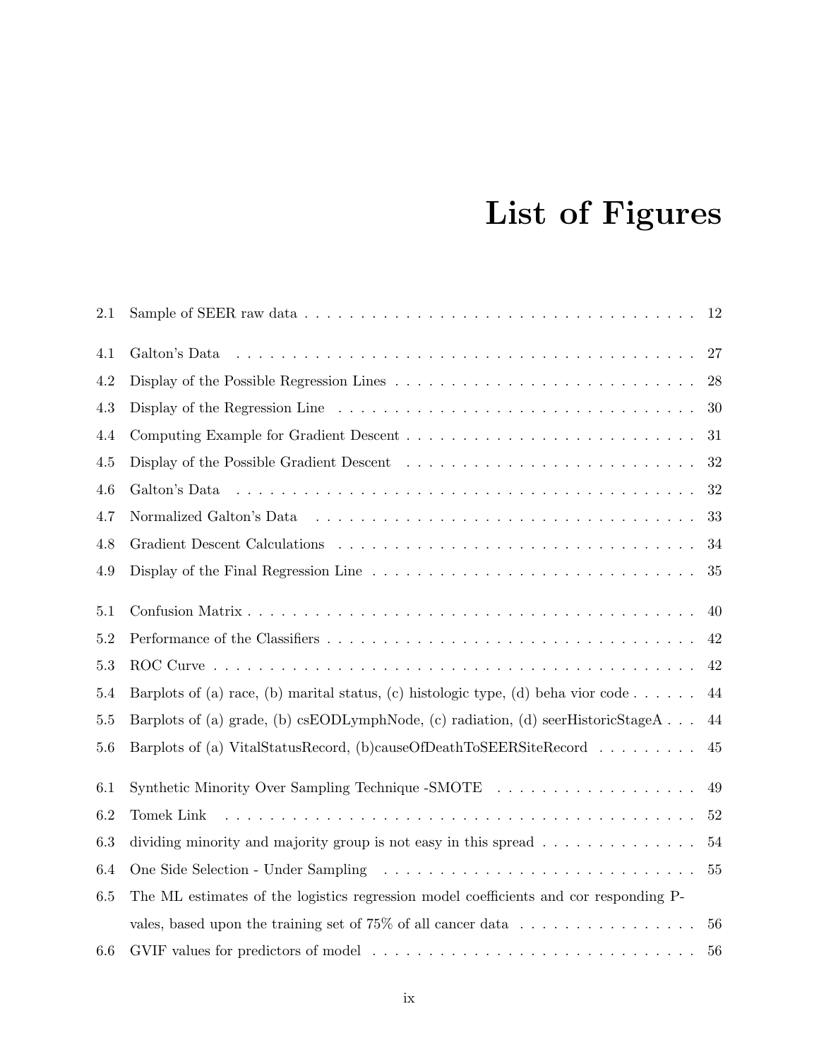# List of Figures

| | | |
|---|---|---|
| 2.1 | Sample of SEER raw data | 12 |
| 4.1 | Galton's Data | 27 |
| 4.2 | Display of the Possible Regression Lines | 28 |
| 4.3 | Display of the Regression Line | 30 |
| 4.4 | Computing Example for Gradient Descent | 31 |
| 4.5 | Display of the Possible Gradient Descent | 32 |
| 4.6 | Galton's Data | 32 |
| 4.7 | Normalized Galton's Data | 33 |
| 4.8 | Gradient Descent Calculations | 34 |
| 4.9 | Display of the Final Regression Line | 35 |
| 5.1 | Confusion Matrix | 40 |
| 5.2 | Performance of the Classifiers | 42 |
| 5.3 | ROC Curve | 42 |
| 5.4 | Barplots of (a) race, (b) marital status, (c) histologic type, (d) beha vior code | 44 |
| 5.5 | Barplots of (a) grade, (b) csEODLymphNode, (c) radiation, (d) seerHistoricStageA | 44 |
| 5.6 | Barplots of (a) VitalStatusRecord, (b)causeOfDeathToSEERSiteRecord | 45 |
| 6.1 | Synthetic Minority Over Sampling Technique -SMOTE | 49 |
| 6.2 | Tomek Link | 52 |
| 6.3 | dividing minority and majority group is not easy in this spread | 54 |
| 6.4 | One Side Selection - Under Sampling | 55 |
| 6.5 | The ML estimates of the logistics regression model coefficients and cor responding P-vales, based upon the training set of 75% of all cancer data | 56 |
| 6.6 | GVIF values for predictors of model | 56 |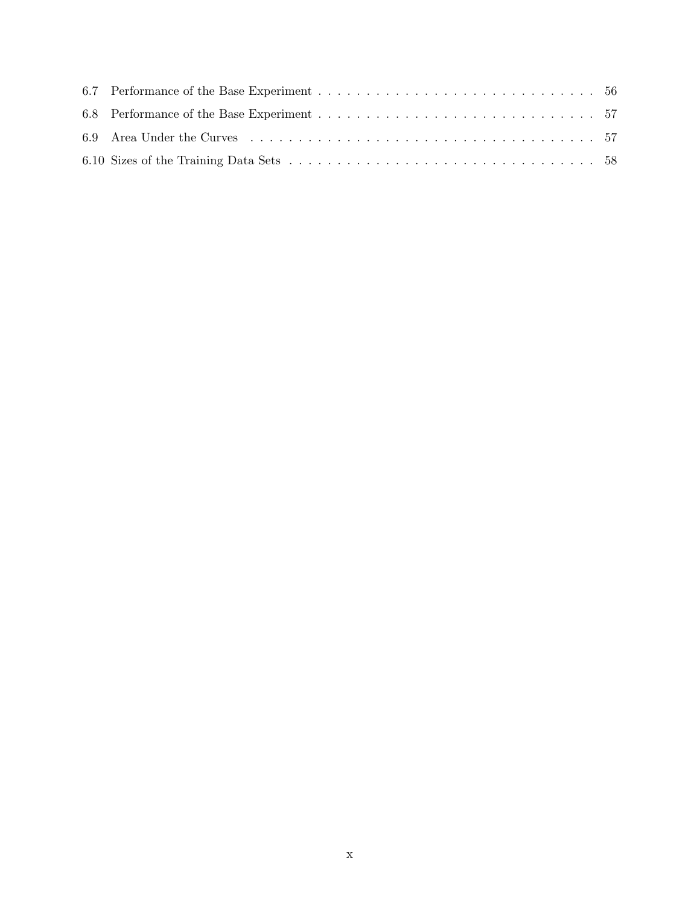6.7 Performance of the Base Experiment . . . . . . . . . . . . . . . . . . . . . . . . . . . . . . 56

6.8 Performance of the Base Experiment . . . . . . . . . . . . . . . . . . . . . . . . . . . . . . 57

6.9 Area Under the Curves . . . . . . . . . . . . . . . . . . . . . . . . . . . . . . . . . . . . . 57

6.10 Sizes of the Training Data Sets . . . . . . . . . . . . . . . . . . . . . . . . . . . . . . . . 58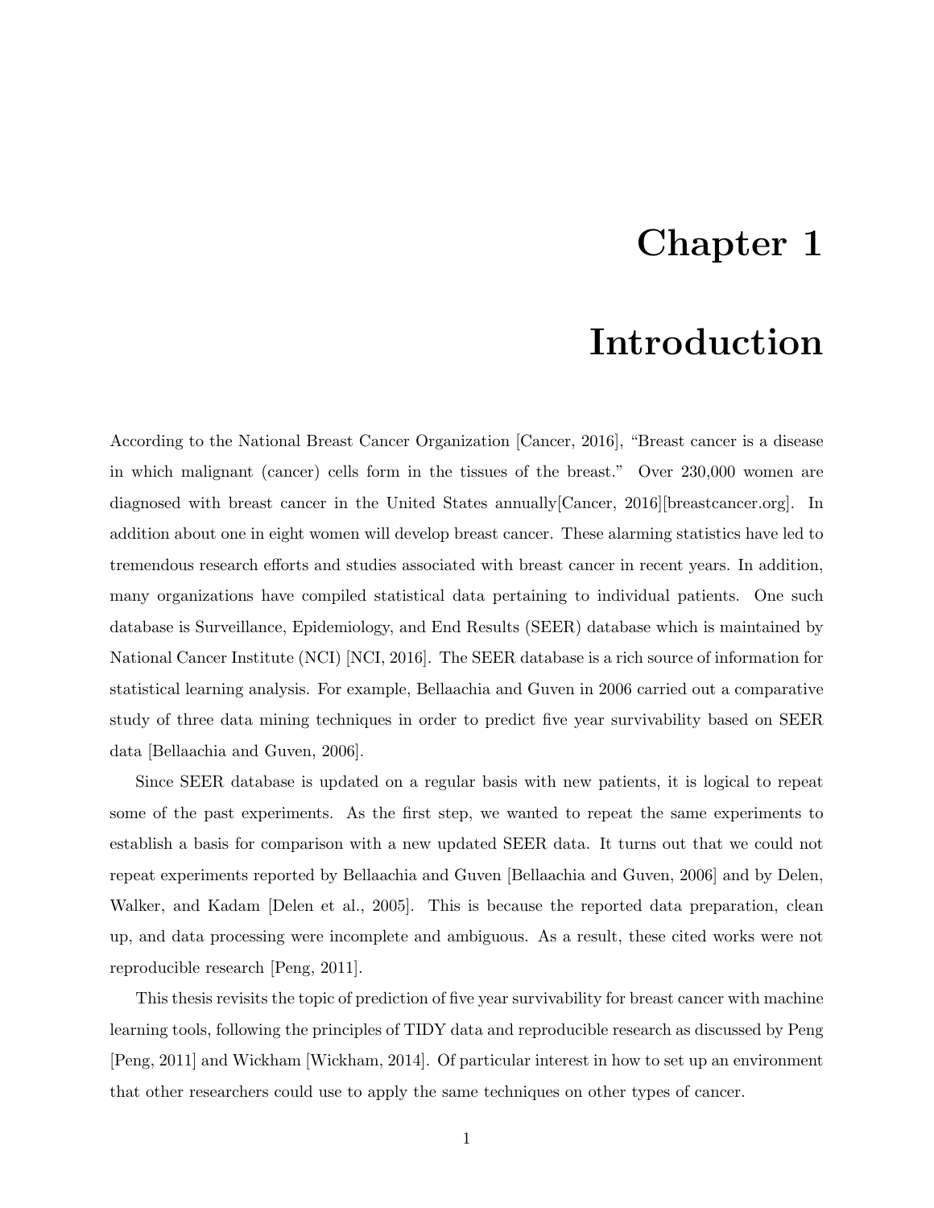# Chapter 1

# Introduction

According to the National Breast Cancer Organization [Cancer, 2016], "Breast cancer is a disease in which malignant (cancer) cells form in the tissues of the breast." Over 230,000 women are diagnosed with breast cancer in the United States annually[Cancer, 2016][breastcancer.org]. In addition about one in eight women will develop breast cancer. These alarming statistics have led to tremendous research efforts and studies associated with breast cancer in recent years. In addition, many organizations have compiled statistical data pertaining to individual patients. One such database is Surveillance, Epidemiology, and End Results (SEER) database which is maintained by National Cancer Institute (NCI) [NCI, 2016]. The SEER database is a rich source of information for statistical learning analysis. For example, Bellaachia and Guven in 2006 carried out a comparative study of three data mining techniques in order to predict five year survivability based on SEER data [Bellaachia and Guven, 2006].

Since SEER database is updated on a regular basis with new patients, it is logical to repeat some of the past experiments. As the first step, we wanted to repeat the same experiments to establish a basis for comparison with a new updated SEER data. It turns out that we could not repeat experiments reported by Bellaachia and Guven [Bellaachia and Guven, 2006] and by Delen, Walker, and Kadam [Delen et al., 2005]. This is because the reported data preparation, clean up, and data processing were incomplete and ambiguous. As a result, these cited works were not reproducible research [Peng, 2011].

This thesis revisits the topic of prediction of five year survivability for breast cancer with machine learning tools, following the principles of TIDY data and reproducible research as discussed by Peng [Peng, 2011] and Wickham [Wickham, 2014]. Of particular interest in how to set up an environment that other researchers could use to apply the same techniques on other types of cancer.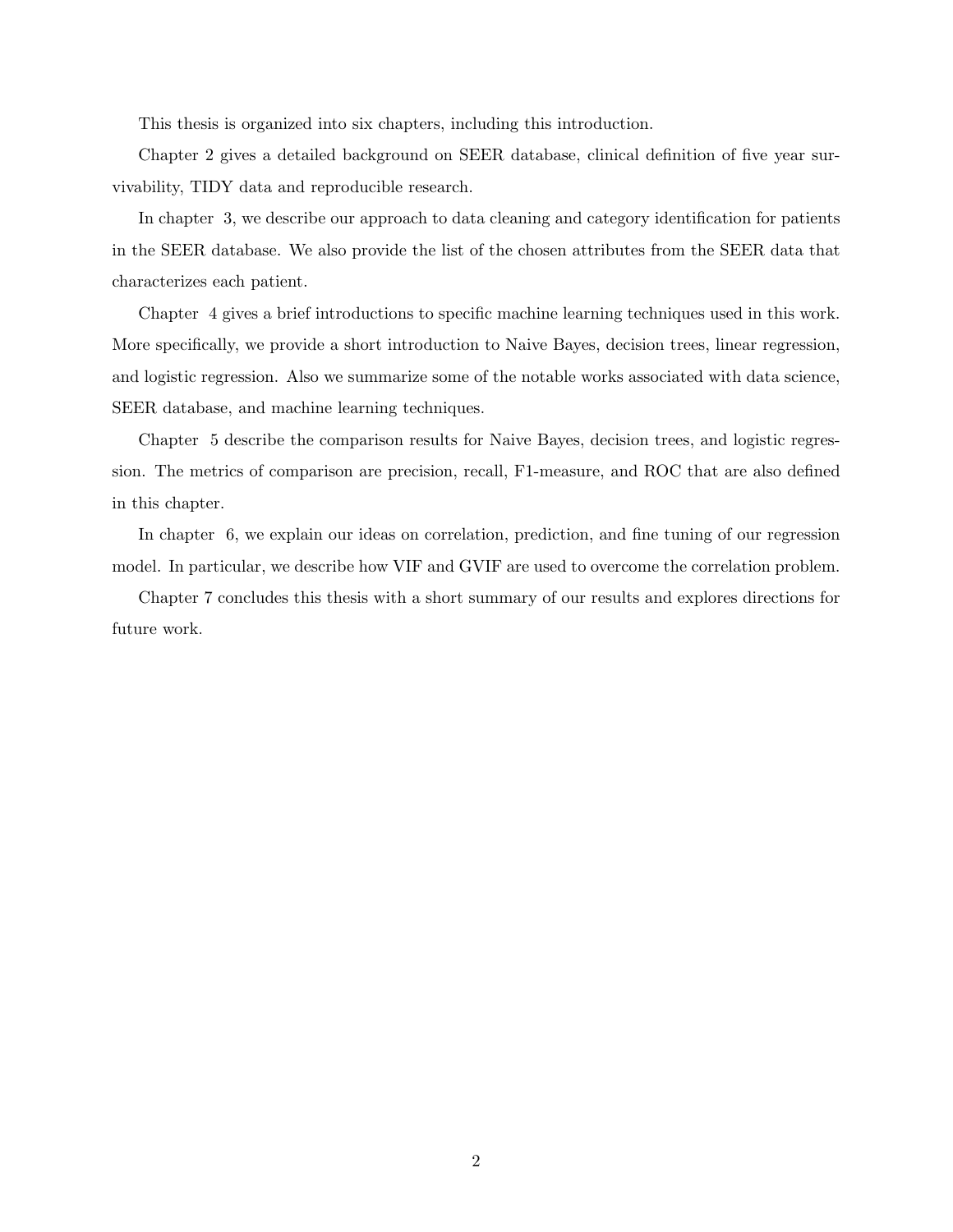This thesis is organized into six chapters, including this introduction.

Chapter 2 gives a detailed background on SEER database, clinical definition of five year survivability, TIDY data and reproducible research.

In chapter 3, we describe our approach to data cleaning and category identification for patients in the SEER database. We also provide the list of the chosen attributes from the SEER data that characterizes each patient.

Chapter 4 gives a brief introductions to specific machine learning techniques used in this work. More specifically, we provide a short introduction to Naive Bayes, decision trees, linear regression, and logistic regression. Also we summarize some of the notable works associated with data science, SEER database, and machine learning techniques.

Chapter 5 describe the comparison results for Naive Bayes, decision trees, and logistic regression. The metrics of comparison are precision, recall, F1-measure, and ROC that are also defined in this chapter.

In chapter 6, we explain our ideas on correlation, prediction, and fine tuning of our regression model. In particular, we describe how VIF and GVIF are used to overcome the correlation problem.

Chapter 7 concludes this thesis with a short summary of our results and explores directions for future work.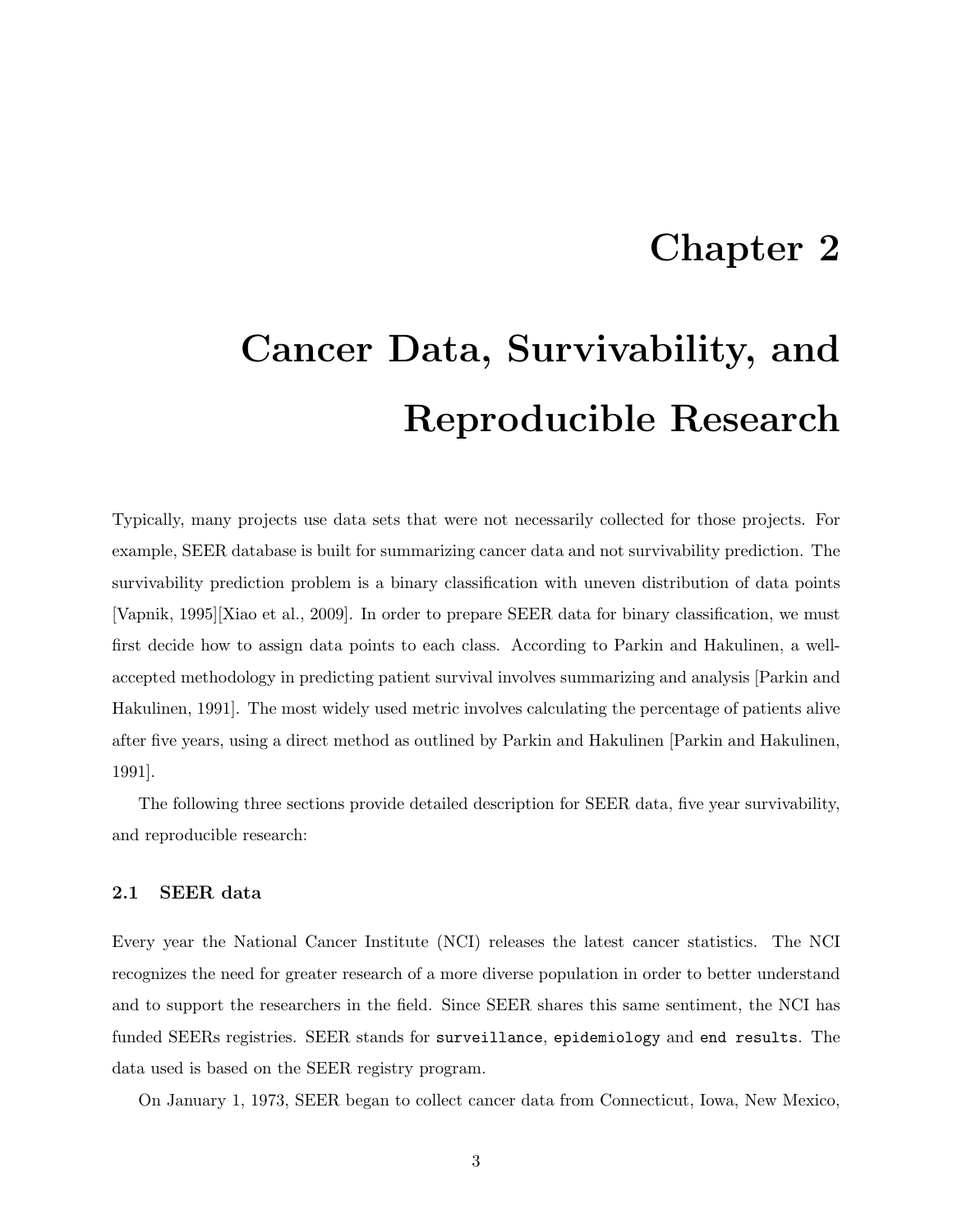# Chapter 2

# Cancer Data, Survivability, and Reproducible Research

Typically, many projects use data sets that were not necessarily collected for those projects. For example, SEER database is built for summarizing cancer data and not survivability prediction. The survivability prediction problem is a binary classification with uneven distribution of data points [Vapnik, 1995][Xiao et al., 2009]. In order to prepare SEER data for binary classification, we must first decide how to assign data points to each class. According to Parkin and Hakulinen, a well-accepted methodology in predicting patient survival involves summarizing and analysis [Parkin and Hakulinen, 1991]. The most widely used metric involves calculating the percentage of patients alive after five years, using a direct method as outlined by Parkin and Hakulinen [Parkin and Hakulinen, 1991].

The following three sections provide detailed description for SEER data, five year survivability, and reproducible research:

## 2.1 SEER data

Every year the National Cancer Institute (NCI) releases the latest cancer statistics. The NCI recognizes the need for greater research of a more diverse population in order to better understand and to support the researchers in the field. Since SEER shares this same sentiment, the NCI has funded SEERs registries. SEER stands for `surveillance`, `epidemiology` and `end results`. The data used is based on the SEER registry program.

On January 1, 1973, SEER began to collect cancer data from Connecticut, Iowa, New Mexico,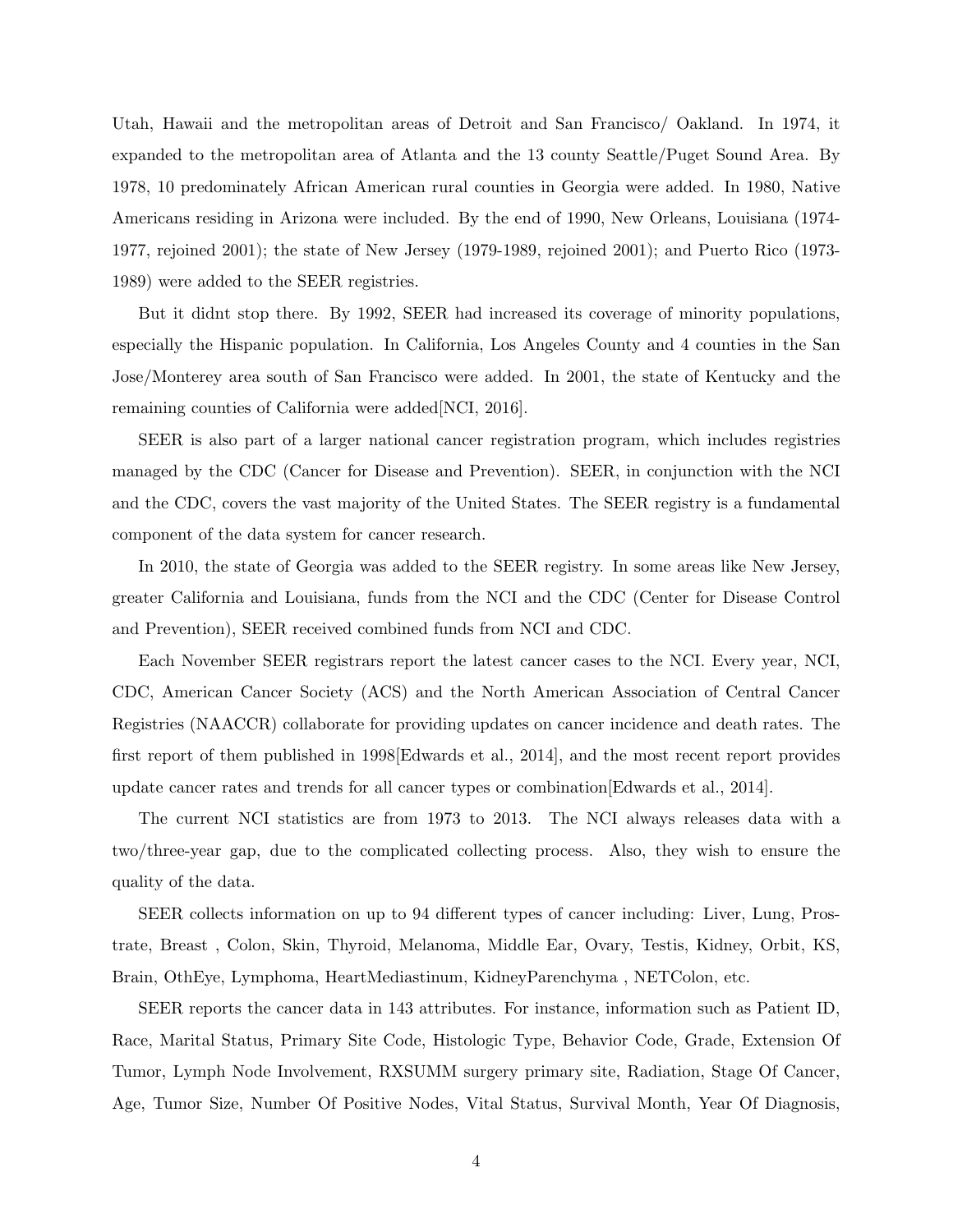Utah, Hawaii and the metropolitan areas of Detroit and San Francisco/ Oakland. In 1974, it expanded to the metropolitan area of Atlanta and the 13 county Seattle/Puget Sound Area. By 1978, 10 predominately African American rural counties in Georgia were added. In 1980, Native Americans residing in Arizona were included. By the end of 1990, New Orleans, Louisiana (1974-1977, rejoined 2001); the state of New Jersey (1979-1989, rejoined 2001); and Puerto Rico (1973-1989) were added to the SEER registries.

But it didnt stop there. By 1992, SEER had increased its coverage of minority populations, especially the Hispanic population. In California, Los Angeles County and 4 counties in the San Jose/Monterey area south of San Francisco were added. In 2001, the state of Kentucky and the remaining counties of California were added[NCI, 2016].

SEER is also part of a larger national cancer registration program, which includes registries managed by the CDC (Cancer for Disease and Prevention). SEER, in conjunction with the NCI and the CDC, covers the vast majority of the United States. The SEER registry is a fundamental component of the data system for cancer research.

In 2010, the state of Georgia was added to the SEER registry. In some areas like New Jersey, greater California and Louisiana, funds from the NCI and the CDC (Center for Disease Control and Prevention), SEER received combined funds from NCI and CDC.

Each November SEER registrars report the latest cancer cases to the NCI. Every year, NCI, CDC, American Cancer Society (ACS) and the North American Association of Central Cancer Registries (NAACCR) collaborate for providing updates on cancer incidence and death rates. The first report of them published in 1998[Edwards et al., 2014], and the most recent report provides update cancer rates and trends for all cancer types or combination[Edwards et al., 2014].

The current NCI statistics are from 1973 to 2013. The NCI always releases data with a two/three-year gap, due to the complicated collecting process. Also, they wish to ensure the quality of the data.

SEER collects information on up to 94 different types of cancer including: Liver, Lung, Prostrate, Breast , Colon, Skin, Thyroid, Melanoma, Middle Ear, Ovary, Testis, Kidney, Orbit, KS, Brain, OthEye, Lymphoma, HeartMediastinum, KidneyParenchyma , NETColon, etc.

SEER reports the cancer data in 143 attributes. For instance, information such as Patient ID, Race, Marital Status, Primary Site Code, Histologic Type, Behavior Code, Grade, Extension Of Tumor, Lymph Node Involvement, RXSUMM surgery primary site, Radiation, Stage Of Cancer, Age, Tumor Size, Number Of Positive Nodes, Vital Status, Survival Month, Year Of Diagnosis,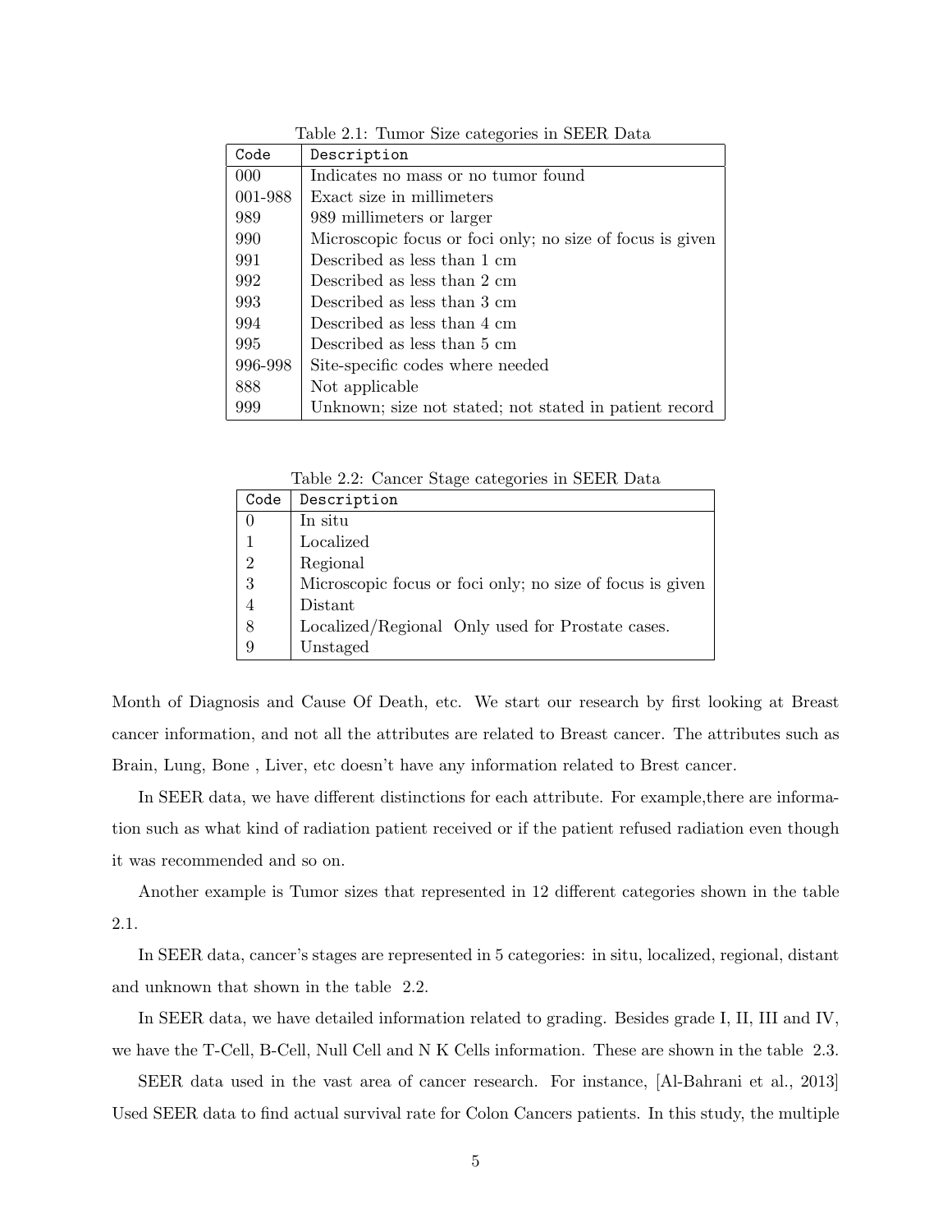Table 2.1: Tumor Size categories in SEER Data

| Code | Description |
|---|---|
| 000 | Indicates no mass or no tumor found |
| 001-988 | Exact size in millimeters |
| 989 | 989 millimeters or larger |
| 990 | Microscopic focus or foci only; no size of focus is given |
| 991 | Described as less than 1 cm |
| 992 | Described as less than 2 cm |
| 993 | Described as less than 3 cm |
| 994 | Described as less than 4 cm |
| 995 | Described as less than 5 cm |
| 996-998 | Site-specific codes where needed |
| 888 | Not applicable |
| 999 | Unknown; size not stated; not stated in patient record |

Table 2.2: Cancer Stage categories in SEER Data

| Code | Description |
|---|---|
| 0 | In situ |
| 1 | Localized |
| 2 | Regional |
| 3 | Microscopic focus or foci only; no size of focus is given |
| 4 | Distant |
| 8 | Localized/Regional  Only used for Prostate cases. |
| 9 | Unstaged |

Month of Diagnosis and Cause Of Death, etc. We start our research by first looking at Breast cancer information, and not all the attributes are related to Breast cancer. The attributes such as Brain, Lung, Bone , Liver, etc doesn't have any information related to Brest cancer.

In SEER data, we have different distinctions for each attribute. For example,there are information such as what kind of radiation patient received or if the patient refused radiation even though it was recommended and so on.

Another example is Tumor sizes that represented in 12 different categories shown in the table 2.1.

In SEER data, cancer's stages are represented in 5 categories: in situ, localized, regional, distant and unknown that shown in the table 2.2.

In SEER data, we have detailed information related to grading. Besides grade I, II, III and IV, we have the T-Cell, B-Cell, Null Cell and N K Cells information. These are shown in the table 2.3.

SEER data used in the vast area of cancer research. For instance, [Al-Bahrani et al., 2013] Used SEER data to find actual survival rate for Colon Cancers patients. In this study, the multiple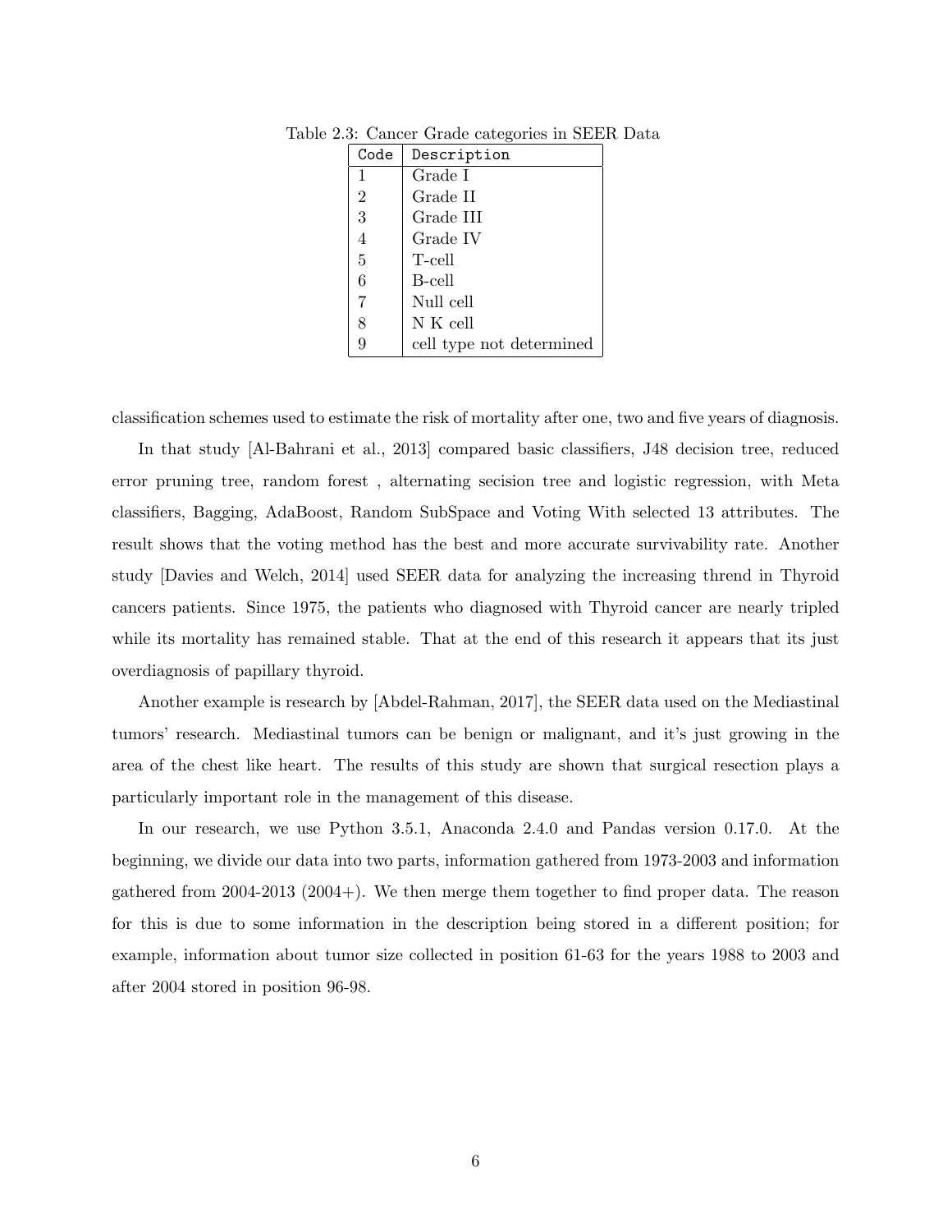Table 2.3: Cancer Grade categories in SEER Data

| Code | Description |
|---|---|
| 1 | Grade I |
| 2 | Grade II |
| 3 | Grade III |
| 4 | Grade IV |
| 5 | T-cell |
| 6 | B-cell |
| 7 | Null cell |
| 8 | N K cell |
| 9 | cell type not determined |

classification schemes used to estimate the risk of mortality after one, two and five years of diagnosis.

In that study [Al-Bahrani et al., 2013] compared basic classifiers, J48 decision tree, reduced error pruning tree, random forest , alternating secision tree and logistic regression, with Meta classifiers, Bagging, AdaBoost, Random SubSpace and Voting With selected 13 attributes. The result shows that the voting method has the best and more accurate survivability rate. Another study [Davies and Welch, 2014] used SEER data for analyzing the increasing thrend in Thyroid cancers patients. Since 1975, the patients who diagnosed with Thyroid cancer are nearly tripled while its mortality has remained stable. That at the end of this research it appears that its just overdiagnosis of papillary thyroid.

Another example is research by [Abdel-Rahman, 2017], the SEER data used on the Mediastinal tumors' research. Mediastinal tumors can be benign or malignant, and it's just growing in the area of the chest like heart. The results of this study are shown that surgical resection plays a particularly important role in the management of this disease.

In our research, we use Python 3.5.1, Anaconda 2.4.0 and Pandas version 0.17.0. At the beginning, we divide our data into two parts, information gathered from 1973-2003 and information gathered from 2004-2013 (2004+). We then merge them together to find proper data. The reason for this is due to some information in the description being stored in a different position; for example, information about tumor size collected in position 61-63 for the years 1988 to 2003 and after 2004 stored in position 96-98.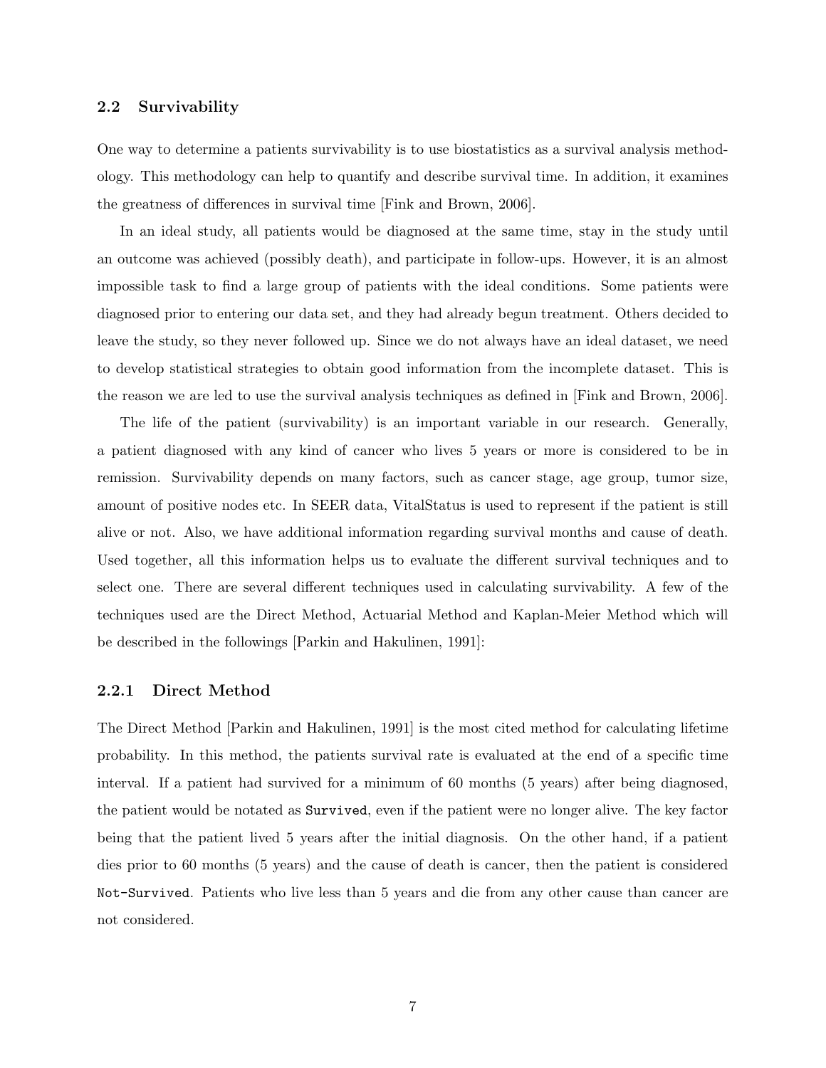## 2.2 Survivability

One way to determine a patients survivability is to use biostatistics as a survival analysis methodology. This methodology can help to quantify and describe survival time. In addition, it examines the greatness of differences in survival time [Fink and Brown, 2006].

In an ideal study, all patients would be diagnosed at the same time, stay in the study until an outcome was achieved (possibly death), and participate in follow-ups. However, it is an almost impossible task to find a large group of patients with the ideal conditions. Some patients were diagnosed prior to entering our data set, and they had already begun treatment. Others decided to leave the study, so they never followed up. Since we do not always have an ideal dataset, we need to develop statistical strategies to obtain good information from the incomplete dataset. This is the reason we are led to use the survival analysis techniques as defined in [Fink and Brown, 2006].

The life of the patient (survivability) is an important variable in our research. Generally, a patient diagnosed with any kind of cancer who lives 5 years or more is considered to be in remission. Survivability depends on many factors, such as cancer stage, age group, tumor size, amount of positive nodes etc. In SEER data, VitalStatus is used to represent if the patient is still alive or not. Also, we have additional information regarding survival months and cause of death. Used together, all this information helps us to evaluate the different survival techniques and to select one. There are several different techniques used in calculating survivability. A few of the techniques used are the Direct Method, Actuarial Method and Kaplan-Meier Method which will be described in the followings [Parkin and Hakulinen, 1991]:

### 2.2.1 Direct Method

The Direct Method [Parkin and Hakulinen, 1991] is the most cited method for calculating lifetime probability. In this method, the patients survival rate is evaluated at the end of a specific time interval. If a patient had survived for a minimum of 60 months (5 years) after being diagnosed, the patient would be notated as `Survived`, even if the patient were no longer alive. The key factor being that the patient lived 5 years after the initial diagnosis. On the other hand, if a patient dies prior to 60 months (5 years) and the cause of death is cancer, then the patient is considered `Not-Survived`. Patients who live less than 5 years and die from any other cause than cancer are not considered.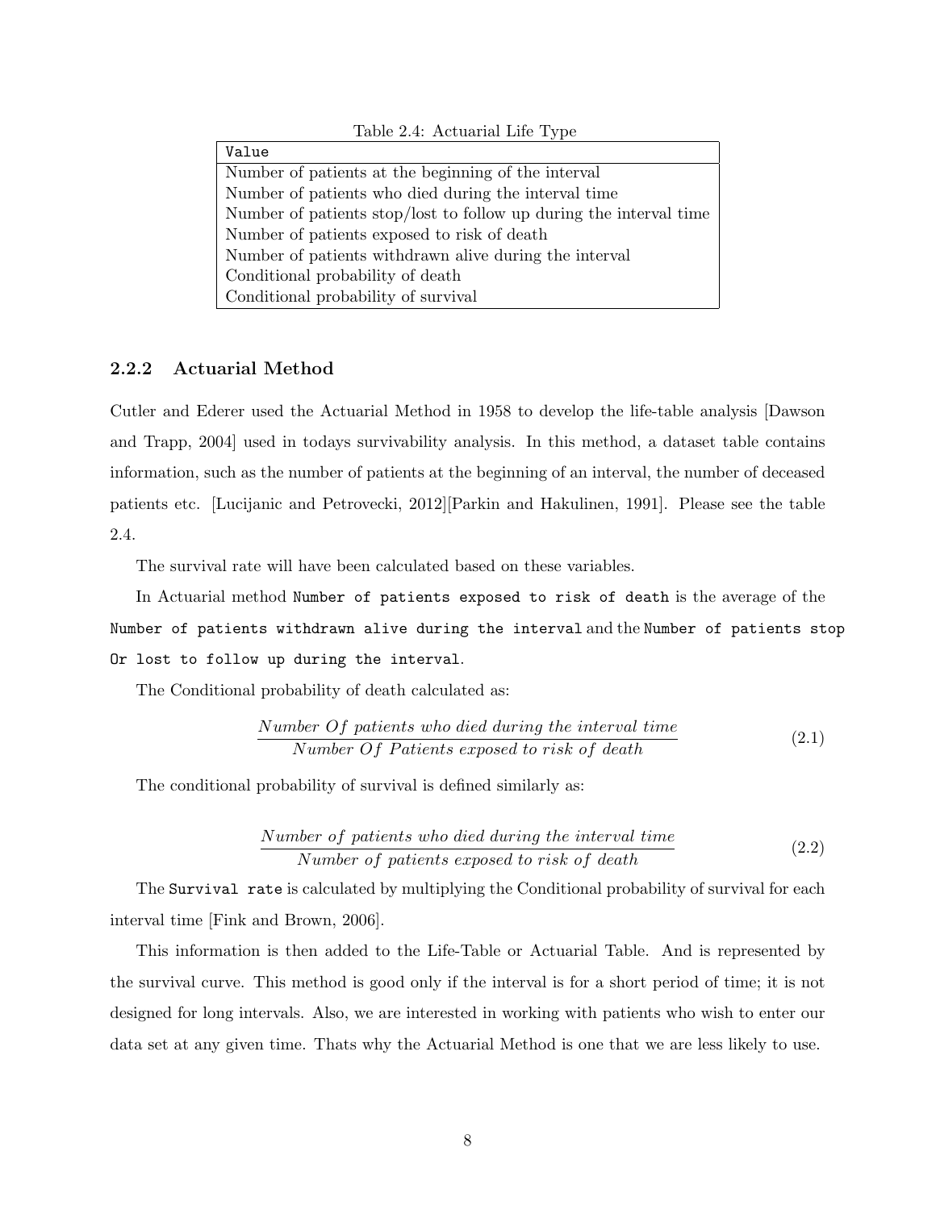Table 2.4: Actuarial Life Type

| Value |
| --- |
| Number of patients at the beginning of the interval |
| Number of patients who died during the interval time |
| Number of patients stop/lost to follow up during the interval time |
| Number of patients exposed to risk of death |
| Number of patients withdrawn alive during the interval |
| Conditional probability of death |
| Conditional probability of survival |

### 2.2.2 Actuarial Method

Cutler and Ederer used the Actuarial Method in 1958 to develop the life-table analysis [Dawson and Trapp, 2004] used in todays survivability analysis. In this method, a dataset table contains information, such as the number of patients at the beginning of an interval, the number of deceased patients etc. [Lucijanic and Petrovecki, 2012][Parkin and Hakulinen, 1991]. Please see the table 2.4.

The survival rate will have been calculated based on these variables.

In Actuarial method `Number of patients exposed to risk of death` is the average of the `Number of patients withdrawn alive during the interval` and the `Number of patients stop Or lost to follow up during the interval`.

The Conditional probability of death calculated as:

$$\frac{Number\ Of\ patients\ who\ died\ during\ the\ interval\ time}{Number\ Of\ Patients\ exposed\ to\ risk\ of\ death} \tag{2.1}$$

The conditional probability of survival is defined similarly as:

$$\frac{Number\ of\ patients\ who\ died\ during\ the\ interval\ time}{Number\ of\ patients\ exposed\ to\ risk\ of\ death} \tag{2.2}$$

The `Survival rate` is calculated by multiplying the Conditional probability of survival for each interval time [Fink and Brown, 2006].

This information is then added to the Life-Table or Actuarial Table. And is represented by the survival curve. This method is good only if the interval is for a short period of time; it is not designed for long intervals. Also, we are interested in working with patients who wish to enter our data set at any given time. Thats why the Actuarial Method is one that we are less likely to use.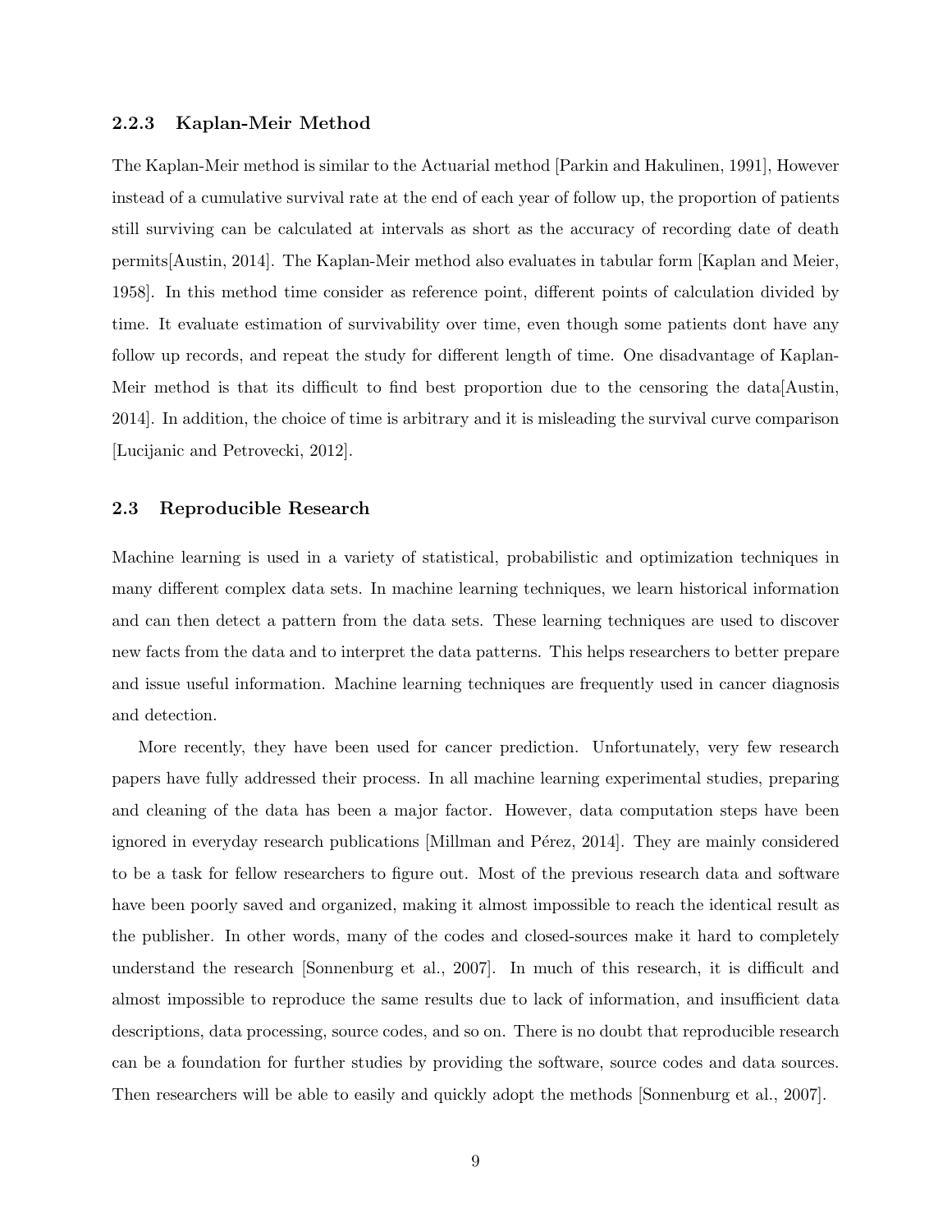### 2.2.3 Kaplan-Meir Method

The Kaplan-Meir method is similar to the Actuarial method [Parkin and Hakulinen, 1991], However instead of a cumulative survival rate at the end of each year of follow up, the proportion of patients still surviving can be calculated at intervals as short as the accuracy of recording date of death permits[Austin, 2014]. The Kaplan-Meir method also evaluates in tabular form [Kaplan and Meier, 1958]. In this method time consider as reference point, different points of calculation divided by time. It evaluate estimation of survivability over time, even though some patients dont have any follow up records, and repeat the study for different length of time. One disadvantage of Kaplan-Meir method is that its difficult to find best proportion due to the censoring the data[Austin, 2014]. In addition, the choice of time is arbitrary and it is misleading the survival curve comparison [Lucijanic and Petrovecki, 2012].

## 2.3 Reproducible Research

Machine learning is used in a variety of statistical, probabilistic and optimization techniques in many different complex data sets. In machine learning techniques, we learn historical information and can then detect a pattern from the data sets. These learning techniques are used to discover new facts from the data and to interpret the data patterns. This helps researchers to better prepare and issue useful information. Machine learning techniques are frequently used in cancer diagnosis and detection.

More recently, they have been used for cancer prediction. Unfortunately, very few research papers have fully addressed their process. In all machine learning experimental studies, preparing and cleaning of the data has been a major factor. However, data computation steps have been ignored in everyday research publications [Millman and Pérez, 2014]. They are mainly considered to be a task for fellow researchers to figure out. Most of the previous research data and software have been poorly saved and organized, making it almost impossible to reach the identical result as the publisher. In other words, many of the codes and closed-sources make it hard to completely understand the research [Sonnenburg et al., 2007]. In much of this research, it is difficult and almost impossible to reproduce the same results due to lack of information, and insufficient data descriptions, data processing, source codes, and so on. There is no doubt that reproducible research can be a foundation for further studies by providing the software, source codes and data sources. Then researchers will be able to easily and quickly adopt the methods [Sonnenburg et al., 2007].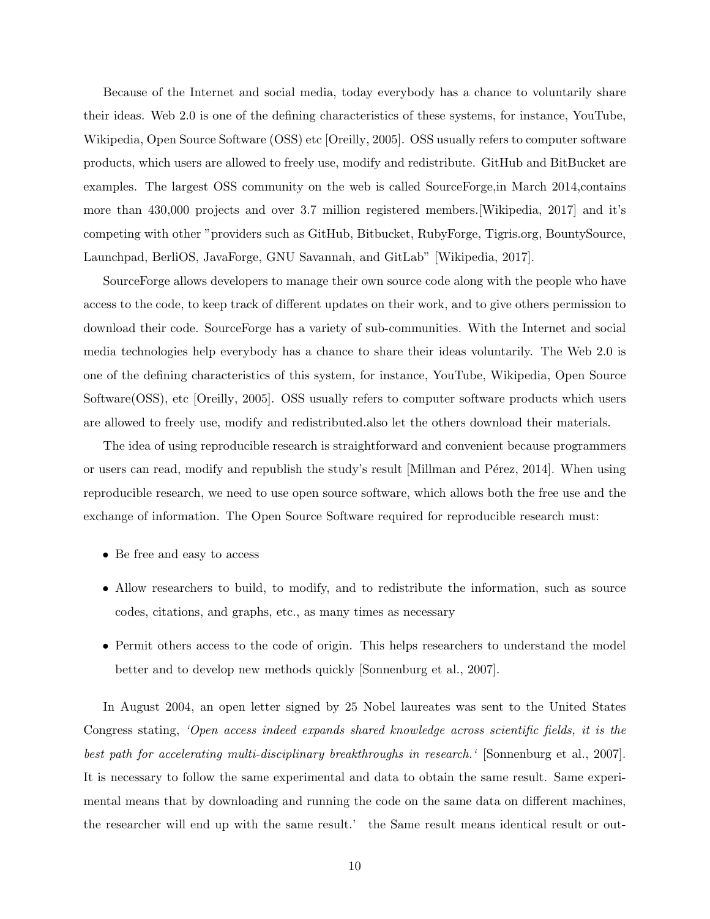Because of the Internet and social media, today everybody has a chance to voluntarily share their ideas. Web 2.0 is one of the defining characteristics of these systems, for instance, YouTube, Wikipedia, Open Source Software (OSS) etc [Oreilly, 2005]. OSS usually refers to computer software products, which users are allowed to freely use, modify and redistribute. GitHub and BitBucket are examples. The largest OSS community on the web is called SourceForge,in March 2014,contains more than 430,000 projects and over 3.7 million registered members.[Wikipedia, 2017] and it's competing with other "providers such as GitHub, Bitbucket, RubyForge, Tigris.org, BountySource, Launchpad, BerliOS, JavaForge, GNU Savannah, and GitLab" [Wikipedia, 2017].

SourceForge allows developers to manage their own source code along with the people who have access to the code, to keep track of different updates on their work, and to give others permission to download their code. SourceForge has a variety of sub-communities. With the Internet and social media technologies help everybody has a chance to share their ideas voluntarily. The Web 2.0 is one of the defining characteristics of this system, for instance, YouTube, Wikipedia, Open Source Software(OSS), etc [Oreilly, 2005]. OSS usually refers to computer software products which users are allowed to freely use, modify and redistributed.also let the others download their materials.

The idea of using reproducible research is straightforward and convenient because programmers or users can read, modify and republish the study's result [Millman and Pérez, 2014]. When using reproducible research, we need to use open source software, which allows both the free use and the exchange of information. The Open Source Software required for reproducible research must:

- Be free and easy to access
- Allow researchers to build, to modify, and to redistribute the information, such as source codes, citations, and graphs, etc., as many times as necessary
- Permit others access to the code of origin. This helps researchers to understand the model better and to develop new methods quickly [Sonnenburg et al., 2007].

In August 2004, an open letter signed by 25 Nobel laureates was sent to the United States Congress stating, *'Open access indeed expands shared knowledge across scientific fields, it is the best path for accelerating multi-disciplinary breakthroughs in research.'* [Sonnenburg et al., 2007]. It is necessary to follow the same experimental and data to obtain the same result. Same experimental means that by downloading and running the code on the same data on different machines, the researcher will end up with the same result.' the Same result means identical result or out-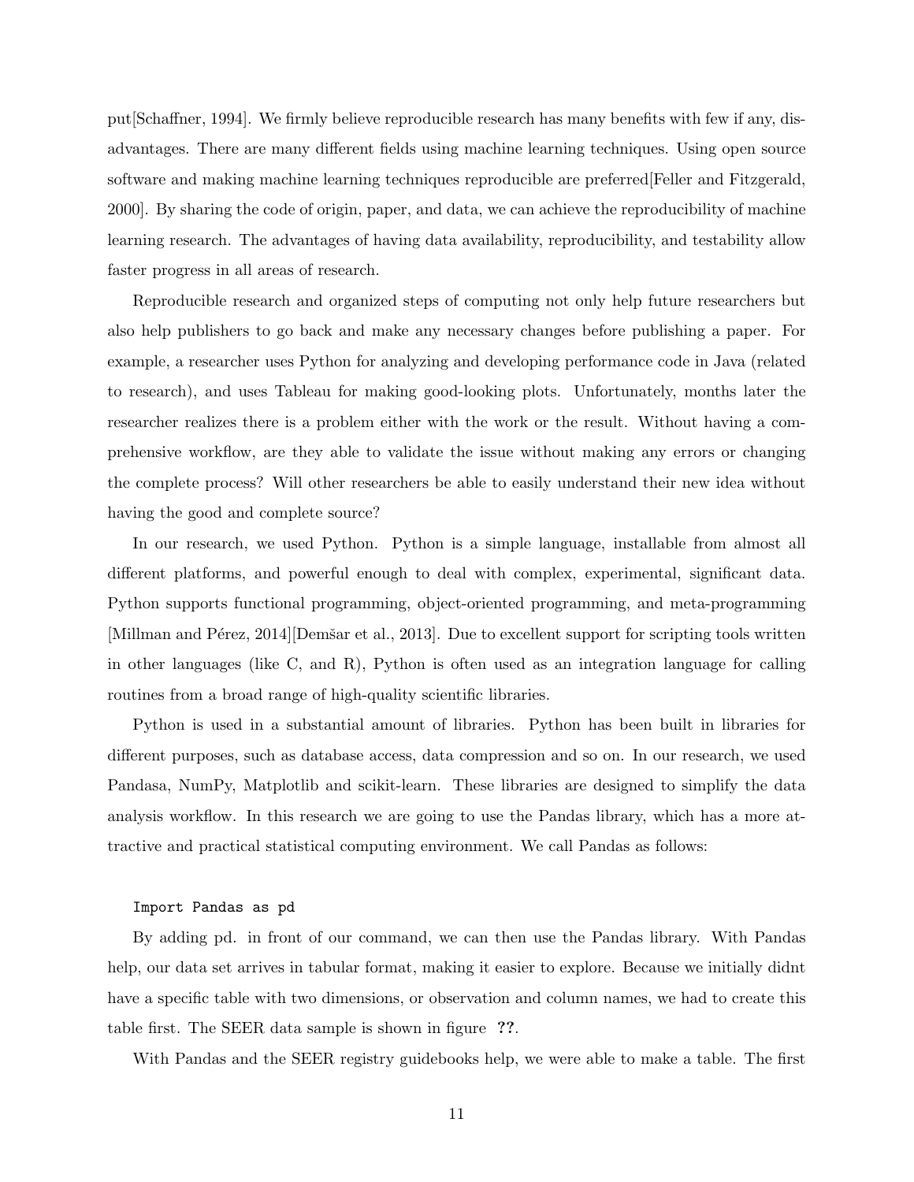put[Schaffner, 1994]. We firmly believe reproducible research has many benefits with few if any, disadvantages. There are many different fields using machine learning techniques. Using open source software and making machine learning techniques reproducible are preferred[Feller and Fitzgerald, 2000]. By sharing the code of origin, paper, and data, we can achieve the reproducibility of machine learning research. The advantages of having data availability, reproducibility, and testability allow faster progress in all areas of research.

Reproducible research and organized steps of computing not only help future researchers but also help publishers to go back and make any necessary changes before publishing a paper. For example, a researcher uses Python for analyzing and developing performance code in Java (related to research), and uses Tableau for making good-looking plots. Unfortunately, months later the researcher realizes there is a problem either with the work or the result. Without having a comprehensive workflow, are they able to validate the issue without making any errors or changing the complete process? Will other researchers be able to easily understand their new idea without having the good and complete source?

In our research, we used Python. Python is a simple language, installable from almost all different platforms, and powerful enough to deal with complex, experimental, significant data. Python supports functional programming, object-oriented programming, and meta-programming [Millman and Pérez, 2014][Demšar et al., 2013]. Due to excellent support for scripting tools written in other languages (like C, and R), Python is often used as an integration language for calling routines from a broad range of high-quality scientific libraries.

Python is used in a substantial amount of libraries. Python has been built in libraries for different purposes, such as database access, data compression and so on. In our research, we used Pandasa, NumPy, Matplotlib and scikit-learn. These libraries are designed to simplify the data analysis workflow. In this research we are going to use the Pandas library, which has a more attractive and practical statistical computing environment. We call Pandas as follows:

```
Import Pandas as pd
```

By adding pd. in front of our command, we can then use the Pandas library. With Pandas help, our data set arrives in tabular format, making it easier to explore. Because we initially didnt have a specific table with two dimensions, or observation and column names, we had to create this table first. The SEER data sample is shown in figure **??**.

With Pandas and the SEER registry guidebooks help, we were able to make a table. The first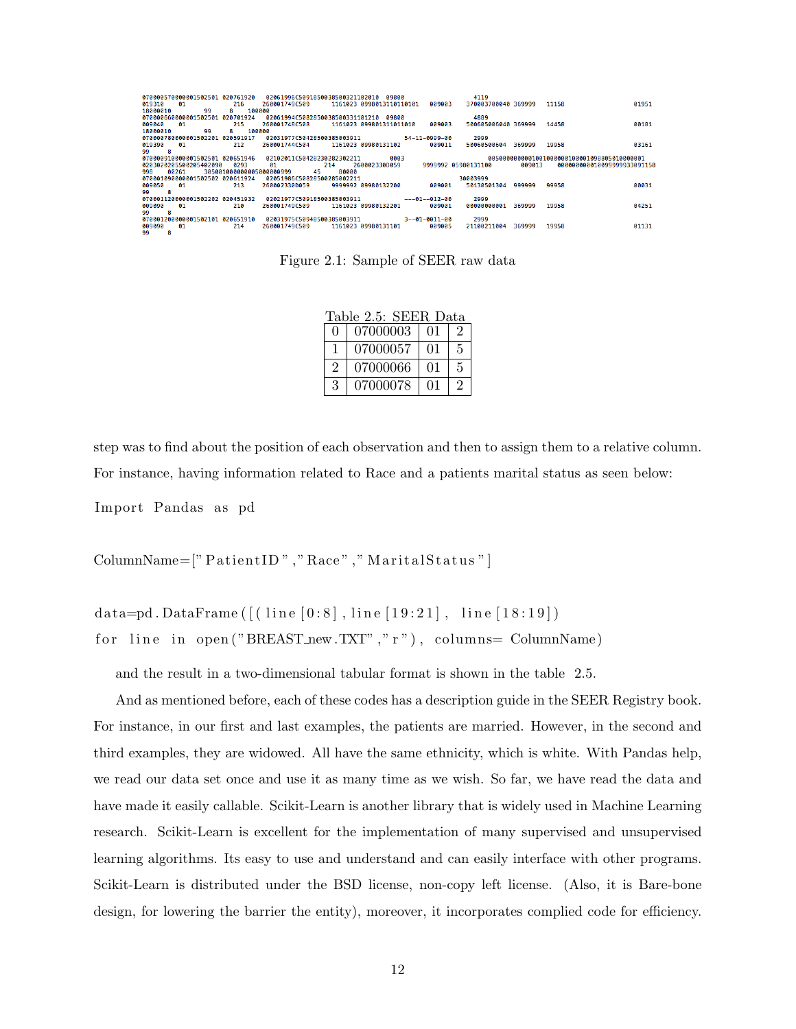```
07000057000001502501 020761920   02061996C50918500385003211020l0  09800            4119
019310   01            216    260001749C509     1161023 099801311011010l   009003    370003700040 369999   11158            01951
18000010      99   8   100000
07000066000001502501 020701924   02061994C50828500385003311012l0  09800            4889
009040   01            215    260001748C508     1161023 09980131101101O    009003    500685006040 369999   14458            00181
18000010      99   8   100000
07000078000001502201 020591917   02031977C50428500385003911           54-11-0999-00    2999
019390   01            212    260001744C504     1161023 09980131102        009011    50060500604  369999   19958            03161
99   8
07000091000001502501 020651946   02102011C50428230282302211       0003                 0050000000010010000001000109880501000000l
02030202055002054020 90  0293   01           214   2600023300059     9999992 05980131100      009013   00000000001009999993309l158
998   00261   385001000000005000000999    45   80000
07000109000001502502 020611924   02051986C50828500285002211                        30003999
009050   01            213    260002330D059     9999992 09980132200        009001    50130501304  999999   99958            00031
99   8
07000112000001502202 020451932   02021977C50918500385003911           ---01--012--00    2999
009090   01            210    260001749C509     1161023 09980132201        009001    00000000001  369999   19958            04251
99   8
07000120000001502101 020651910   02031975C50948500385003911           3--01-0011-00    2999
009090   01            214    260001749C509     1161023 09980131101        009005    21100211004  369999   19958            01131
99   8
```

Figure 2.1: Sample of SEER raw data

Table 2.5: SEER Data

| | | | |
|---|---|---|---|
| 0 | 07000003 | 01 | 2 |
| 1 | 07000057 | 01 | 5 |
| 2 | 07000066 | 01 | 5 |
| 3 | 07000078 | 01 | 2 |

step was to find about the position of each observation and then to assign them to a relative column. For instance, having information related to Race and a patients marital status as seen below:

```
Import Pandas as pd

ColumnName=["PatientID","Race","MaritalStatus"]

data=pd.DataFrame([(line[0:8], line[19:21], line[18:19])
for line in open("BREAST_new.TXT","r"), columns= ColumnName)
```

and the result in a two-dimensional tabular format is shown in the table 2.5.

And as mentioned before, each of these codes has a description guide in the SEER Registry book. For instance, in our first and last examples, the patients are married. However, in the second and third examples, they are widowed. All have the same ethnicity, which is white. With Pandas help, we read our data set once and use it as many time as we wish. So far, we have read the data and have made it easily callable. Scikit-Learn is another library that is widely used in Machine Learning research. Scikit-Learn is excellent for the implementation of many supervised and unsupervised learning algorithms. Its easy to use and understand and can easily interface with other programs. Scikit-Learn is distributed under the BSD license, non-copy left license. (Also, it is Bare-bone design, for lowering the barrier the entity), moreover, it incorporates complied code for efficiency.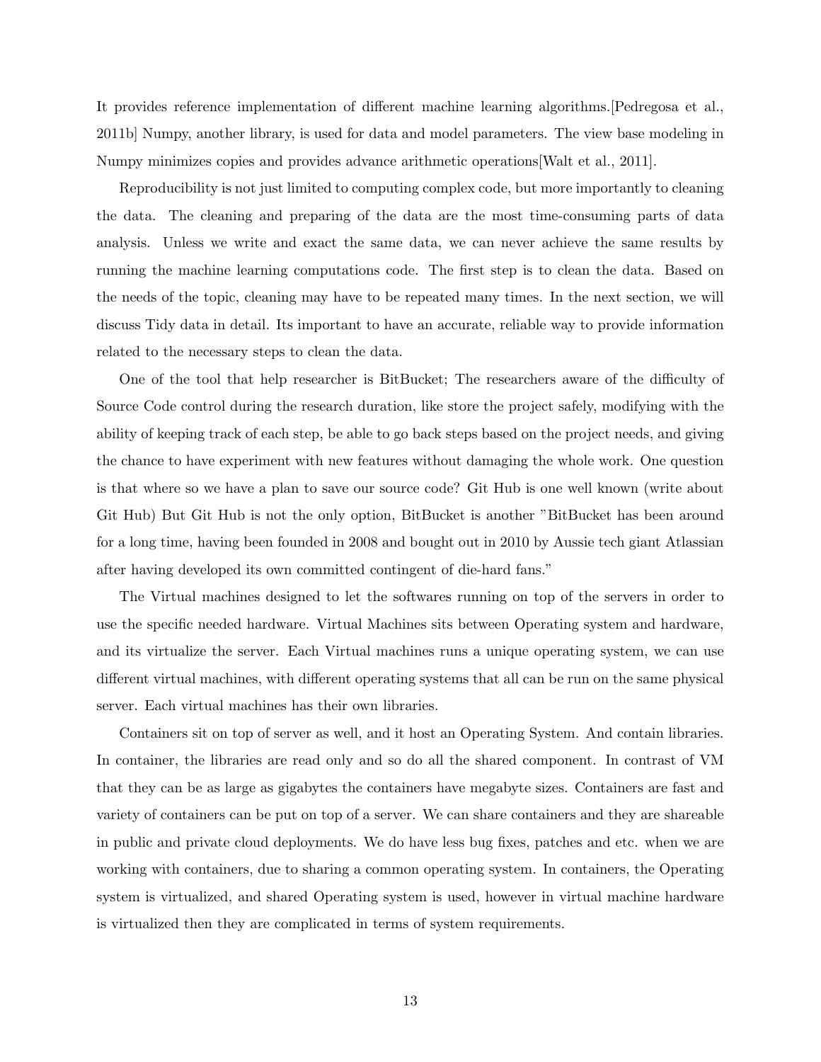It provides reference implementation of different machine learning algorithms.[Pedregosa et al., 2011b] Numpy, another library, is used for data and model parameters. The view base modeling in Numpy minimizes copies and provides advance arithmetic operations[Walt et al., 2011].

Reproducibility is not just limited to computing complex code, but more importantly to cleaning the data. The cleaning and preparing of the data are the most time-consuming parts of data analysis. Unless we write and exact the same data, we can never achieve the same results by running the machine learning computations code. The first step is to clean the data. Based on the needs of the topic, cleaning may have to be repeated many times. In the next section, we will discuss Tidy data in detail. Its important to have an accurate, reliable way to provide information related to the necessary steps to clean the data.

One of the tool that help researcher is BitBucket; The researchers aware of the difficulty of Source Code control during the research duration, like store the project safely, modifying with the ability of keeping track of each step, be able to go back steps based on the project needs, and giving the chance to have experiment with new features without damaging the whole work. One question is that where so we have a plan to save our source code? Git Hub is one well known (write about Git Hub) But Git Hub is not the only option, BitBucket is another "BitBucket has been around for a long time, having been founded in 2008 and bought out in 2010 by Aussie tech giant Atlassian after having developed its own committed contingent of die-hard fans."

The Virtual machines designed to let the softwares running on top of the servers in order to use the specific needed hardware. Virtual Machines sits between Operating system and hardware, and its virtualize the server. Each Virtual machines runs a unique operating system, we can use different virtual machines, with different operating systems that all can be run on the same physical server. Each virtual machines has their own libraries.

Containers sit on top of server as well, and it host an Operating System. And contain libraries. In container, the libraries are read only and so do all the shared component. In contrast of VM that they can be as large as gigabytes the containers have megabyte sizes. Containers are fast and variety of containers can be put on top of a server. We can share containers and they are shareable in public and private cloud deployments. We do have less bug fixes, patches and etc. when we are working with containers, due to sharing a common operating system. In containers, the Operating system is virtualized, and shared Operating system is used, however in virtual machine hardware is virtualized then they are complicated in terms of system requirements.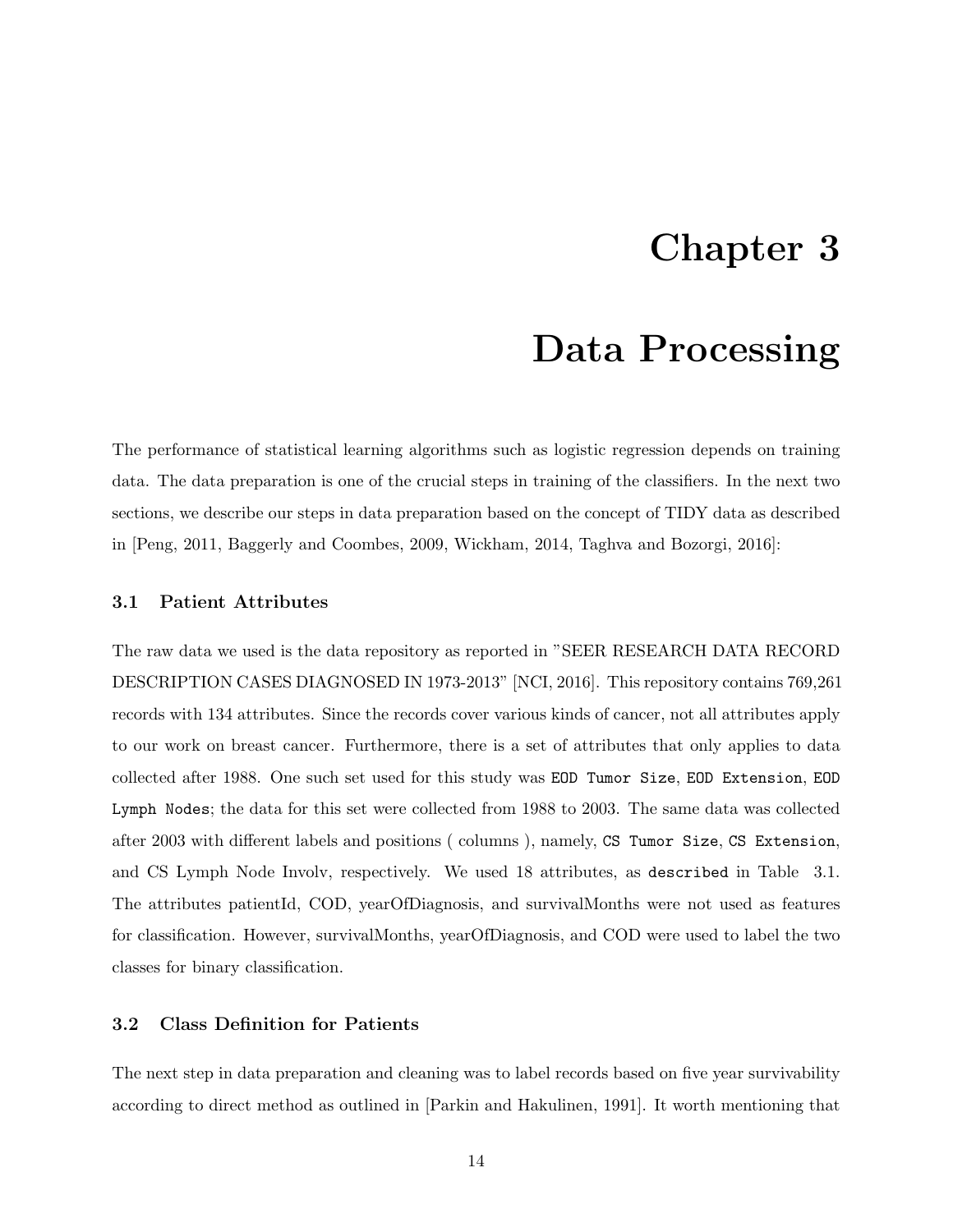# Chapter 3

# Data Processing

The performance of statistical learning algorithms such as logistic regression depends on training data. The data preparation is one of the crucial steps in training of the classifiers. In the next two sections, we describe our steps in data preparation based on the concept of TIDY data as described in [Peng, 2011, Baggerly and Coombes, 2009, Wickham, 2014, Taghva and Bozorgi, 2016]:

### 3.1 Patient Attributes

The raw data we used is the data repository as reported in "SEER RESEARCH DATA RECORD DESCRIPTION CASES DIAGNOSED IN 1973-2013" [NCI, 2016]. This repository contains 769,261 records with 134 attributes. Since the records cover various kinds of cancer, not all attributes apply to our work on breast cancer. Furthermore, there is a set of attributes that only applies to data collected after 1988. One such set used for this study was `EOD Tumor Size`, `EOD Extension`, `EOD Lymph Nodes`; the data for this set were collected from 1988 to 2003. The same data was collected after 2003 with different labels and positions ( columns ), namely, `CS Tumor Size`, `CS Extension`, and CS Lymph Node Involv, respectively. We used 18 attributes, as `described` in Table 3.1. The attributes patientId, COD, yearOfDiagnosis, and survivalMonths were not used as features for classification. However, survivalMonths, yearOfDiagnosis, and COD were used to label the two classes for binary classification.

### 3.2 Class Definition for Patients

The next step in data preparation and cleaning was to label records based on five year survivability according to direct method as outlined in [Parkin and Hakulinen, 1991]. It worth mentioning that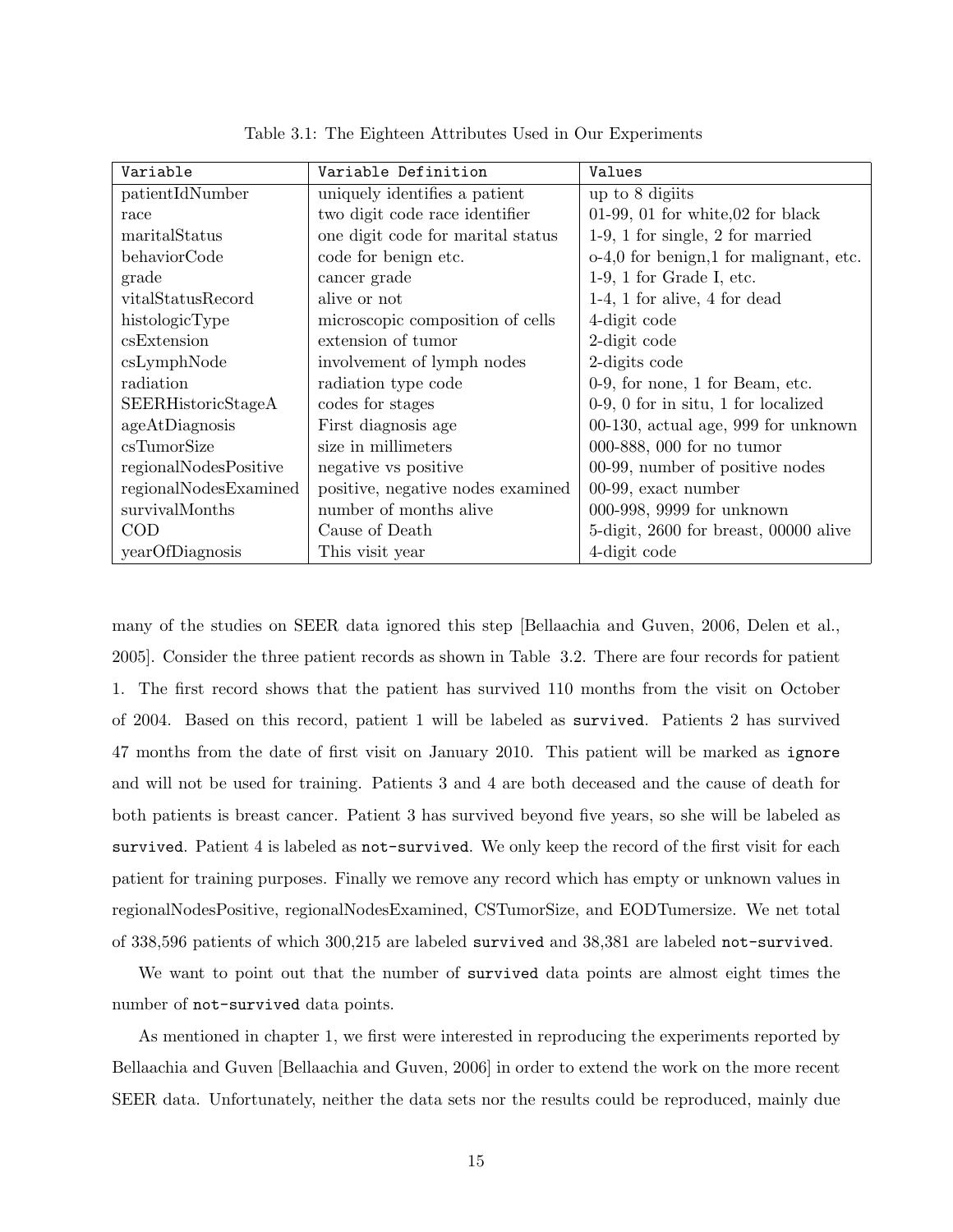Table 3.1: The Eighteen Attributes Used in Our Experiments

| Variable | Variable Definition | Values |
|---|---|---|
| patientIdNumber | uniquely identifies a patient | up to 8 digiits |
| race | two digit code race identifier | 01-99, 01 for white,02 for black |
| maritalStatus | one digit code for marital status | 1-9, 1 for single, 2 for married |
| behaviorCode | code for benign etc. | o-4,0 for benign,1 for malignant, etc. |
| grade | cancer grade | 1-9, 1 for Grade I, etc. |
| vitalStatusRecord | alive or not | 1-4, 1 for alive, 4 for dead |
| histologicType | microscopic composition of cells | 4-digit code |
| csExtension | extension of tumor | 2-digit code |
| csLymphNode | involvement of lymph nodes | 2-digits code |
| radiation | radiation type code | 0-9, for none, 1 for Beam, etc. |
| SEERHistoricStageA | codes for stages | 0-9, 0 for in situ, 1 for localized |
| ageAtDiagnosis | First diagnosis age | 00-130, actual age, 999 for unknown |
| csTumorSize | size in millimeters | 000-888, 000 for no tumor |
| regionalNodesPositive | negative vs positive | 00-99, number of positive nodes |
| regionalNodesExamined | positive, negative nodes examined | 00-99, exact number |
| survivalMonths | number of months alive | 000-998, 9999 for unknown |
| COD | Cause of Death | 5-digit, 2600 for breast, 00000 alive |
| yearOfDiagnosis | This visit year | 4-digit code |

many of the studies on SEER data ignored this step [Bellaachia and Guven, 2006, Delen et al., 2005]. Consider the three patient records as shown in Table 3.2. There are four records for patient 1. The first record shows that the patient has survived 110 months from the visit on October of 2004. Based on this record, patient 1 will be labeled as `survived`. Patients 2 has survived 47 months from the date of first visit on January 2010. This patient will be marked as `ignore` and will not be used for training. Patients 3 and 4 are both deceased and the cause of death for both patients is breast cancer. Patient 3 has survived beyond five years, so she will be labeled as `survived`. Patient 4 is labeled as `not-survived`. We only keep the record of the first visit for each patient for training purposes. Finally we remove any record which has empty or unknown values in regionalNodesPositive, regionalNodesExamined, CSTumorSize, and EODTumersize. We net total of 338,596 patients of which 300,215 are labeled `survived` and 38,381 are labeled `not-survived`.

We want to point out that the number of `survived` data points are almost eight times the number of `not-survived` data points.

As mentioned in chapter 1, we first were interested in reproducing the experiments reported by Bellaachia and Guven [Bellaachia and Guven, 2006] in order to extend the work on the more recent SEER data. Unfortunately, neither the data sets nor the results could be reproduced, mainly due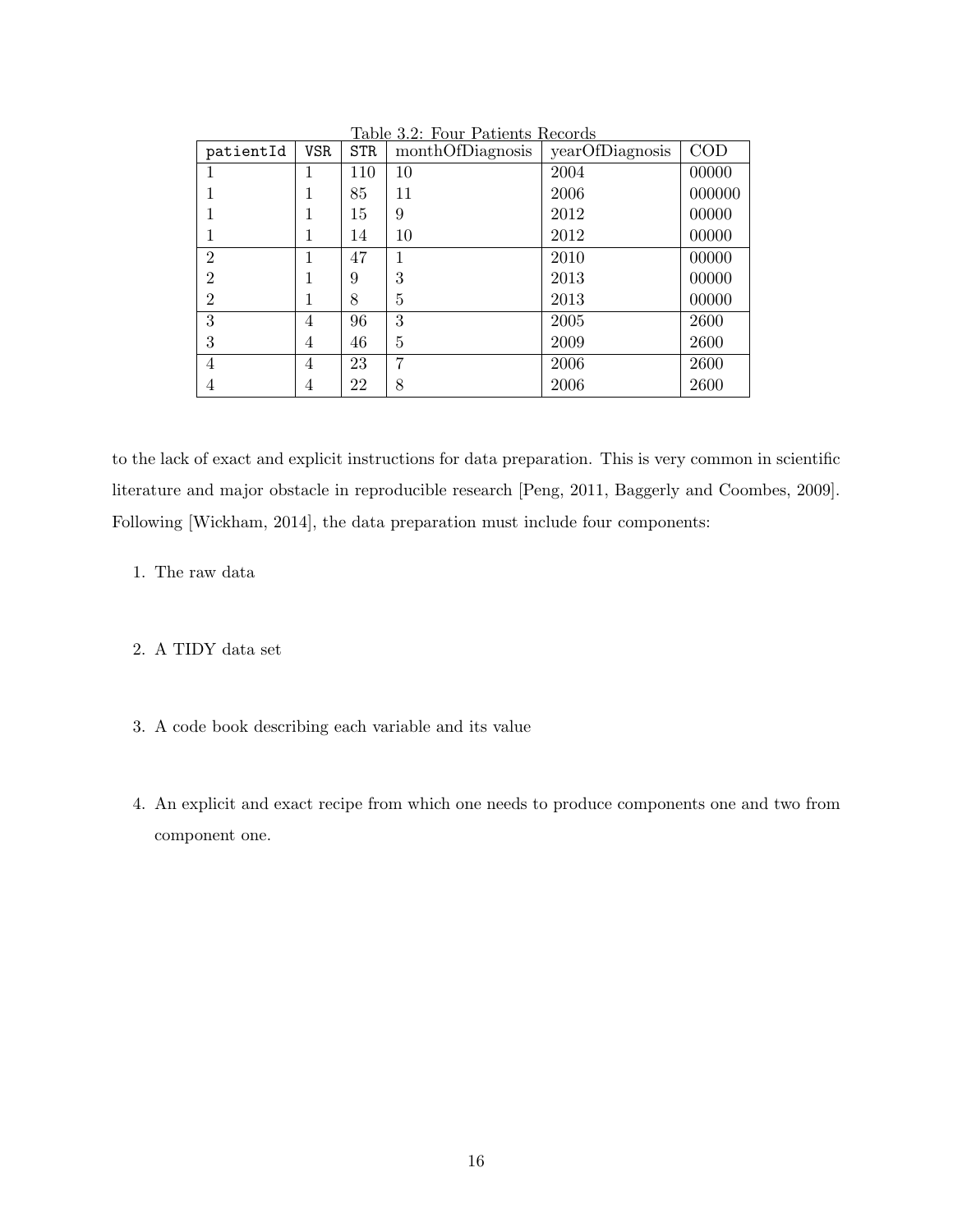Table 3.2: Four Patients Records

| patientId | VSR | STR | monthOfDiagnosis | yearOfDiagnosis | COD |
|---|---|---|---|---|---|
| 1 | 1 | 110 | 10 | 2004 | 00000 |
| 1 | 1 | 85 | 11 | 2006 | 000000 |
| 1 | 1 | 15 | 9 | 2012 | 00000 |
| 1 | 1 | 14 | 10 | 2012 | 00000 |
| 2 | 1 | 47 | 1 | 2010 | 00000 |
| 2 | 1 | 9 | 3 | 2013 | 00000 |
| 2 | 1 | 8 | 5 | 2013 | 00000 |
| 3 | 4 | 96 | 3 | 2005 | 2600 |
| 3 | 4 | 46 | 5 | 2009 | 2600 |
| 4 | 4 | 23 | 7 | 2006 | 2600 |
| 4 | 4 | 22 | 8 | 2006 | 2600 |

to the lack of exact and explicit instructions for data preparation. This is very common in scientific literature and major obstacle in reproducible research [Peng, 2011, Baggerly and Coombes, 2009]. Following [Wickham, 2014], the data preparation must include four components:

1. The raw data

2. A TIDY data set

3. A code book describing each variable and its value

4. An explicit and exact recipe from which one needs to produce components one and two from component one.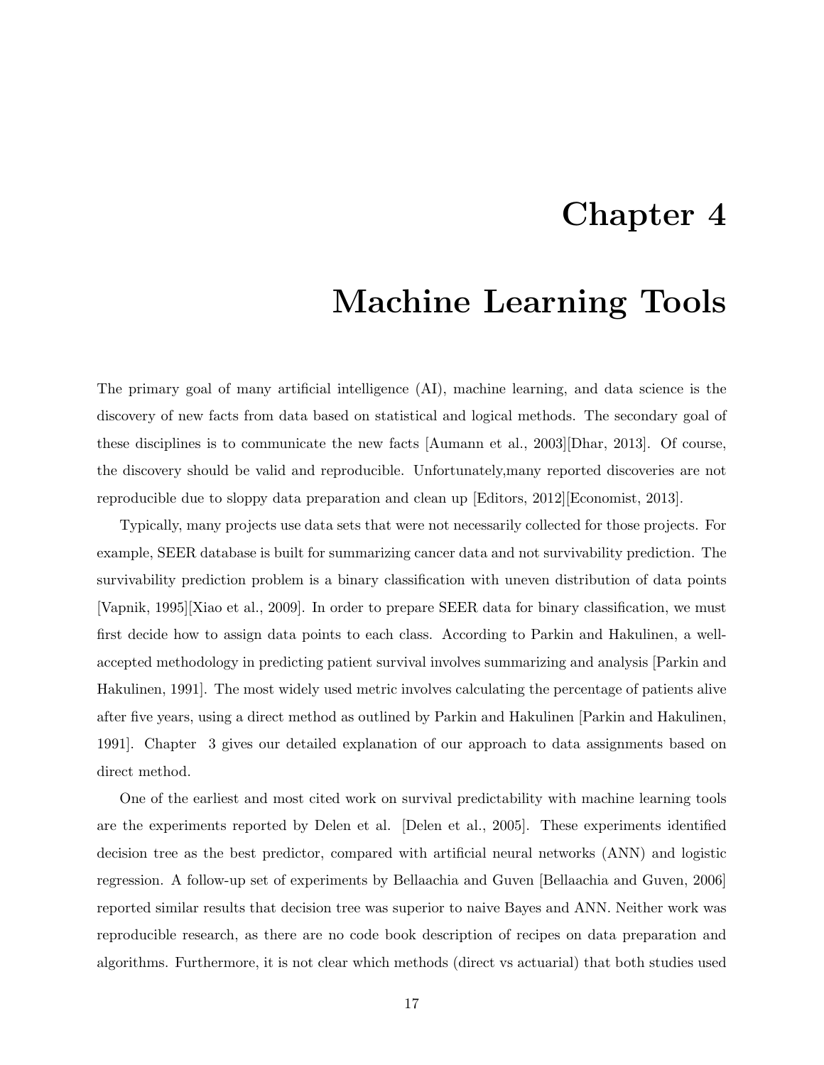# Chapter 4

# Machine Learning Tools

The primary goal of many artificial intelligence (AI), machine learning, and data science is the discovery of new facts from data based on statistical and logical methods. The secondary goal of these disciplines is to communicate the new facts [Aumann et al., 2003][Dhar, 2013]. Of course, the discovery should be valid and reproducible. Unfortunately,many reported discoveries are not reproducible due to sloppy data preparation and clean up [Editors, 2012][Economist, 2013].

Typically, many projects use data sets that were not necessarily collected for those projects. For example, SEER database is built for summarizing cancer data and not survivability prediction. The survivability prediction problem is a binary classification with uneven distribution of data points [Vapnik, 1995][Xiao et al., 2009]. In order to prepare SEER data for binary classification, we must first decide how to assign data points to each class. According to Parkin and Hakulinen, a well-accepted methodology in predicting patient survival involves summarizing and analysis [Parkin and Hakulinen, 1991]. The most widely used metric involves calculating the percentage of patients alive after five years, using a direct method as outlined by Parkin and Hakulinen [Parkin and Hakulinen, 1991]. Chapter 3 gives our detailed explanation of our approach to data assignments based on direct method.

One of the earliest and most cited work on survival predictability with machine learning tools are the experiments reported by Delen et al. [Delen et al., 2005]. These experiments identified decision tree as the best predictor, compared with artificial neural networks (ANN) and logistic regression. A follow-up set of experiments by Bellaachia and Guven [Bellaachia and Guven, 2006] reported similar results that decision tree was superior to naive Bayes and ANN. Neither work was reproducible research, as there are no code book description of recipes on data preparation and algorithms. Furthermore, it is not clear which methods (direct vs actuarial) that both studies used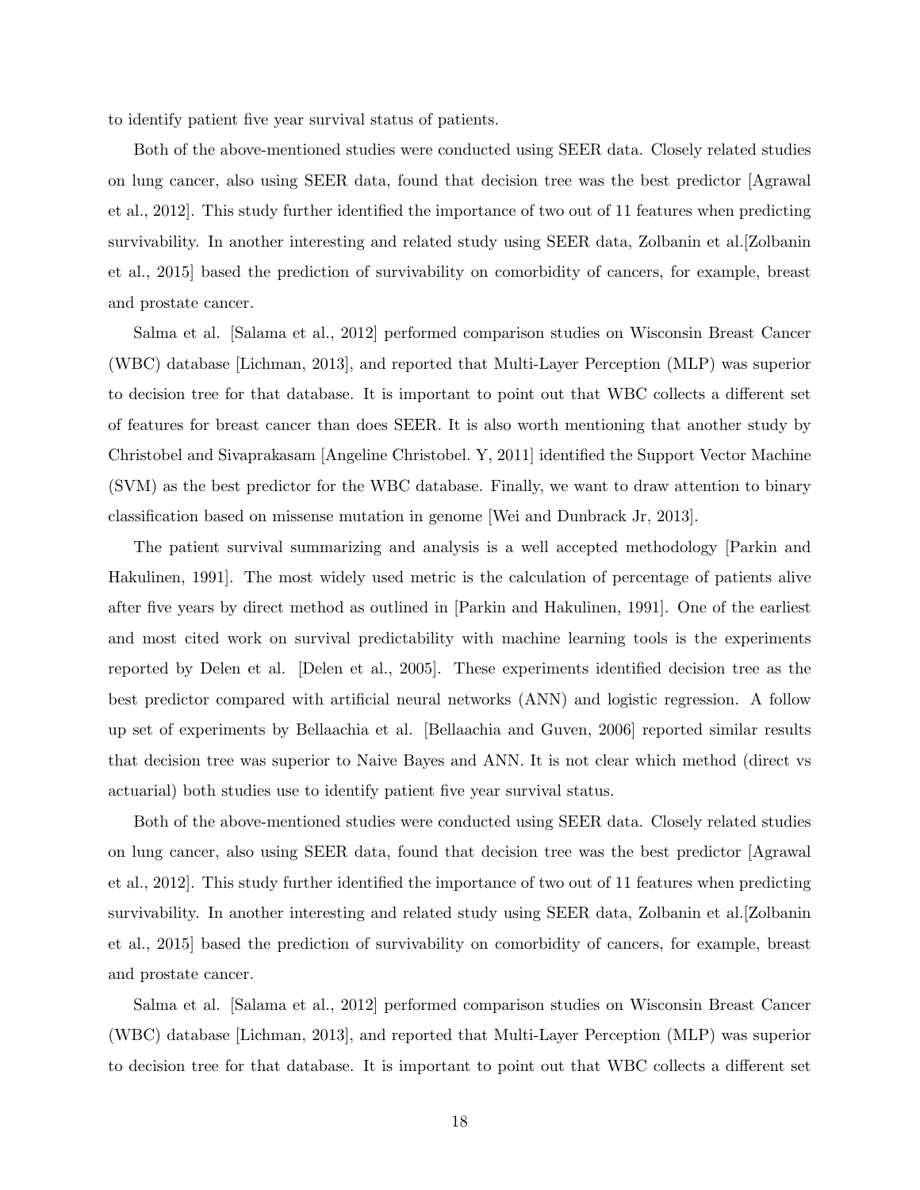to identify patient five year survival status of patients.

Both of the above-mentioned studies were conducted using SEER data. Closely related studies on lung cancer, also using SEER data, found that decision tree was the best predictor [Agrawal et al., 2012]. This study further identified the importance of two out of 11 features when predicting survivability. In another interesting and related study using SEER data, Zolbanin et al.[Zolbanin et al., 2015] based the prediction of survivability on comorbidity of cancers, for example, breast and prostate cancer.

Salma et al. [Salama et al., 2012] performed comparison studies on Wisconsin Breast Cancer (WBC) database [Lichman, 2013], and reported that Multi-Layer Perception (MLP) was superior to decision tree for that database. It is important to point out that WBC collects a different set of features for breast cancer than does SEER. It is also worth mentioning that another study by Christobel and Sivaprakasam [Angeline Christobel. Y, 2011] identified the Support Vector Machine (SVM) as the best predictor for the WBC database. Finally, we want to draw attention to binary classification based on missense mutation in genome [Wei and Dunbrack Jr, 2013].

The patient survival summarizing and analysis is a well accepted methodology [Parkin and Hakulinen, 1991]. The most widely used metric is the calculation of percentage of patients alive after five years by direct method as outlined in [Parkin and Hakulinen, 1991]. One of the earliest and most cited work on survival predictability with machine learning tools is the experiments reported by Delen et al. [Delen et al., 2005]. These experiments identified decision tree as the best predictor compared with artificial neural networks (ANN) and logistic regression. A follow up set of experiments by Bellaachia et al. [Bellaachia and Guven, 2006] reported similar results that decision tree was superior to Naive Bayes and ANN. It is not clear which method (direct vs actuarial) both studies use to identify patient five year survival status.

Both of the above-mentioned studies were conducted using SEER data. Closely related studies on lung cancer, also using SEER data, found that decision tree was the best predictor [Agrawal et al., 2012]. This study further identified the importance of two out of 11 features when predicting survivability. In another interesting and related study using SEER data, Zolbanin et al.[Zolbanin et al., 2015] based the prediction of survivability on comorbidity of cancers, for example, breast and prostate cancer.

Salma et al. [Salama et al., 2012] performed comparison studies on Wisconsin Breast Cancer (WBC) database [Lichman, 2013], and reported that Multi-Layer Perception (MLP) was superior to decision tree for that database. It is important to point out that WBC collects a different set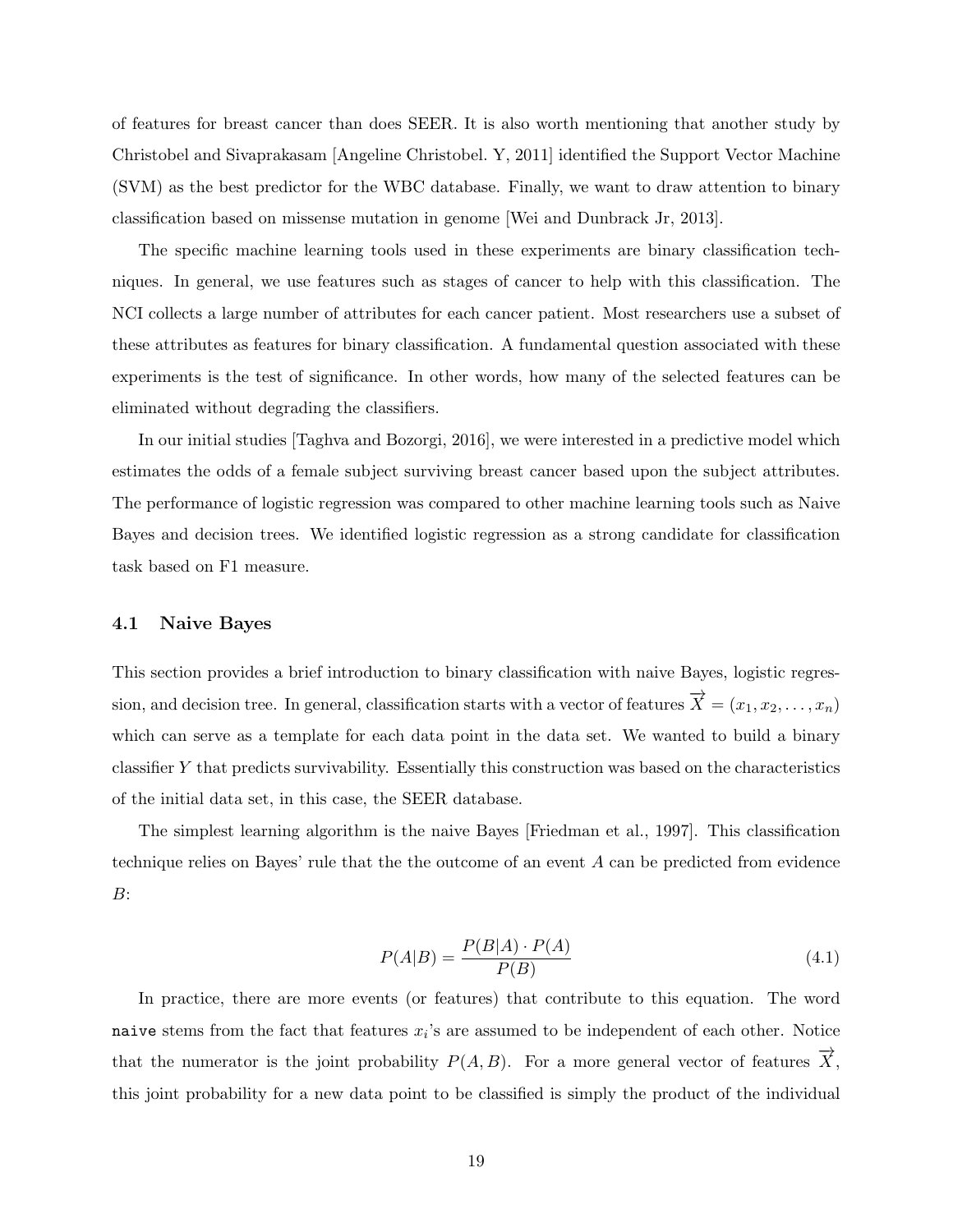of features for breast cancer than does SEER. It is also worth mentioning that another study by Christobel and Sivaprakasam [Angeline Christobel. Y, 2011] identified the Support Vector Machine (SVM) as the best predictor for the WBC database. Finally, we want to draw attention to binary classification based on missense mutation in genome [Wei and Dunbrack Jr, 2013].

The specific machine learning tools used in these experiments are binary classification techniques. In general, we use features such as stages of cancer to help with this classification. The NCI collects a large number of attributes for each cancer patient. Most researchers use a subset of these attributes as features for binary classification. A fundamental question associated with these experiments is the test of significance. In other words, how many of the selected features can be eliminated without degrading the classifiers.

In our initial studies [Taghva and Bozorgi, 2016], we were interested in a predictive model which estimates the odds of a female subject surviving breast cancer based upon the subject attributes. The performance of logistic regression was compared to other machine learning tools such as Naive Bayes and decision trees. We identified logistic regression as a strong candidate for classification task based on F1 measure.

### 4.1 Naive Bayes

This section provides a brief introduction to binary classification with naive Bayes, logistic regression, and decision tree. In general, classification starts with a vector of features $\overrightarrow{X} = (x_1, x_2, \ldots, x_n)$ which can serve as a template for each data point in the data set. We wanted to build a binary classifier $Y$ that predicts survivability. Essentially this construction was based on the characteristics of the initial data set, in this case, the SEER database.

The simplest learning algorithm is the naive Bayes [Friedman et al., 1997]. This classification technique relies on Bayes' rule that the the outcome of an event $A$ can be predicted from evidence $B$:

$$P(A|B) = \frac{P(B|A) \cdot P(A)}{P(B)} \tag{4.1}$$

In practice, there are more events (or features) that contribute to this equation. The word `naive` stems from the fact that features $x_i$'s are assumed to be independent of each other. Notice that the numerator is the joint probability $P(A, B)$. For a more general vector of features $\overrightarrow{X}$, this joint probability for a new data point to be classified is simply the product of the individual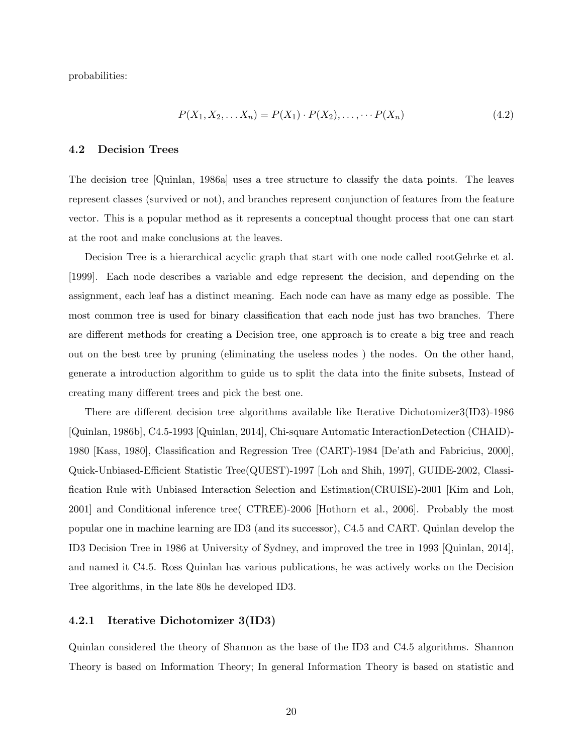probabilities:

$$P(X_1, X_2, \dots X_n) = P(X_1) \cdot P(X_2), \dots, \cdots P(X_n) \tag{4.2}$$

## 4.2 Decision Trees

The decision tree [Quinlan, 1986a] uses a tree structure to classify the data points. The leaves represent classes (survived or not), and branches represent conjunction of features from the feature vector. This is a popular method as it represents a conceptual thought process that one can start at the root and make conclusions at the leaves.

Decision Tree is a hierarchical acyclic graph that start with one node called rootGehrke et al. [1999]. Each node describes a variable and edge represent the decision, and depending on the assignment, each leaf has a distinct meaning. Each node can have as many edge as possible. The most common tree is used for binary classification that each node just has two branches. There are different methods for creating a Decision tree, one approach is to create a big tree and reach out on the best tree by pruning (eliminating the useless nodes ) the nodes. On the other hand, generate a introduction algorithm to guide us to split the data into the finite subsets, Instead of creating many different trees and pick the best one.

There are different decision tree algorithms available like Iterative Dichotomizer3(ID3)-1986 [Quinlan, 1986b], C4.5-1993 [Quinlan, 2014], Chi-square Automatic InteractionDetection (CHAID)-1980 [Kass, 1980], Classification and Regression Tree (CART)-1984 [De'ath and Fabricius, 2000], Quick-Unbiased-Efficient Statistic Tree(QUEST)-1997 [Loh and Shih, 1997], GUIDE-2002, Classification Rule with Unbiased Interaction Selection and Estimation(CRUISE)-2001 [Kim and Loh, 2001] and Conditional inference tree( CTREE)-2006 [Hothorn et al., 2006]. Probably the most popular one in machine learning are ID3 (and its successor), C4.5 and CART. Quinlan develop the ID3 Decision Tree in 1986 at University of Sydney, and improved the tree in 1993 [Quinlan, 2014], and named it C4.5. Ross Quinlan has various publications, he was actively works on the Decision Tree algorithms, in the late 80s he developed ID3.

### 4.2.1 Iterative Dichotomizer 3(ID3)

Quinlan considered the theory of Shannon as the base of the ID3 and C4.5 algorithms. Shannon Theory is based on Information Theory; In general Information Theory is based on statistic and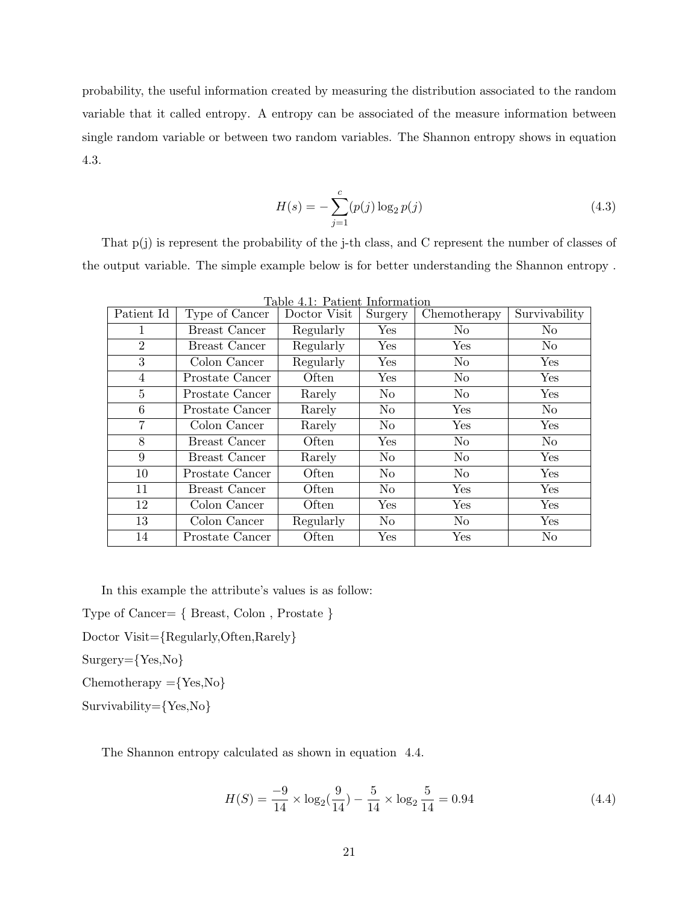probability, the useful information created by measuring the distribution associated to the random variable that it called entropy. A entropy can be associated of the measure information between single random variable or between two random variables. The Shannon entropy shows in equation 4.3.

$$H(s) = -\sum_{j=1}^{c}(p(j)\log_2 p(j)) \tag{4.3}$$

That p(j) is represent the probability of the j-th class, and C represent the number of classes of the output variable. The simple example below is for better understanding the Shannon entropy .

Table 4.1: Patient Information

| Patient Id | Type of Cancer | Doctor Visit | Surgery | Chemotherapy | Survivability |
|---|---|---|---|---|---|
| 1 | Breast Cancer | Regularly | Yes | No | No |
| 2 | Breast Cancer | Regularly | Yes | Yes | No |
| 3 | Colon Cancer | Regularly | Yes | No | Yes |
| 4 | Prostate Cancer | Often | Yes | No | Yes |
| 5 | Prostate Cancer | Rarely | No | No | Yes |
| 6 | Prostate Cancer | Rarely | No | Yes | No |
| 7 | Colon Cancer | Rarely | No | Yes | Yes |
| 8 | Breast Cancer | Often | Yes | No | No |
| 9 | Breast Cancer | Rarely | No | No | Yes |
| 10 | Prostate Cancer | Often | No | No | Yes |
| 11 | Breast Cancer | Often | No | Yes | Yes |
| 12 | Colon Cancer | Often | Yes | Yes | Yes |
| 13 | Colon Cancer | Regularly | No | No | Yes |
| 14 | Prostate Cancer | Often | Yes | Yes | No |

In this example the attribute's values is as follow:

Type of Cancer= { Breast, Colon , Prostate }

Doctor Visit={Regularly,Often,Rarely}

Surgery={Yes,No}

Chemotherapy ={Yes,No}

Survivability={Yes,No}

The Shannon entropy calculated as shown in equation 4.4.

$$H(S) = \frac{-9}{14} \times \log_2(\frac{9}{14}) - \frac{5}{14} \times \log_2 \frac{5}{14} = 0.94 \tag{4.4}$$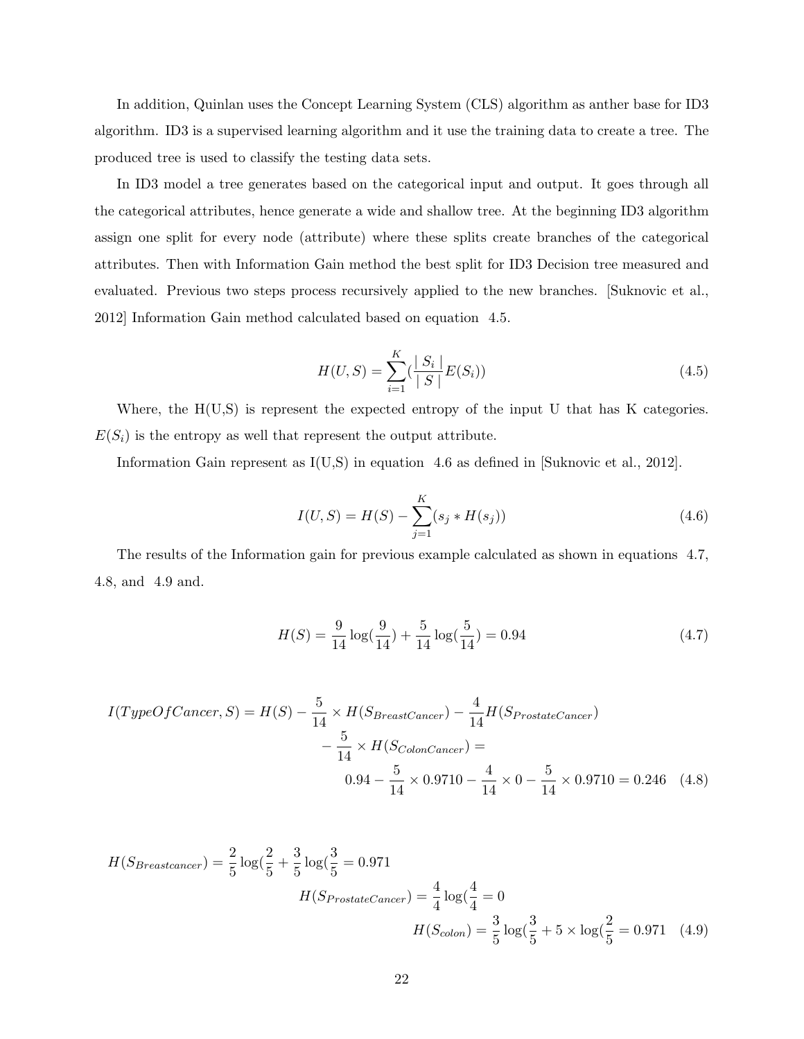In addition, Quinlan uses the Concept Learning System (CLS) algorithm as anther base for ID3 algorithm. ID3 is a supervised learning algorithm and it use the training data to create a tree. The produced tree is used to classify the testing data sets.

In ID3 model a tree generates based on the categorical input and output. It goes through all the categorical attributes, hence generate a wide and shallow tree. At the beginning ID3 algorithm assign one split for every node (attribute) where these splits create branches of the categorical attributes. Then with Information Gain method the best split for ID3 Decision tree measured and evaluated. Previous two steps process recursively applied to the new branches. [Suknovic et al., 2012] Information Gain method calculated based on equation 4.5.

$$H(U,S) = \sum_{i=1}^{K}(\frac{|S_i|}{|S|}E(S_i)) \tag{4.5}$$

Where, the H(U,S) is represent the expected entropy of the input U that has K categories. $E(S_i)$ is the entropy as well that represent the output attribute.

Information Gain represent as I(U,S) in equation 4.6 as defined in [Suknovic et al., 2012].

$$I(U,S) = H(S) - \sum_{j=1}^{K}(s_j * H(s_j)) \tag{4.6}$$

The results of the Information gain for previous example calculated as shown in equations 4.7, 4.8, and 4.9 and.

$$H(S) = \frac{9}{14}\log(\frac{9}{14}) + \frac{5}{14}\log(\frac{5}{14}) = 0.94 \tag{4.7}$$

$$\begin{aligned}I(TypeOfCancer, S) = H(S) - \frac{5}{14} \times H(S_{BreastCancer}) - \frac{4}{14}H(S_{ProstateCancer}) \\ - \frac{5}{14} \times H(S_{ColonCancer}) = \\ 0.94 - \frac{5}{14} \times 0.9710 - \frac{4}{14} \times 0 - \frac{5}{14} \times 0.9710 = 0.246\end{aligned} \tag{4.8}$$

$$\begin{aligned}H(S_{Breastcancer}) = \frac{2}{5}\log(\frac{2}{5} + \frac{3}{5}\log(\frac{3}{5} = 0.971 \\ H(S_{ProstateCancer}) = \frac{4}{4}\log(\frac{4}{4} = 0 \\ H(S_{colon}) = \frac{3}{5}\log(\frac{3}{5} + 5 \times \log(\frac{2}{5} = 0.971\end{aligned} \tag{4.9}$$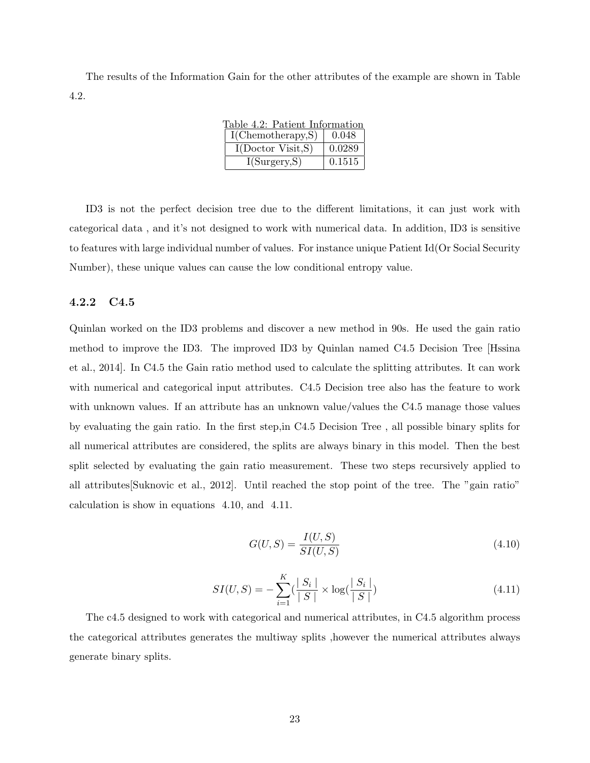The results of the Information Gain for the other attributes of the example are shown in Table 4.2.

Table 4.2: Patient Information

| | |
|---|---|
| I(Chemotherapy,S) | 0.048 |
| I(Doctor Visit,S) | 0.0289 |
| I(Surgery,S) | 0.1515 |

ID3 is not the perfect decision tree due to the different limitations, it can just work with categorical data , and it's not designed to work with numerical data. In addition, ID3 is sensitive to features with large individual number of values. For instance unique Patient Id(Or Social Security Number), these unique values can cause the low conditional entropy value.

### 4.2.2 C4.5

Quinlan worked on the ID3 problems and discover a new method in 90s. He used the gain ratio method to improve the ID3. The improved ID3 by Quinlan named C4.5 Decision Tree [Hssina et al., 2014]. In C4.5 the Gain ratio method used to calculate the splitting attributes. It can work with numerical and categorical input attributes. C4.5 Decision tree also has the feature to work with unknown values. If an attribute has an unknown value/values the C4.5 manage those values by evaluating the gain ratio. In the first step,in C4.5 Decision Tree , all possible binary splits for all numerical attributes are considered, the splits are always binary in this model. Then the best split selected by evaluating the gain ratio measurement. These two steps recursively applied to all attributes[Suknovic et al., 2012]. Until reached the stop point of the tree. The "gain ratio" calculation is show in equations 4.10, and 4.11.

$$G(U,S) = \frac{I(U,S)}{SI(U,S)} \tag{4.10}$$

$$SI(U,S) = -\sum_{i=1}^{K} \left(\frac{|S_i|}{|S|} \times \log\left(\frac{|S_i|}{|S|}\right)\right) \tag{4.11}$$

The c4.5 designed to work with categorical and numerical attributes, in C4.5 algorithm process the categorical attributes generates the multiway splits ,however the numerical attributes always generate binary splits.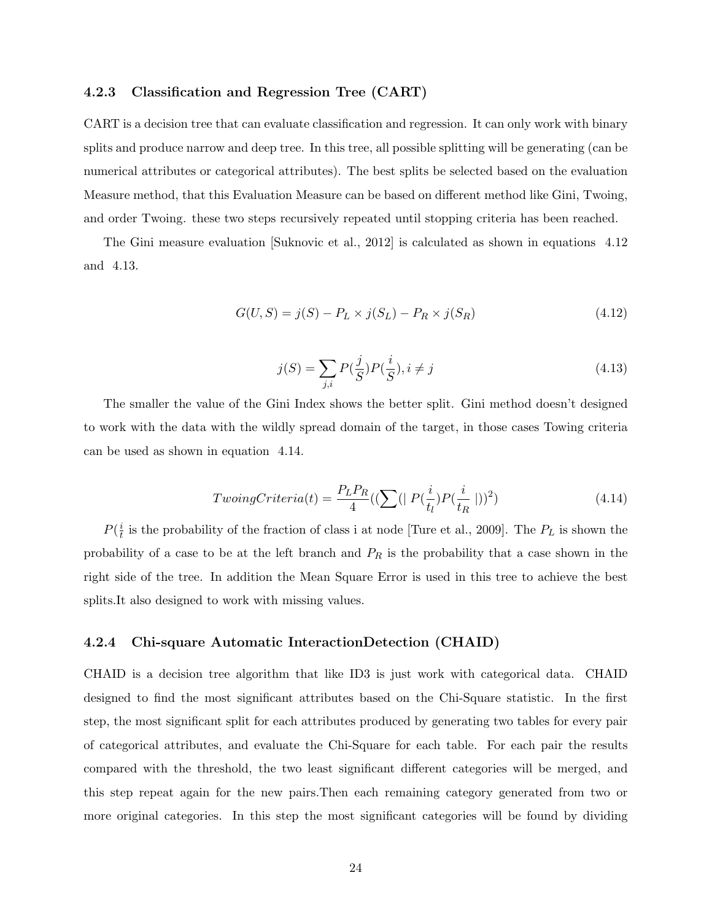### 4.2.3 Classification and Regression Tree (CART)

CART is a decision tree that can evaluate classification and regression. It can only work with binary splits and produce narrow and deep tree. In this tree, all possible splitting will be generating (can be numerical attributes or categorical attributes). The best splits be selected based on the evaluation Measure method, that this Evaluation Measure can be based on different method like Gini, Twoing, and order Twoing. these two steps recursively repeated until stopping criteria has been reached.

The Gini measure evaluation [Suknovic et al., 2012] is calculated as shown in equations 4.12 and 4.13.

$$G(U,S) = j(S) - P_L \times j(S_L) - P_R \times j(S_R) \tag{4.12}$$

$$j(S) = \sum_{j,i} P(\frac{j}{S})P(\frac{i}{S}), i \neq j \tag{4.13}$$

The smaller the value of the Gini Index shows the better split. Gini method doesn't designed to work with the data with the wildly spread domain of the target, in those cases Towing criteria can be used as shown in equation 4.14.

$$TwoingCriteria(t) = \frac{P_L P_R}{4}((\sum(\mid P(\frac{i}{t_l})P(\frac{i}{t_R} \mid))^2) \tag{4.14}$$

$P(\frac{i}{t}$ is the probability of the fraction of class i at node [Ture et al., 2009]. The $P_L$ is shown the probability of a case to be at the left branch and $P_R$ is the probability that a case shown in the right side of the tree. In addition the Mean Square Error is used in this tree to achieve the best splits.It also designed to work with missing values.

### 4.2.4 Chi-square Automatic InteractionDetection (CHAID)

CHAID is a decision tree algorithm that like ID3 is just work with categorical data. CHAID designed to find the most significant attributes based on the Chi-Square statistic. In the first step, the most significant split for each attributes produced by generating two tables for every pair of categorical attributes, and evaluate the Chi-Square for each table. For each pair the results compared with the threshold, the two least significant different categories will be merged, and this step repeat again for the new pairs.Then each remaining category generated from two or more original categories. In this step the most significant categories will be found by dividing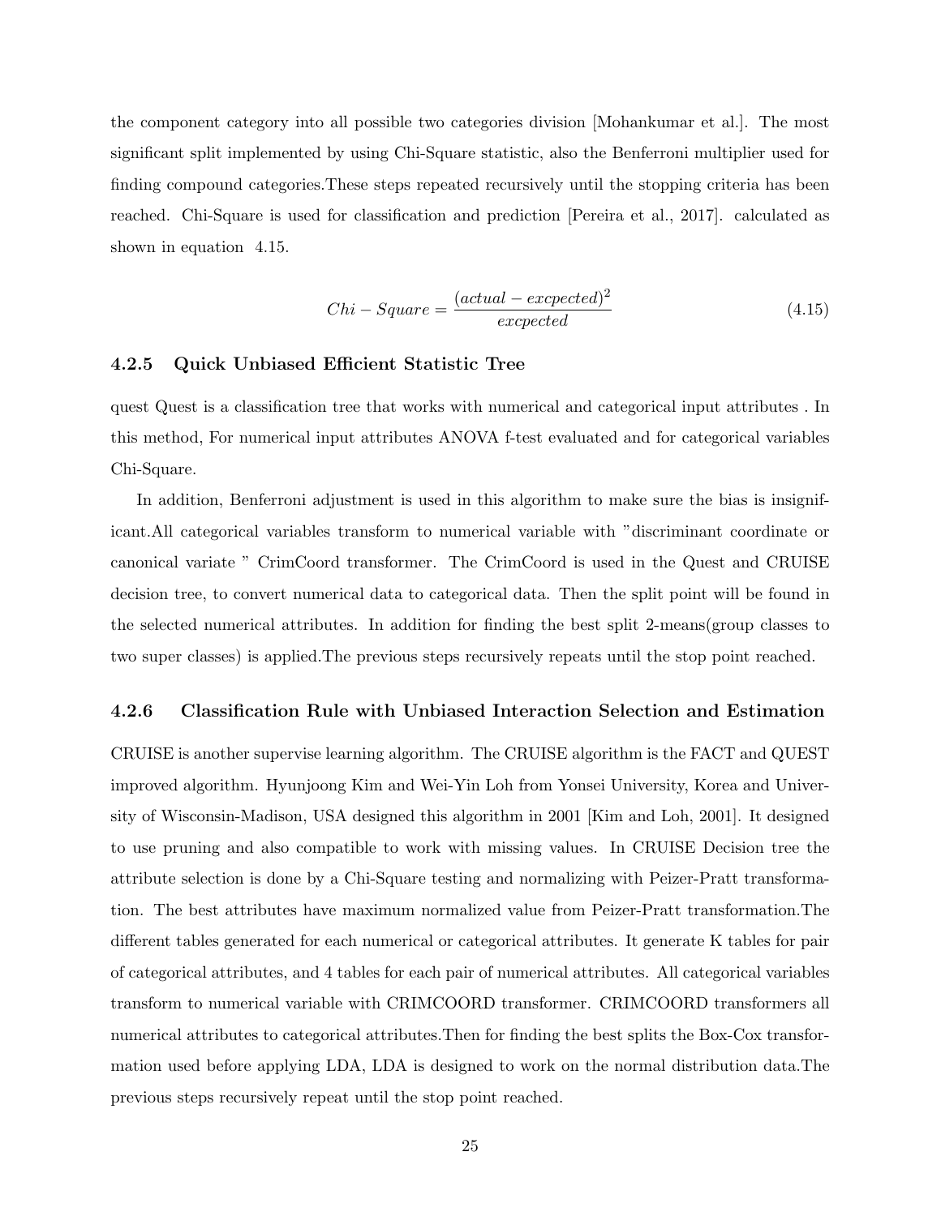the component category into all possible two categories division [Mohankumar et al.]. The most significant split implemented by using Chi-Square statistic, also the Benferroni multiplier used for finding compound categories.These steps repeated recursively until the stopping criteria has been reached. Chi-Square is used for classification and prediction [Pereira et al., 2017]. calculated as shown in equation 4.15.

$$Chi-Square = \frac{(actual - excpected)^2}{excpected} \tag{4.15}$$

### 4.2.5 Quick Unbiased Efficient Statistic Tree

quest Quest is a classification tree that works with numerical and categorical input attributes . In this method, For numerical input attributes ANOVA f-test evaluated and for categorical variables Chi-Square.

In addition, Benferroni adjustment is used in this algorithm to make sure the bias is insignificant.All categorical variables transform to numerical variable with "discriminant coordinate or canonical variate " CrimCoord transformer. The CrimCoord is used in the Quest and CRUISE decision tree, to convert numerical data to categorical data. Then the split point will be found in the selected numerical attributes. In addition for finding the best split 2-means(group classes to two super classes) is applied.The previous steps recursively repeats until the stop point reached.

### 4.2.6 Classification Rule with Unbiased Interaction Selection and Estimation

CRUISE is another supervise learning algorithm. The CRUISE algorithm is the FACT and QUEST improved algorithm. Hyunjoong Kim and Wei-Yin Loh from Yonsei University, Korea and University of Wisconsin-Madison, USA designed this algorithm in 2001 [Kim and Loh, 2001]. It designed to use pruning and also compatible to work with missing values. In CRUISE Decision tree the attribute selection is done by a Chi-Square testing and normalizing with Peizer-Pratt transformation. The best attributes have maximum normalized value from Peizer-Pratt transformation.The different tables generated for each numerical or categorical attributes. It generate K tables for pair of categorical attributes, and 4 tables for each pair of numerical attributes. All categorical variables transform to numerical variable with CRIMCOORD transformer. CRIMCOORD transformers all numerical attributes to categorical attributes.Then for finding the best splits the Box-Cox transformation used before applying LDA, LDA is designed to work on the normal distribution data.The previous steps recursively repeat until the stop point reached.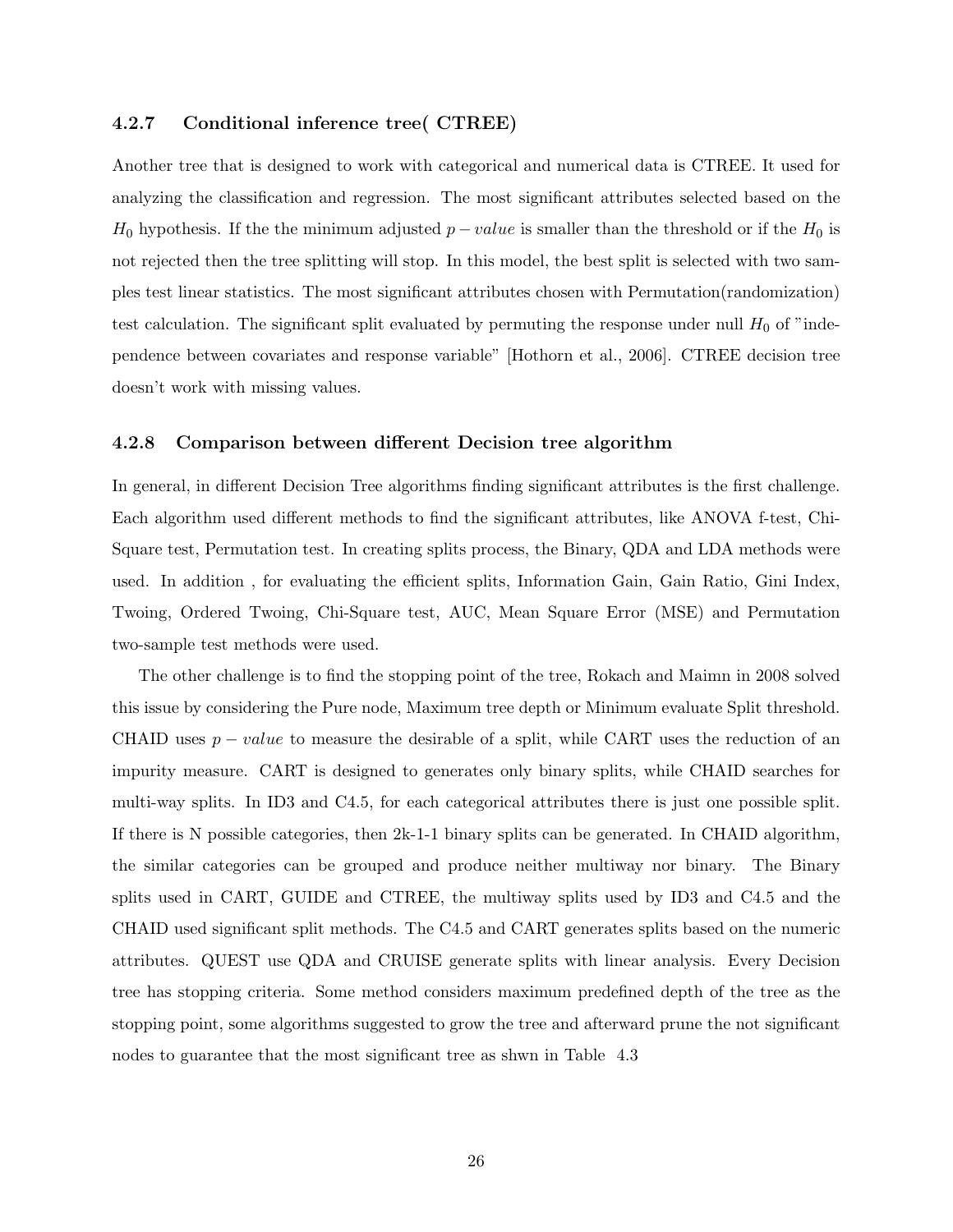### 4.2.7 Conditional inference tree( CTREE)

Another tree that is designed to work with categorical and numerical data is CTREE. It used for analyzing the classification and regression. The most significant attributes selected based on the $H_0$ hypothesis. If the the minimum adjusted $p-value$ is smaller than the threshold or if the $H_0$ is not rejected then the tree splitting will stop. In this model, the best split is selected with two samples test linear statistics. The most significant attributes chosen with Permutation(randomization) test calculation. The significant split evaluated by permuting the response under null $H_0$ of "independence between covariates and response variable" [Hothorn et al., 2006]. CTREE decision tree doesn't work with missing values.

### 4.2.8 Comparison between different Decision tree algorithm

In general, in different Decision Tree algorithms finding significant attributes is the first challenge. Each algorithm used different methods to find the significant attributes, like ANOVA f-test, Chi-Square test, Permutation test. In creating splits process, the Binary, QDA and LDA methods were used. In addition , for evaluating the efficient splits, Information Gain, Gain Ratio, Gini Index, Twoing, Ordered Twoing, Chi-Square test, AUC, Mean Square Error (MSE) and Permutation two-sample test methods were used.

The other challenge is to find the stopping point of the tree, Rokach and Maimn in 2008 solved this issue by considering the Pure node, Maximum tree depth or Minimum evaluate Split threshold. CHAID uses $p-value$ to measure the desirable of a split, while CART uses the reduction of an impurity measure. CART is designed to generates only binary splits, while CHAID searches for multi-way splits. In ID3 and C4.5, for each categorical attributes there is just one possible split. If there is N possible categories, then 2k-1-1 binary splits can be generated. In CHAID algorithm, the similar categories can be grouped and produce neither multiway nor binary. The Binary splits used in CART, GUIDE and CTREE, the multiway splits used by ID3 and C4.5 and the CHAID used significant split methods. The C4.5 and CART generates splits based on the numeric attributes. QUEST use QDA and CRUISE generate splits with linear analysis. Every Decision tree has stopping criteria. Some method considers maximum predefined depth of the tree as the stopping point, some algorithms suggested to grow the tree and afterward prune the not significant nodes to guarantee that the most significant tree as shwn in Table 4.3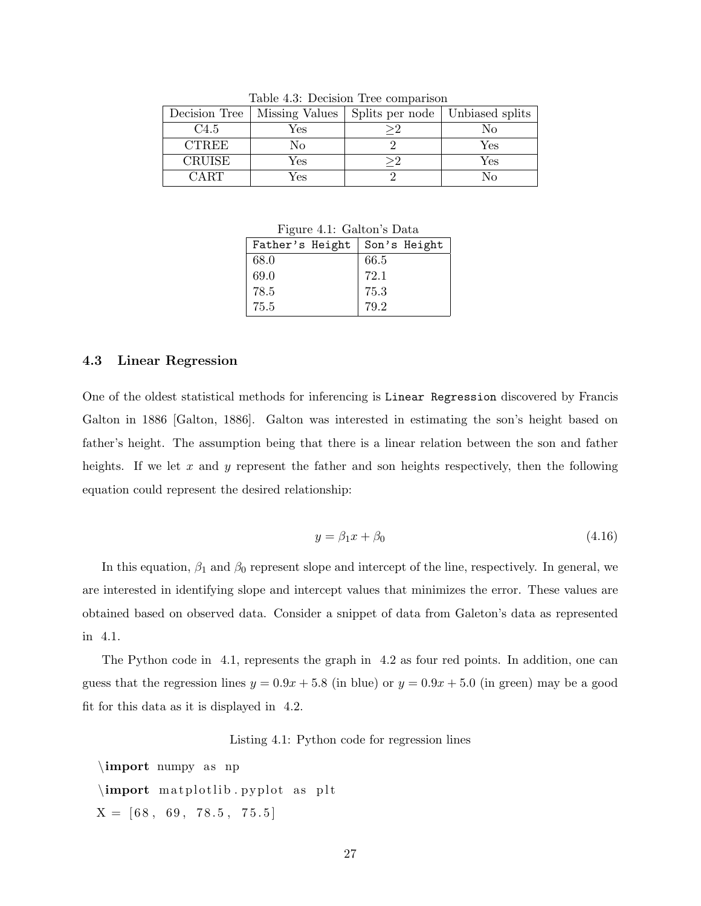Table 4.3: Decision Tree comparison

| Decision Tree | Missing Values | Splits per node | Unbiased splits |
|---|---|---|---|
| C4.5 | Yes | ≥2 | No |
| CTREE | No | 2 | Yes |
| CRUISE | Yes | ≥2 | Yes |
| CART | Yes | 2 | No |

Figure 4.1: Galton's Data

| Father's Height | Son's Height |
|---|---|
| 68.0 | 66.5 |
| 69.0 | 72.1 |
| 78.5 | 75.3 |
| 75.5 | 79.2 |

### 4.3 Linear Regression

One of the oldest statistical methods for inferencing is `Linear Regression` discovered by Francis Galton in 1886 [Galton, 1886]. Galton was interested in estimating the son's height based on father's height. The assumption being that there is a linear relation between the son and father heights. If we let $x$ and $y$ represent the father and son heights respectively, then the following equation could represent the desired relationship:

$$y = \beta_1 x + \beta_0 \tag{4.16}$$

In this equation, $\beta_1$ and $\beta_0$ represent slope and intercept of the line, respectively. In general, we are interested in identifying slope and intercept values that minimizes the error. These values are obtained based on observed data. Consider a snippet of data from Galeton's data as represented in 4.1.

The Python code in 4.1, represents the graph in 4.2 as four red points. In addition, one can guess that the regression lines $y = 0.9x + 5.8$ (in blue) or $y = 0.9x + 5.0$ (in green) may be a good fit for this data as it is displayed in 4.2.

Listing 4.1: Python code for regression lines

```
\import numpy as np
\import matplotlib.pyplot as plt
X = [68, 69, 78.5, 75.5]
```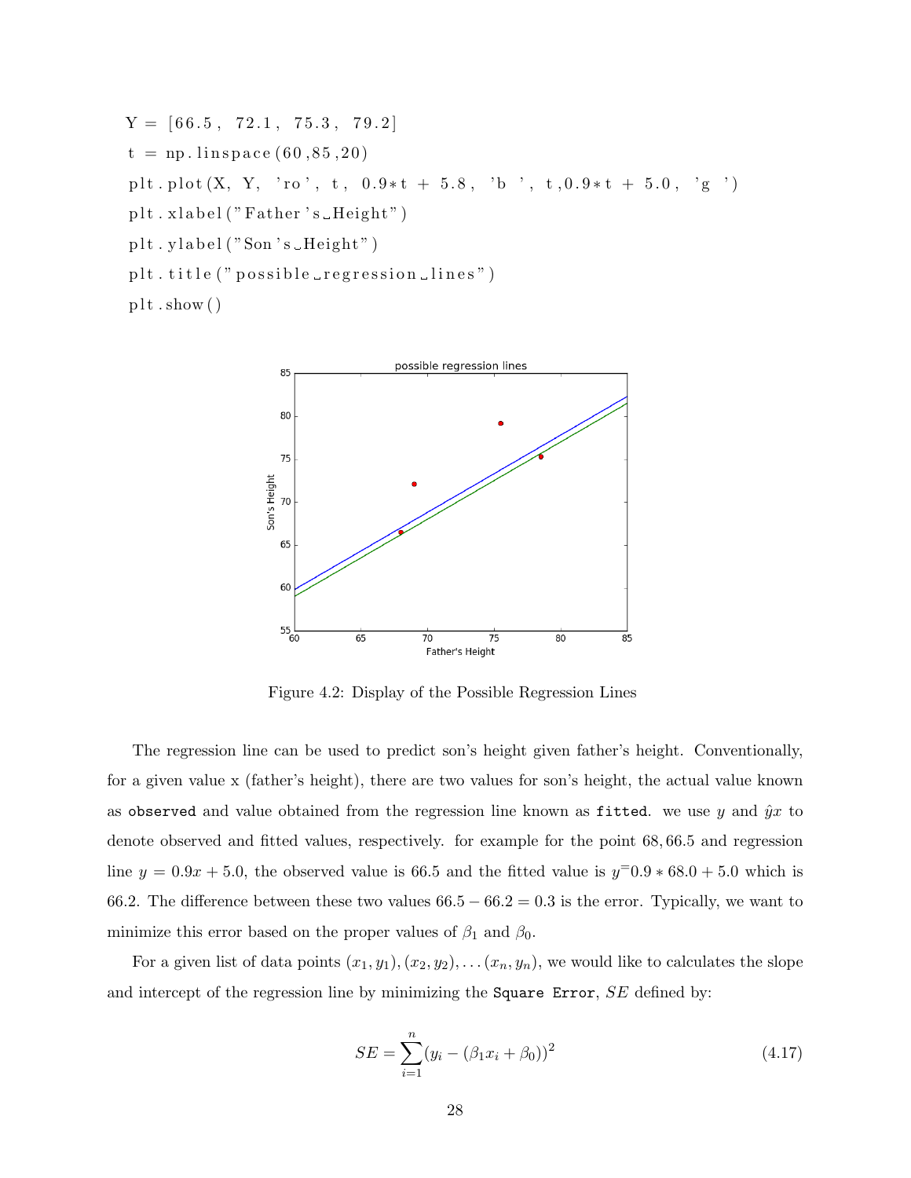```
Y = [66.5, 72.1, 75.3, 79.2]
t = np.linspace(60,85,20)
plt.plot(X, Y, 'ro', t, 0.9*t + 5.8, 'b', t,0.9*t + 5.0, 'g')
plt.xlabel("Father's Height")
plt.ylabel("Son's Height")
plt.title("possible regression lines")
plt.show()
```

Figure 4.2: Display of the Possible Regression Lines

The regression line can be used to predict son's height given father's height. Conventionally, for a given value x (father's height), there are two values for son's height, the actual value known as `observed` and value obtained from the regression line known as `fitted`. we use $y$ and $\hat{y}x$ to denote observed and fitted values, respectively. for example for the point $68, 66.5$ and regression line $y = 0.9x + 5.0$, the observed value is 66.5 and the fitted value is $y^{=}0.9 * 68.0 + 5.0$ which is 66.2. The difference between these two values $66.5 - 66.2 = 0.3$ is the error. Typically, we want to minimize this error based on the proper values of $\beta_1$ and $\beta_0$.

For a given list of data points $(x_1, y_1), (x_2, y_2), \ldots (x_n, y_n)$, we would like to calculates the slope and intercept of the regression line by minimizing the `Square Error`, $SE$ defined by:

$$SE = \sum_{i=1}^{n} (y_i - (\beta_1 x_i + \beta_0))^2 \tag{4.17}$$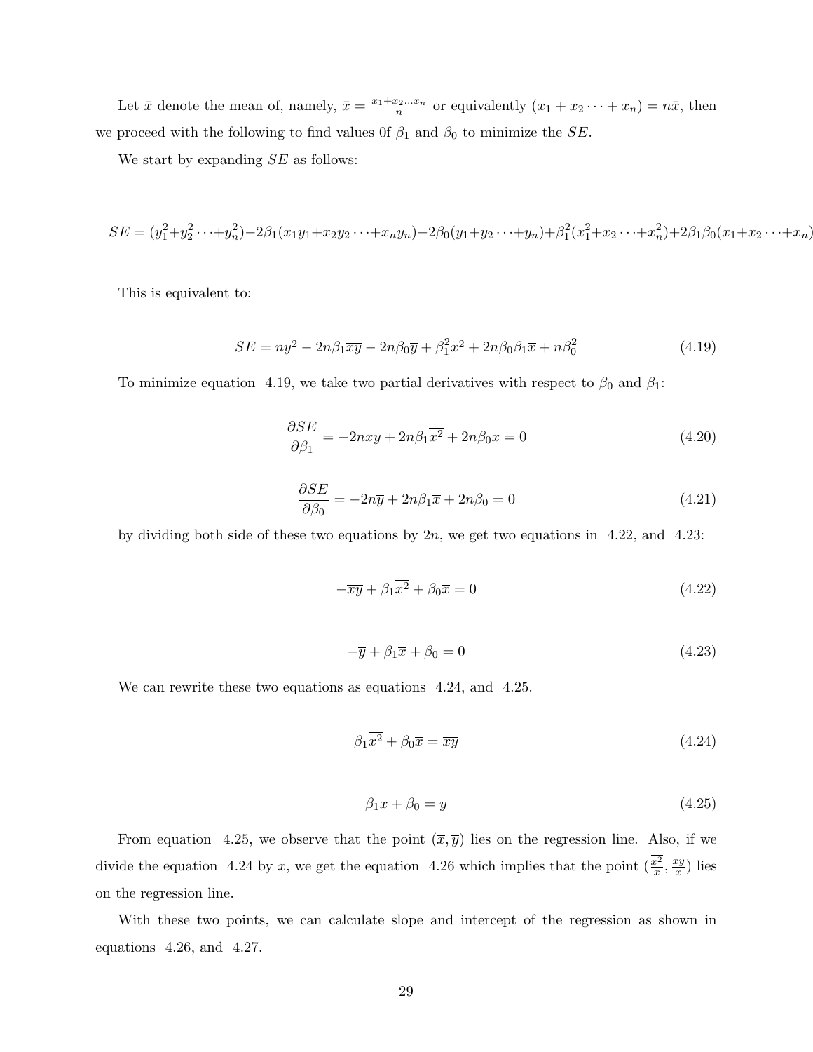Let $\bar{x}$ denote the mean of, namely, $\bar{x} = \frac{x_1+x_2...x_n}{n}$ or equivalently $(x_1 + x_2 \cdots + x_n) = n\bar{x}$, then we proceed with the following to find values 0f $\beta_1$ and $\beta_0$ to minimize the $SE$.

We start by expanding $SE$ as follows:

$$SE = (y_1^2+y_2^2 \cdots + y_n^2) - 2\beta_1(x_1y_1 + x_2y_2 \cdots + x_ny_n) - 2\beta_0(y_1+y_2 \cdots + y_n) + \beta_1^2(x_1^2 + x_2 \cdots + x_n^2) + 2\beta_1\beta_0(x_1 + x_2 \cdots + x_n)$$

This is equivalent to:

$$SE = n\overline{y^2} - 2n\beta_1\overline{xy} - 2n\beta_0\overline{y} + \beta_1^2\overline{x^2} + 2n\beta_0\beta_1\overline{x} + n\beta_0^2 \tag{4.19}$$

To minimize equation 4.19, we take two partial derivatives with respect to $\beta_0$ and $\beta_1$:

$$\frac{\partial SE}{\partial \beta_1} = -2n\overline{xy} + 2n\beta_1\overline{x^2} + 2n\beta_0\overline{x} = 0 \tag{4.20}$$

$$\frac{\partial SE}{\partial \beta_0} = -2n\overline{y} + 2n\beta_1\overline{x} + 2n\beta_0 = 0 \tag{4.21}$$

by dividing both side of these two equations by $2n$, we get two equations in 4.22, and 4.23:

$$-\overline{xy} + \beta_1\overline{x^2} + \beta_0\overline{x} = 0 \tag{4.22}$$

$$-\overline{y} + \beta_1\overline{x} + \beta_0 = 0 \tag{4.23}$$

We can rewrite these two equations as equations 4.24, and 4.25.

$$\beta_1\overline{x^2} + \beta_0\overline{x} = \overline{xy} \tag{4.24}$$

$$\beta_1\overline{x} + \beta_0 = \overline{y} \tag{4.25}$$

From equation 4.25, we observe that the point $(\overline{x}, \overline{y})$ lies on the regression line. Also, if we divide the equation 4.24 by $\overline{x}$, we get the equation 4.26 which implies that the point $(\frac{\overline{x^2}}{\overline{x}}, \frac{\overline{xy}}{\overline{x}})$ lies on the regression line.

With these two points, we can calculate slope and intercept of the regression as shown in equations 4.26, and 4.27.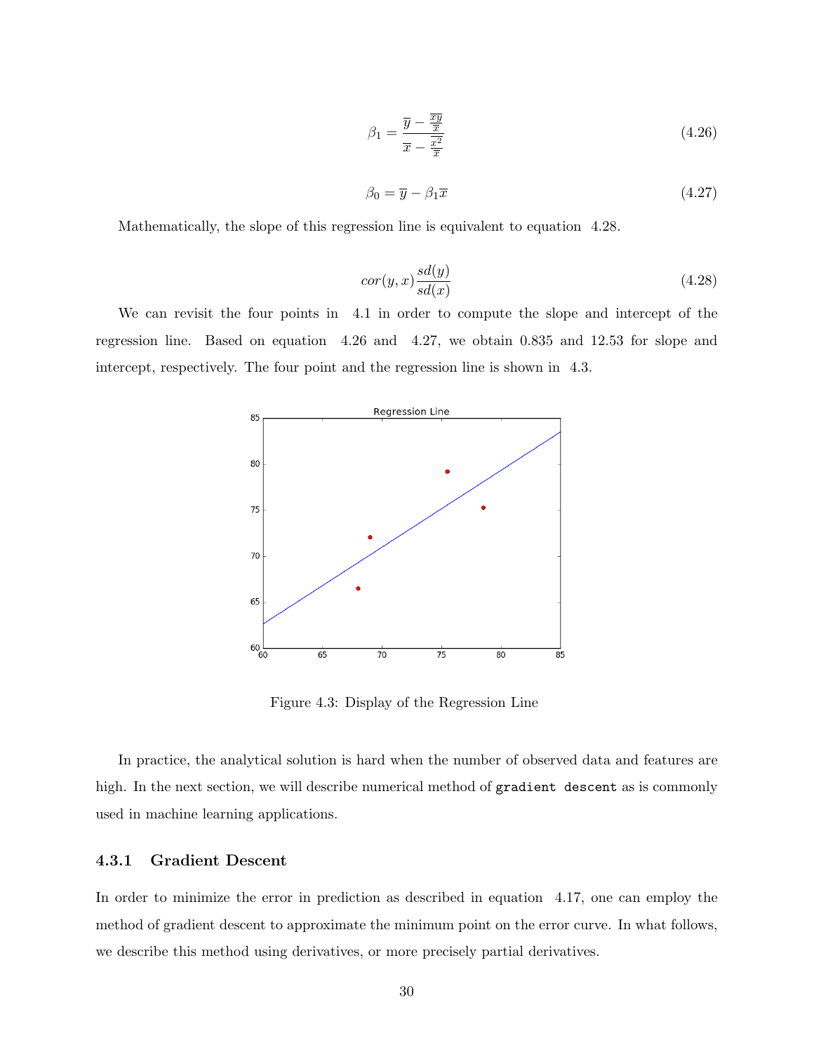$$\beta_1 = \frac{\overline{y} - \frac{\overline{xy}}{\overline{x}}}{\overline{x} - \frac{\overline{x^2}}{\overline{x}}} \tag{4.26}$$

$$\beta_0 = \overline{y} - \beta_1 \overline{x} \tag{4.27}$$

Mathematically, the slope of this regression line is equivalent to equation 4.28.

$$cor(y, x) \frac{sd(y)}{sd(x)} \tag{4.28}$$

We can revisit the four points in 4.1 in order to compute the slope and intercept of the regression line. Based on equation 4.26 and 4.27, we obtain 0.835 and 12.53 for slope and intercept, respectively. The four point and the regression line is shown in 4.3.

Figure 4.3: Display of the Regression Line

In practice, the analytical solution is hard when the number of observed data and features are high. In the next section, we will describe numerical method of `gradient descent` as is commonly used in machine learning applications.

### 4.3.1 Gradient Descent

In order to minimize the error in prediction as described in equation 4.17, one can employ the method of gradient descent to approximate the minimum point on the error curve. In what follows, we describe this method using derivatives, or more precisely partial derivatives.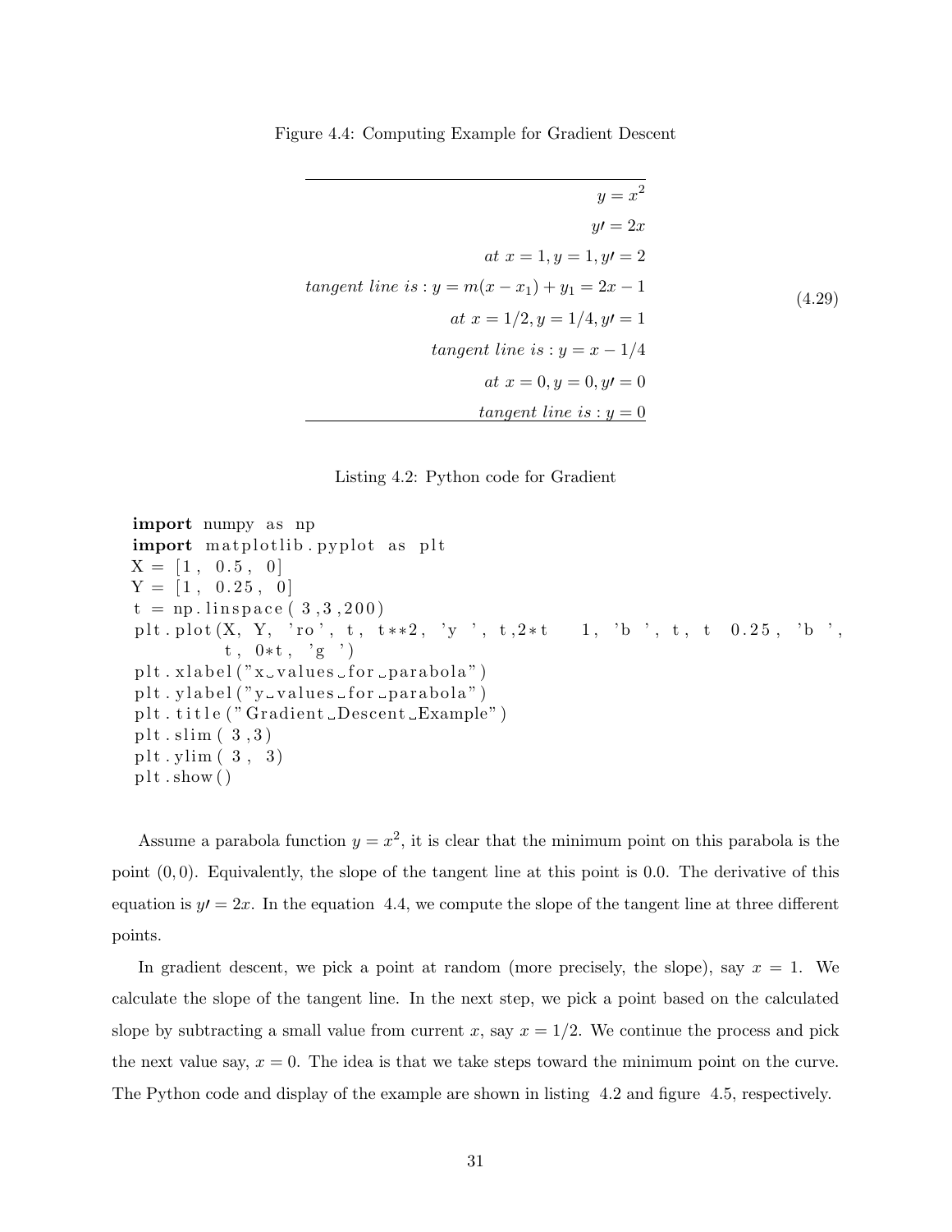Figure 4.4: Computing Example for Gradient Descent

$$
\begin{aligned}
y = x^2 \\
y\prime = 2x \\
at\ x = 1, y = 1, y\prime = 2 \\
tangent\ line\ is : y = m(x - x_1) + y_1 = 2x - 1 \\
at\ x = 1/2, y = 1/4, y\prime = 1 \\
tangent\ line\ is : y = x - 1/4 \\
at\ x = 0, y = 0, y\prime = 0 \\
tangent\ line\ is : y = 0
\end{aligned}
\tag{4.29}
$$

Listing 4.2: Python code for Gradient

```
import numpy as np
import matplotlib.pyplot as plt
X = [1, 0.5, 0]
Y = [1, 0.25, 0]
t = np.linspace( 3,3,200)
plt.plot(X, Y, 'ro', t, t**2, 'y ', t,2*t    1, 'b ', t, t  0.25, 'b ',
         t, 0*t, 'g ')
plt.xlabel("x values for parabola")
plt.ylabel("y values for parabola")
plt.title("Gradient Descent Example")
plt.slim( 3,3)
plt.ylim( 3,  3)
plt.show()
```

Assume a parabola function $y = x^2$, it is clear that the minimum point on this parabola is the point $(0, 0)$. Equivalently, the slope of the tangent line at this point is 0.0. The derivative of this equation is $y\prime = 2x$. In the equation 4.4, we compute the slope of the tangent line at three different points.

In gradient descent, we pick a point at random (more precisely, the slope), say $x = 1$. We calculate the slope of the tangent line. In the next step, we pick a point based on the calculated slope by subtracting a small value from current $x$, say $x = 1/2$. We continue the process and pick the next value say, $x = 0$. The idea is that we take steps toward the minimum point on the curve. The Python code and display of the example are shown in listing 4.2 and figure 4.5, respectively.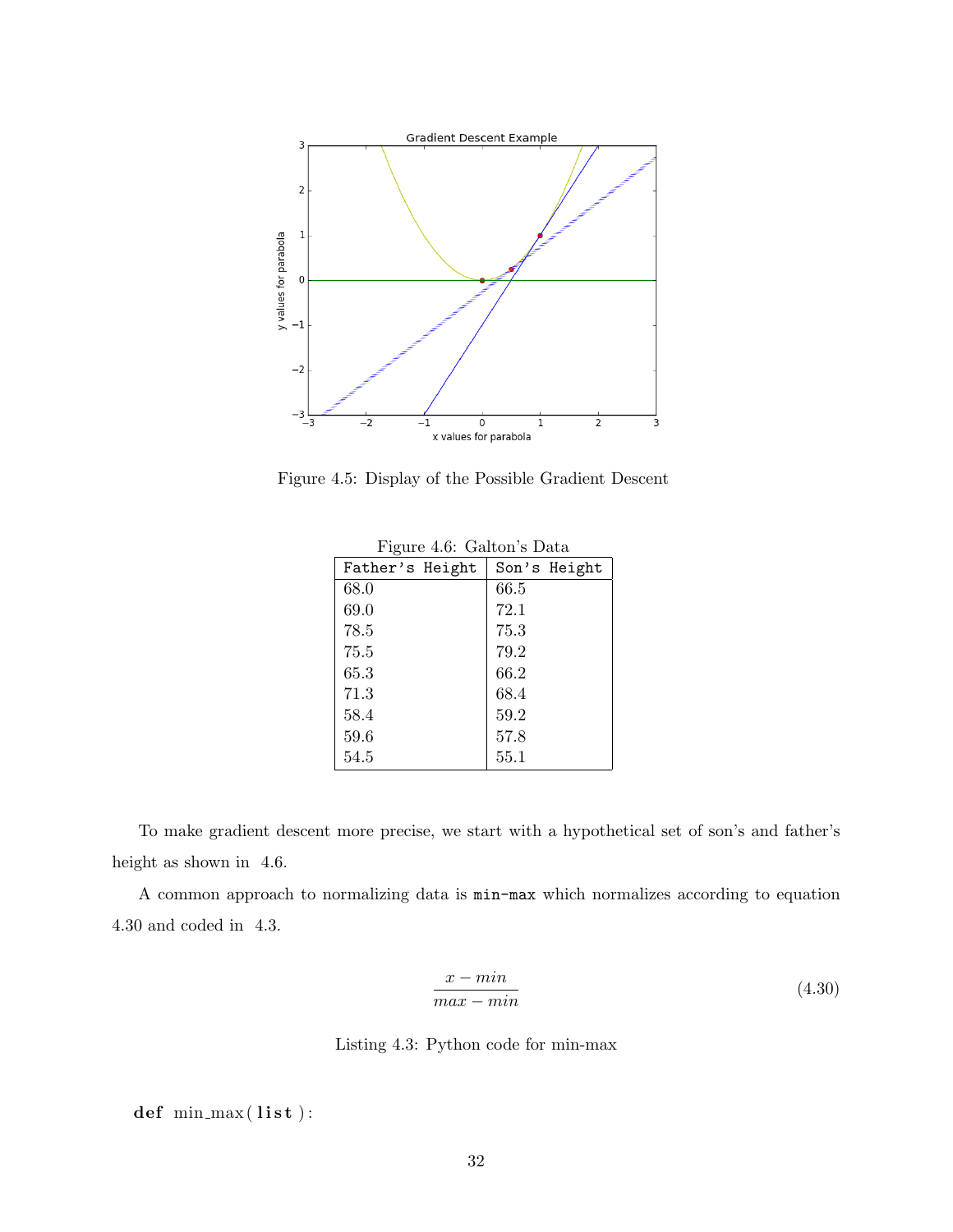Figure 4.5: Display of the Possible Gradient Descent

Figure 4.6: Galton's Data

| Father's Height | Son's Height |
|---|---|
| 68.0 | 66.5 |
| 69.0 | 72.1 |
| 78.5 | 75.3 |
| 75.5 | 79.2 |
| 65.3 | 66.2 |
| 71.3 | 68.4 |
| 58.4 | 59.2 |
| 59.6 | 57.8 |
| 54.5 | 55.1 |

To make gradient descent more precise, we start with a hypothetical set of son's and father's height as shown in 4.6.

A common approach to normalizing data is `min-max` which normalizes according to equation 4.30 and coded in 4.3.

$$\frac{x - min}{max - min} \tag{4.30}$$

Listing 4.3: Python code for min-max

```
def min_max(list):
```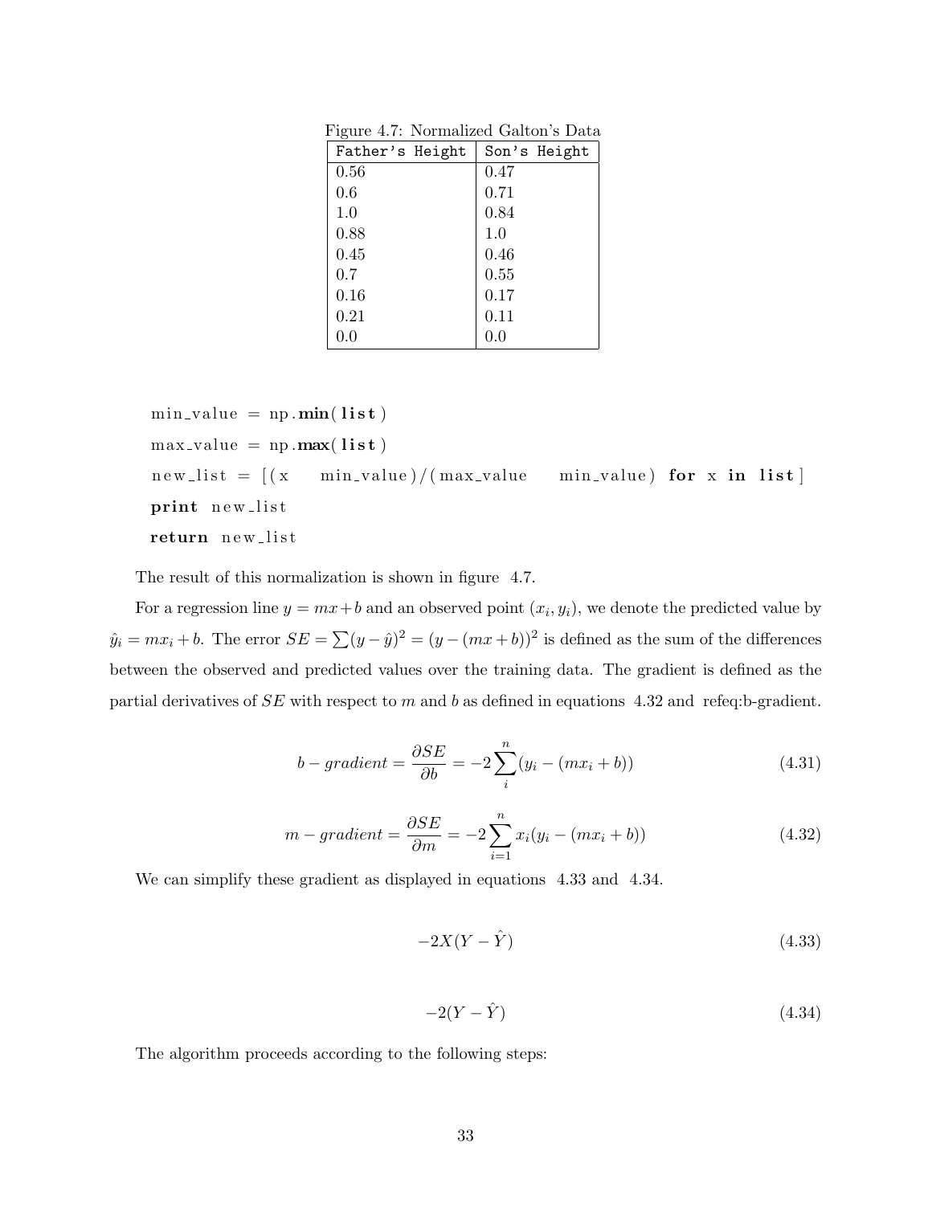Figure 4.7: Normalized Galton's Data

| Father's Height | Son's Height |
|---|---|
| 0.56 | 0.47 |
| 0.6 | 0.71 |
| 1.0 | 0.84 |
| 0.88 | 1.0 |
| 0.45 | 0.46 |
| 0.7 | 0.55 |
| 0.16 | 0.17 |
| 0.21 | 0.11 |
| 0.0 | 0.0 |

```
min_value = np.min(list)
max_value = np.max(list)
new_list = [(x    min_value)/(max_value    min_value) for x in list]
print new_list
return new_list
```

The result of this normalization is shown in figure 4.7.

For a regression line $y = mx+b$ and an observed point $(x_i, y_i)$, we denote the predicted value by $\hat{y}_i = mx_i + b$. The error $SE = \sum(y - \hat{y})^2 = (y - (mx + b))^2$ is defined as the sum of the differences between the observed and predicted values over the training data. The gradient is defined as the partial derivatives of $SE$ with respect to $m$ and $b$ as defined in equations 4.32 and refeq:b-gradient.

$$b - gradient = \frac{\partial SE}{\partial b} = -2\sum_{i}^{n}(y_i - (mx_i + b)) \tag{4.31}$$

$$m - gradient = \frac{\partial SE}{\partial m} = -2\sum_{i=1}^{n} x_i(y_i - (mx_i + b)) \tag{4.32}$$

We can simplify these gradient as displayed in equations 4.33 and 4.34.

$$-2X(Y - \hat{Y}) \tag{4.33}$$

$$-2(Y - \hat{Y}) \tag{4.34}$$

The algorithm proceeds according to the following steps: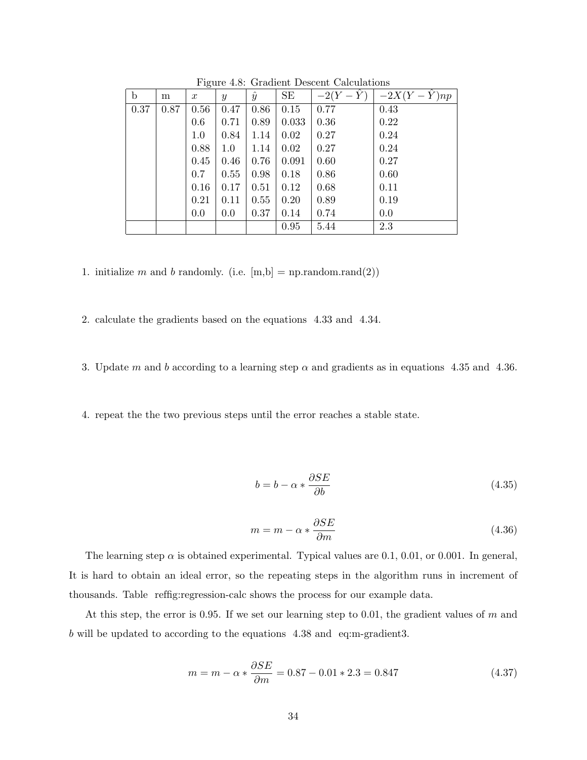Figure 4.8: Gradient Descent Calculations

| b | m | $x$ | $y$ | $\hat{y}$ | SE | $-2(Y-\hat{Y})$ | $-2X(Y-\hat{Y})np$ |
|---|---|---|---|---|---|---|---|
| 0.37 | 0.87 | 0.56 | 0.47 | 0.86 | 0.15 | 0.77 | 0.43 |
| | | 0.6 | 0.71 | 0.89 | 0.033 | 0.36 | 0.22 |
| | | 1.0 | 0.84 | 1.14 | 0.02 | 0.27 | 0.24 |
| | | 0.88 | 1.0 | 1.14 | 0.02 | 0.27 | 0.24 |
| | | 0.45 | 0.46 | 0.76 | 0.091 | 0.60 | 0.27 |
| | | 0.7 | 0.55 | 0.98 | 0.18 | 0.86 | 0.60 |
| | | 0.16 | 0.17 | 0.51 | 0.12 | 0.68 | 0.11 |
| | | 0.21 | 0.11 | 0.55 | 0.20 | 0.89 | 0.19 |
| | | 0.0 | 0.0 | 0.37 | 0.14 | 0.74 | 0.0 |
| | | | | | 0.95 | 5.44 | 2.3 |

1. initialize $m$ and $b$ randomly. (i.e. [m,b] = np.random.rand(2))

2. calculate the gradients based on the equations 4.33 and 4.34.

3. Update $m$ and $b$ according to a learning step $\alpha$ and gradients as in equations 4.35 and 4.36.

4. repeat the the two previous steps until the error reaches a stable state.

$$b = b - \alpha * \frac{\partial SE}{\partial b} \tag{4.35}$$

$$m = m - \alpha * \frac{\partial SE}{\partial m} \tag{4.36}$$

The learning step $\alpha$ is obtained experimental. Typical values are 0.1, 0.01, or 0.001. In general, It is hard to obtain an ideal error, so the repeating steps in the algorithm runs in increment of thousands. Table reffig:regression-calc shows the process for our example data.

At this step, the error is 0.95. If we set our learning step to 0.01, the gradient values of $m$ and $b$ will be updated to according to the equations 4.38 and eq:m-gradient3.

$$m = m - \alpha * \frac{\partial SE}{\partial m} = 0.87 - 0.01 * 2.3 = 0.847 \tag{4.37}$$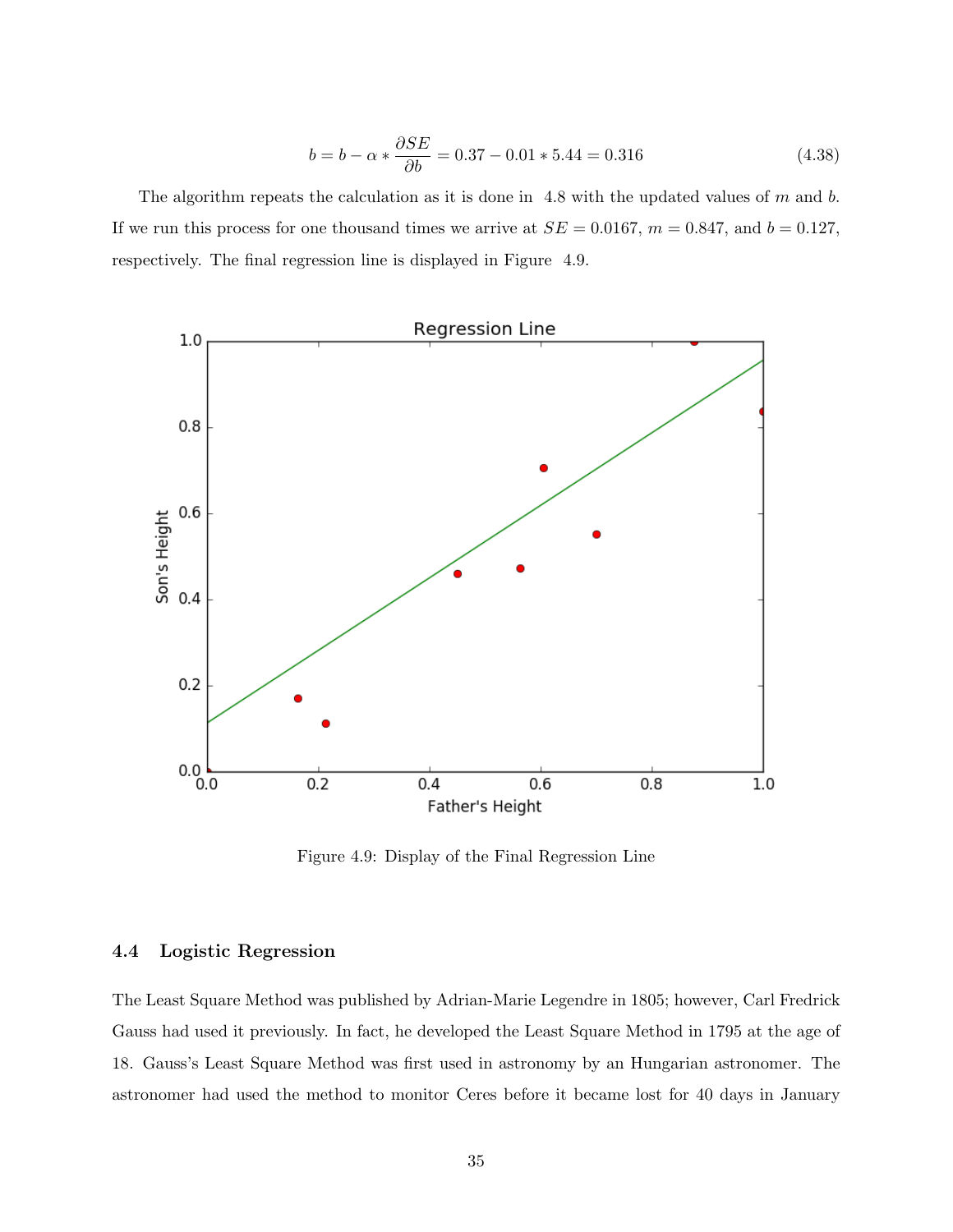$$b = b - \alpha * \frac{\partial SE}{\partial b} = 0.37 - 0.01 * 5.44 = 0.316 \tag{4.38}$$

The algorithm repeats the calculation as it is done in 4.8 with the updated values of $m$ and $b$. If we run this process for one thousand times we arrive at $SE = 0.0167$, $m = 0.847$, and $b = 0.127$, respectively. The final regression line is displayed in Figure 4.9.

Figure 4.9: Display of the Final Regression Line

## 4.4 Logistic Regression

The Least Square Method was published by Adrian-Marie Legendre in 1805; however, Carl Fredrick Gauss had used it previously. In fact, he developed the Least Square Method in 1795 at the age of 18. Gauss's Least Square Method was first used in astronomy by an Hungarian astronomer. The astronomer had used the method to monitor Ceres before it became lost for 40 days in January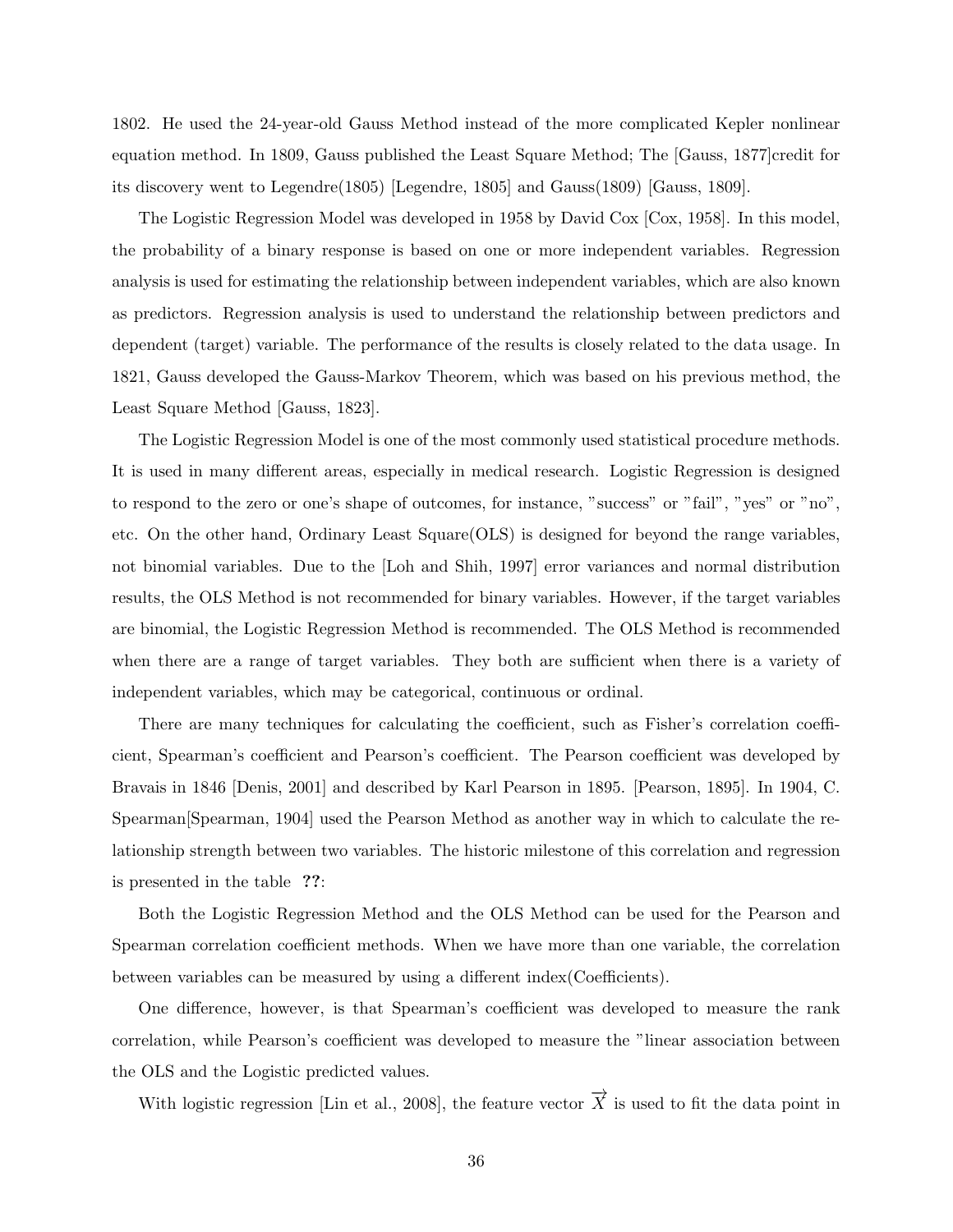1802. He used the 24-year-old Gauss Method instead of the more complicated Kepler nonlinear equation method. In 1809, Gauss published the Least Square Method; The [Gauss, 1877]credit for its discovery went to Legendre(1805) [Legendre, 1805] and Gauss(1809) [Gauss, 1809].

The Logistic Regression Model was developed in 1958 by David Cox [Cox, 1958]. In this model, the probability of a binary response is based on one or more independent variables. Regression analysis is used for estimating the relationship between independent variables, which are also known as predictors. Regression analysis is used to understand the relationship between predictors and dependent (target) variable. The performance of the results is closely related to the data usage. In 1821, Gauss developed the Gauss-Markov Theorem, which was based on his previous method, the Least Square Method [Gauss, 1823].

The Logistic Regression Model is one of the most commonly used statistical procedure methods. It is used in many different areas, especially in medical research. Logistic Regression is designed to respond to the zero or one's shape of outcomes, for instance, "success" or "fail", "yes" or "no", etc. On the other hand, Ordinary Least Square(OLS) is designed for beyond the range variables, not binomial variables. Due to the [Loh and Shih, 1997] error variances and normal distribution results, the OLS Method is not recommended for binary variables. However, if the target variables are binomial, the Logistic Regression Method is recommended. The OLS Method is recommended when there are a range of target variables. They both are sufficient when there is a variety of independent variables, which may be categorical, continuous or ordinal.

There are many techniques for calculating the coefficient, such as Fisher's correlation coefficient, Spearman's coefficient and Pearson's coefficient. The Pearson coefficient was developed by Bravais in 1846 [Denis, 2001] and described by Karl Pearson in 1895. [Pearson, 1895]. In 1904, C. Spearman[Spearman, 1904] used the Pearson Method as another way in which to calculate the relationship strength between two variables. The historic milestone of this correlation and regression is presented in the table **??**:

Both the Logistic Regression Method and the OLS Method can be used for the Pearson and Spearman correlation coefficient methods. When we have more than one variable, the correlation between variables can be measured by using a different index(Coefficients).

One difference, however, is that Spearman's coefficient was developed to measure the rank correlation, while Pearson's coefficient was developed to measure the "linear association between the OLS and the Logistic predicted values.

With logistic regression [Lin et al., 2008], the feature vector $\overrightarrow{X}$ is used to fit the data point in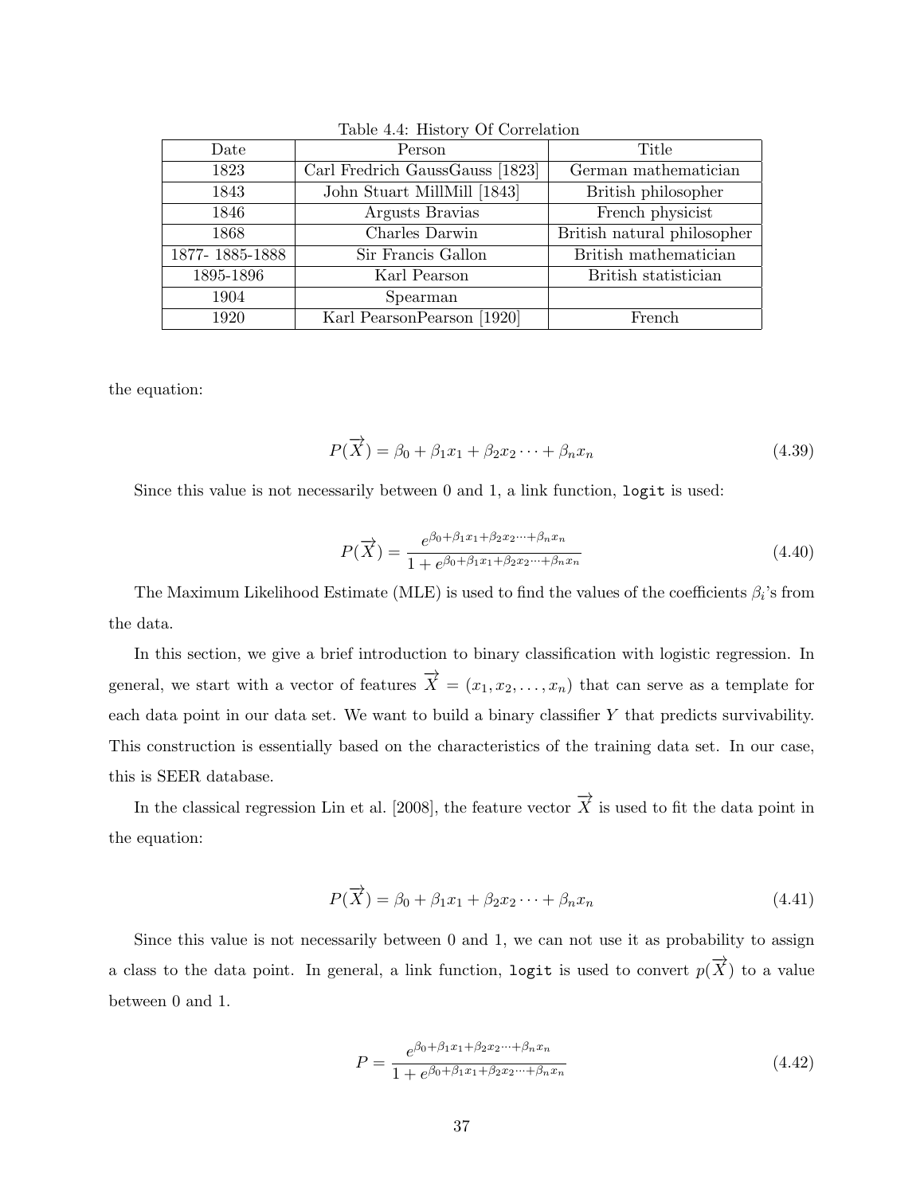Table 4.4: History Of Correlation

| Date | Person | Title |
|---|---|---|
| 1823 | Carl Fredrich GaussGauss [1823] | German mathematician |
| 1843 | John Stuart MillMill [1843] | British philosopher |
| 1846 | Argusts Bravias | French physicist |
| 1868 | Charles Darwin | British natural philosopher |
| 1877- 1885-1888 | Sir Francis Gallon | British mathematician |
| 1895-1896 | Karl Pearson | British statistician |
| 1904 | Spearman | |
| 1920 | Karl PearsonPearson [1920] | French |

the equation:

$$P(\overrightarrow{X}) = \beta_0 + \beta_1 x_1 + \beta_2 x_2 \cdots + \beta_n x_n \tag{4.39}$$

Since this value is not necessarily between 0 and 1, a link function, `logit` is used:

$$P(\overrightarrow{X}) = \frac{e^{\beta_0 + \beta_1 x_1 + \beta_2 x_2 \cdots + \beta_n x_n}}{1 + e^{\beta_0 + \beta_1 x_1 + \beta_2 x_2 \cdots + \beta_n x_n}} \tag{4.40}$$

The Maximum Likelihood Estimate (MLE) is used to find the values of the coefficients $\beta_i$'s from the data.

In this section, we give a brief introduction to binary classification with logistic regression. In general, we start with a vector of features $\overrightarrow{X} = (x_1, x_2, \ldots, x_n)$ that can serve as a template for each data point in our data set. We want to build a binary classifier $Y$ that predicts survivability. This construction is essentially based on the characteristics of the training data set. In our case, this is SEER database.

In the classical regression Lin et al. [2008], the feature vector $\overrightarrow{X}$ is used to fit the data point in the equation:

$$P(\overrightarrow{X}) = \beta_0 + \beta_1 x_1 + \beta_2 x_2 \cdots + \beta_n x_n \tag{4.41}$$

Since this value is not necessarily between 0 and 1, we can not use it as probability to assign a class to the data point. In general, a link function, `logit` is used to convert $p(\overrightarrow{X})$ to a value between 0 and 1.

$$P = \frac{e^{\beta_0 + \beta_1 x_1 + \beta_2 x_2 \cdots + \beta_n x_n}}{1 + e^{\beta_0 + \beta_1 x_1 + \beta_2 x_2 \cdots + \beta_n x_n}} \tag{4.42}$$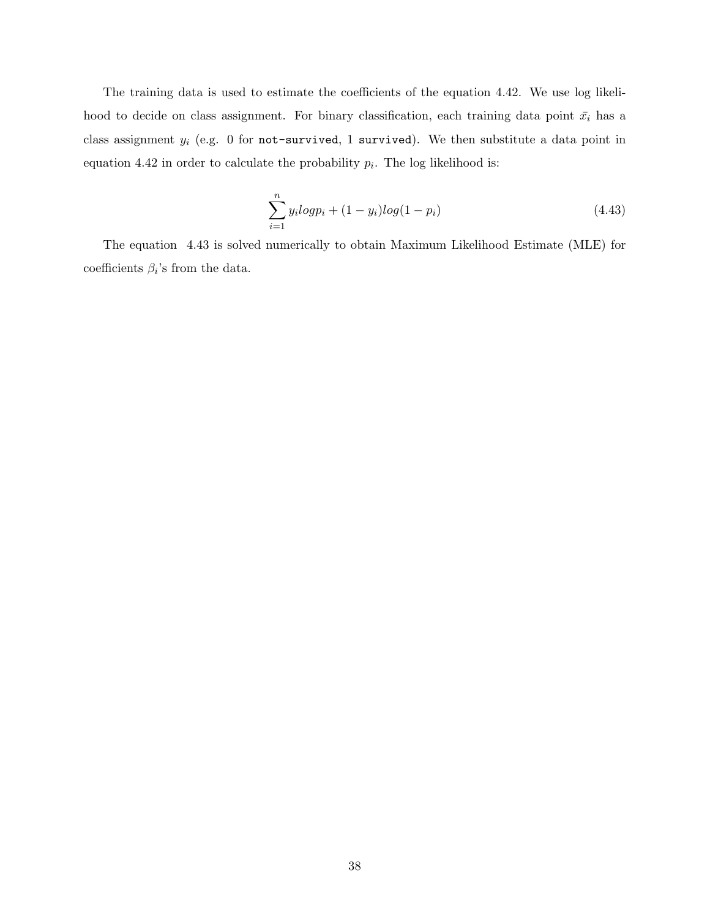The training data is used to estimate the coefficients of the equation 4.42. We use log likelihood to decide on class assignment. For binary classification, each training data point $\bar{x_i}$ has a class assignment $y_i$ (e.g. 0 for `not-survived`, 1 `survived`). We then substitute a data point in equation 4.42 in order to calculate the probability $p_i$. The log likelihood is:

$$\sum_{i=1}^{n} y_i log p_i + (1 - y_i) log(1 - p_i) \tag{4.43}$$

The equation 4.43 is solved numerically to obtain Maximum Likelihood Estimate (MLE) for coefficients $\beta_i$'s from the data.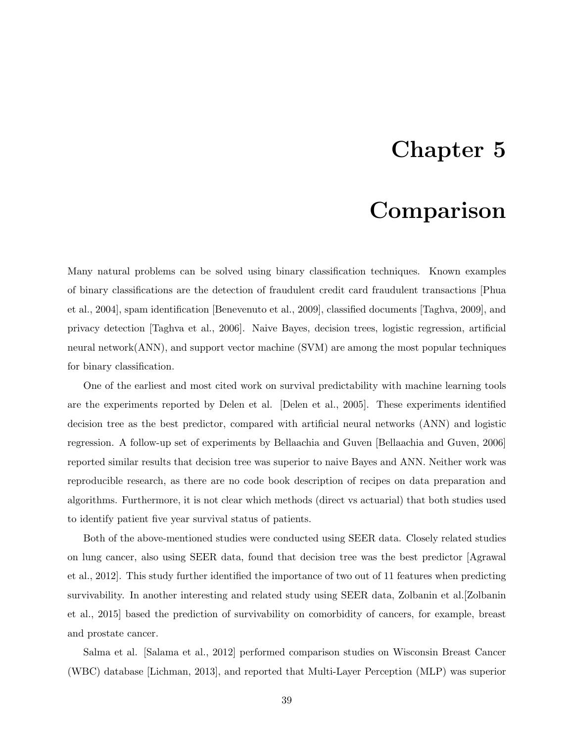# Chapter 5

# Comparison

Many natural problems can be solved using binary classification techniques. Known examples of binary classifications are the detection of fraudulent credit card fraudulent transactions [Phua et al., 2004], spam identification [Benevenuto et al., 2009], classified documents [Taghva, 2009], and privacy detection [Taghva et al., 2006]. Naive Bayes, decision trees, logistic regression, artificial neural network(ANN), and support vector machine (SVM) are among the most popular techniques for binary classification.

One of the earliest and most cited work on survival predictability with machine learning tools are the experiments reported by Delen et al. [Delen et al., 2005]. These experiments identified decision tree as the best predictor, compared with artificial neural networks (ANN) and logistic regression. A follow-up set of experiments by Bellaachia and Guven [Bellaachia and Guven, 2006] reported similar results that decision tree was superior to naive Bayes and ANN. Neither work was reproducible research, as there are no code book description of recipes on data preparation and algorithms. Furthermore, it is not clear which methods (direct vs actuarial) that both studies used to identify patient five year survival status of patients.

Both of the above-mentioned studies were conducted using SEER data. Closely related studies on lung cancer, also using SEER data, found that decision tree was the best predictor [Agrawal et al., 2012]. This study further identified the importance of two out of 11 features when predicting survivability. In another interesting and related study using SEER data, Zolbanin et al.[Zolbanin et al., 2015] based the prediction of survivability on comorbidity of cancers, for example, breast and prostate cancer.

Salma et al. [Salama et al., 2012] performed comparison studies on Wisconsin Breast Cancer (WBC) database [Lichman, 2013], and reported that Multi-Layer Perception (MLP) was superior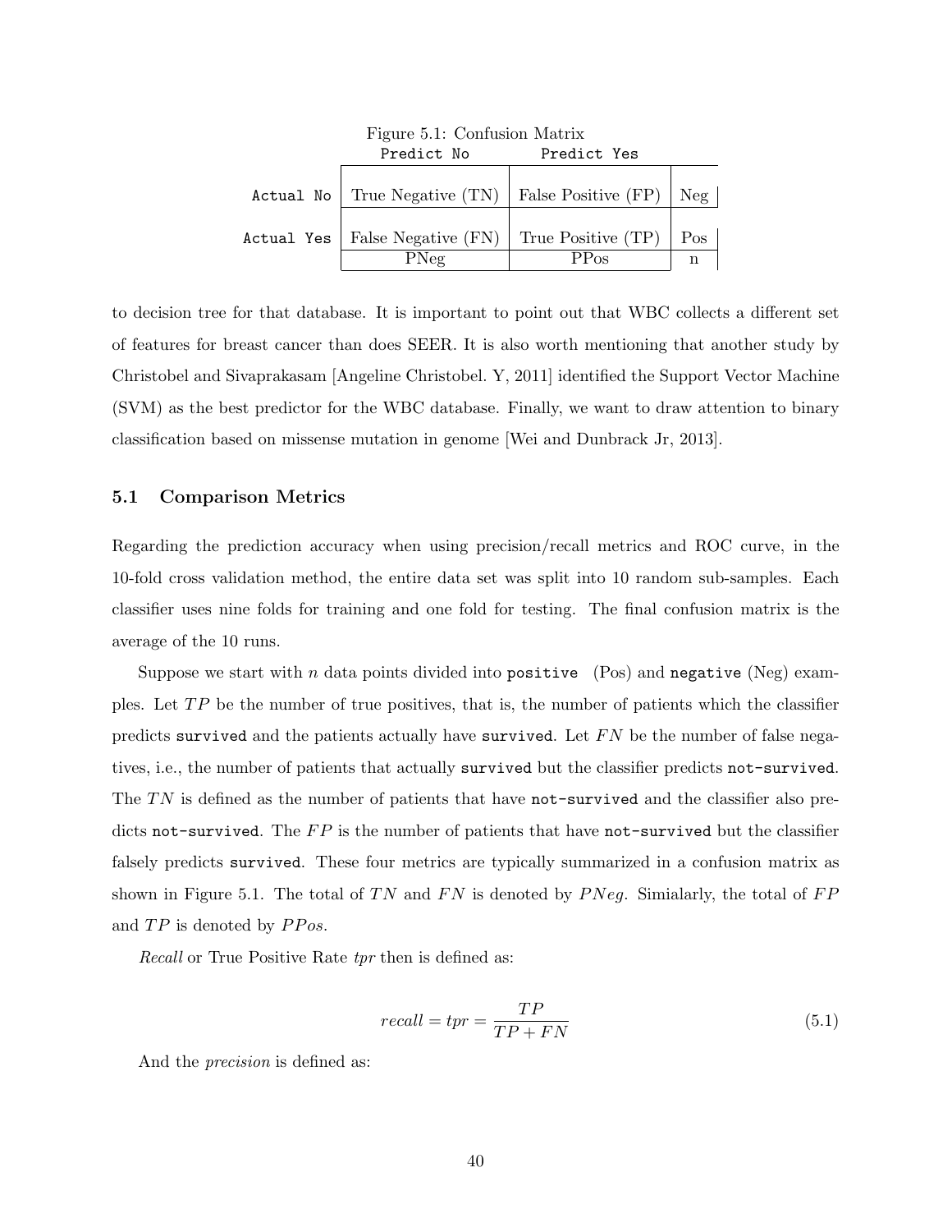Figure 5.1: Confusion Matrix

| | Predict No | Predict Yes | |
|---|---|---|---|
| Actual No | True Negative (TN) | False Positive (FP) | Neg |
| Actual Yes | False Negative (FN) | True Positive (TP) | Pos |
| | PNeg | PPos | n |

to decision tree for that database. It is important to point out that WBC collects a different set of features for breast cancer than does SEER. It is also worth mentioning that another study by Christobel and Sivaprakasam [Angeline Christobel. Y, 2011] identified the Support Vector Machine (SVM) as the best predictor for the WBC database. Finally, we want to draw attention to binary classification based on missense mutation in genome [Wei and Dunbrack Jr, 2013].

### 5.1 Comparison Metrics

Regarding the prediction accuracy when using precision/recall metrics and ROC curve, in the 10-fold cross validation method, the entire data set was split into 10 random sub-samples. Each classifier uses nine folds for training and one fold for testing. The final confusion matrix is the average of the 10 runs.

Suppose we start with $n$ data points divided into `positive` (Pos) and `negative` (Neg) examples. Let $TP$ be the number of true positives, that is, the number of patients which the classifier predicts `survived` and the patients actually have `survived`. Let $FN$ be the number of false negatives, i.e., the number of patients that actually `survived` but the classifier predicts `not-survived`. The $TN$ is defined as the number of patients that have `not-survived` and the classifier also predicts `not-survived`. The $FP$ is the number of patients that have `not-survived` but the classifier falsely predicts `survived`. These four metrics are typically summarized in a confusion matrix as shown in Figure 5.1. The total of $TN$ and $FN$ is denoted by $PNeg$. Simialarly, the total of $FP$ and $TP$ is denoted by $PPos$.

*Recall* or True Positive Rate *tpr* then is defined as:

$$recall = tpr = \frac{TP}{TP + FN} \tag{5.1}$$

And the *precision* is defined as: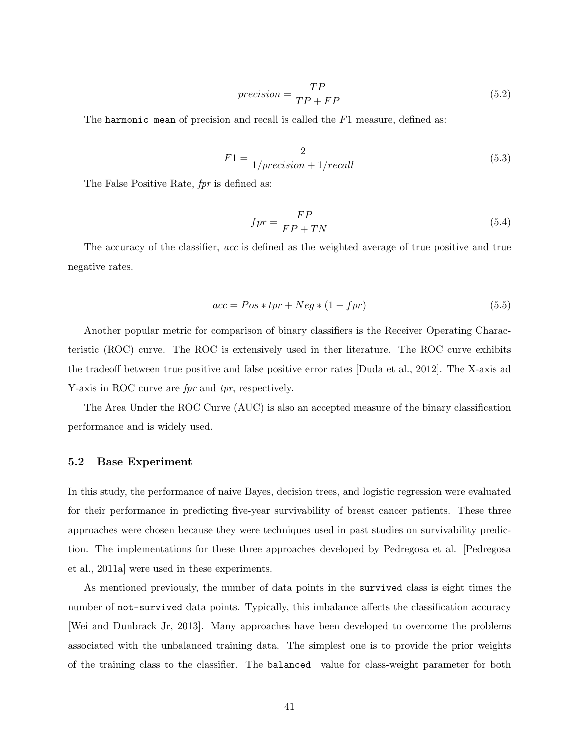$$precision = \frac{TP}{TP + FP} \tag{5.2}$$

The `harmonic mean` of precision and recall is called the $F1$ measure, defined as:

$$F1 = \frac{2}{1/precision + 1/recall} \tag{5.3}$$

The False Positive Rate, *fpr* is defined as:

$$fpr = \frac{FP}{FP + TN} \tag{5.4}$$

The accuracy of the classifier, *acc* is defined as the weighted average of true positive and true negative rates.

$$acc = Pos * tpr + Neg * (1 - fpr) \tag{5.5}$$

Another popular metric for comparison of binary classifiers is the Receiver Operating Characteristic (ROC) curve. The ROC is extensively used in ther literature. The ROC curve exhibits the tradeoff between true positive and false positive error rates [Duda et al., 2012]. The X-axis ad Y-axis in ROC curve are *fpr* and *tpr*, respectively.

The Area Under the ROC Curve (AUC) is also an accepted measure of the binary classification performance and is widely used.

### 5.2 Base Experiment

In this study, the performance of naive Bayes, decision trees, and logistic regression were evaluated for their performance in predicting five-year survivability of breast cancer patients. These three approaches were chosen because they were techniques used in past studies on survivability prediction. The implementations for these three approaches developed by Pedregosa et al. [Pedregosa et al., 2011a] were used in these experiments.

As mentioned previously, the number of data points in the `survived` class is eight times the number of `not-survived` data points. Typically, this imbalance affects the classification accuracy [Wei and Dunbrack Jr, 2013]. Many approaches have been developed to overcome the problems associated with the unbalanced training data. The simplest one is to provide the prior weights of the training class to the classifier. The `balanced` value for class-weight parameter for both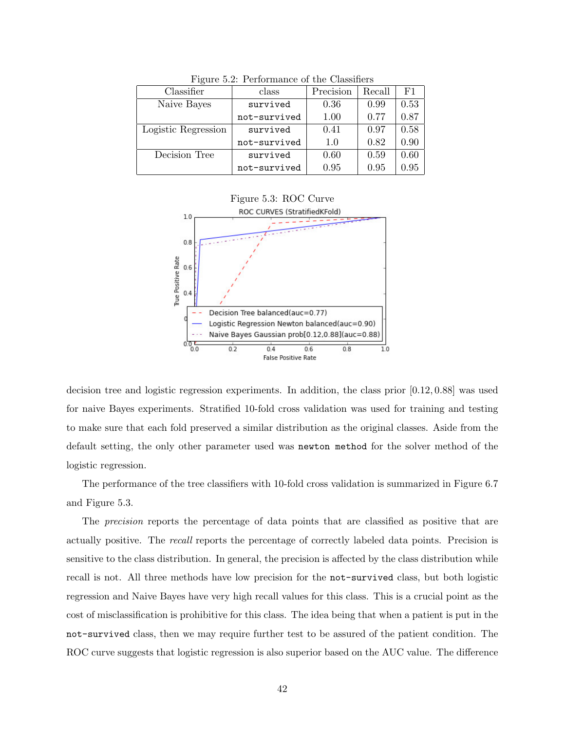Figure 5.2: Performance of the Classifiers

| Classifier | class | Precision | Recall | F1 |
|---|---|---|---|---|
| Naive Bayes | survived | 0.36 | 0.99 | 0.53 |
| | not-survived | 1.00 | 0.77 | 0.87 |
| Logistic Regression | survived | 0.41 | 0.97 | 0.58 |
| | not-survived | 1.0 | 0.82 | 0.90 |
| Decision Tree | survived | 0.60 | 0.59 | 0.60 |
| | not-survived | 0.95 | 0.95 | 0.95 |

Figure 5.3: ROC Curve

decision tree and logistic regression experiments. In addition, the class prior $[0.12, 0.88]$ was used for naive Bayes experiments. Stratified 10-fold cross validation was used for training and testing to make sure that each fold preserved a similar distribution as the original classes. Aside from the default setting, the only other parameter used was `newton method` for the solver method of the logistic regression.

The performance of the tree classifiers with 10-fold cross validation is summarized in Figure 6.7 and Figure 5.3.

The *precision* reports the percentage of data points that are classified as positive that are actually positive. The *recall* reports the percentage of correctly labeled data points. Precision is sensitive to the class distribution. In general, the precision is affected by the class distribution while recall is not. All three methods have low precision for the `not-survived` class, but both logistic regression and Naive Bayes have very high recall values for this class. This is a crucial point as the cost of misclassification is prohibitive for this class. The idea being that when a patient is put in the `not-survived` class, then we may require further test to be assured of the patient condition. The ROC curve suggests that logistic regression is also superior based on the AUC value. The difference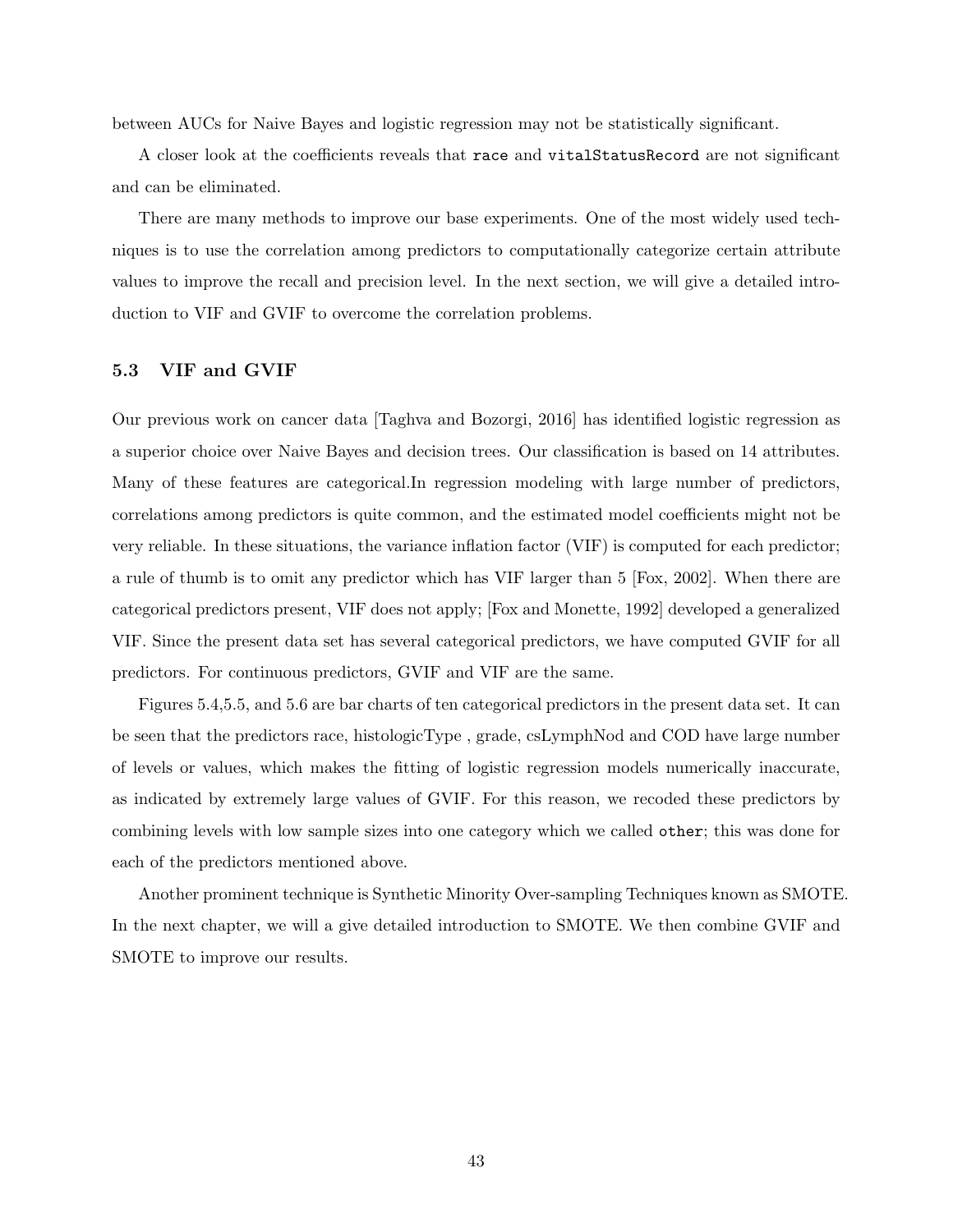between AUCs for Naive Bayes and logistic regression may not be statistically significant.

A closer look at the coefficients reveals that `race` and `vitalStatusRecord` are not significant and can be eliminated.

There are many methods to improve our base experiments. One of the most widely used techniques is to use the correlation among predictors to computationally categorize certain attribute values to improve the recall and precision level. In the next section, we will give a detailed introduction to VIF and GVIF to overcome the correlation problems.

### 5.3 VIF and GVIF

Our previous work on cancer data [Taghva and Bozorgi, 2016] has identified logistic regression as a superior choice over Naive Bayes and decision trees. Our classification is based on 14 attributes. Many of these features are categorical.In regression modeling with large number of predictors, correlations among predictors is quite common, and the estimated model coefficients might not be very reliable. In these situations, the variance inflation factor (VIF) is computed for each predictor; a rule of thumb is to omit any predictor which has VIF larger than 5 [Fox, 2002]. When there are categorical predictors present, VIF does not apply; [Fox and Monette, 1992] developed a generalized VIF. Since the present data set has several categorical predictors, we have computed GVIF for all predictors. For continuous predictors, GVIF and VIF are the same.

Figures 5.4,5.5, and 5.6 are bar charts of ten categorical predictors in the present data set. It can be seen that the predictors race, histologicType , grade, csLymphNod and COD have large number of levels or values, which makes the fitting of logistic regression models numerically inaccurate, as indicated by extremely large values of GVIF. For this reason, we recoded these predictors by combining levels with low sample sizes into one category which we called `other`; this was done for each of the predictors mentioned above.

Another prominent technique is Synthetic Minority Over-sampling Techniques known as SMOTE. In the next chapter, we will a give detailed introduction to SMOTE. We then combine GVIF and SMOTE to improve our results.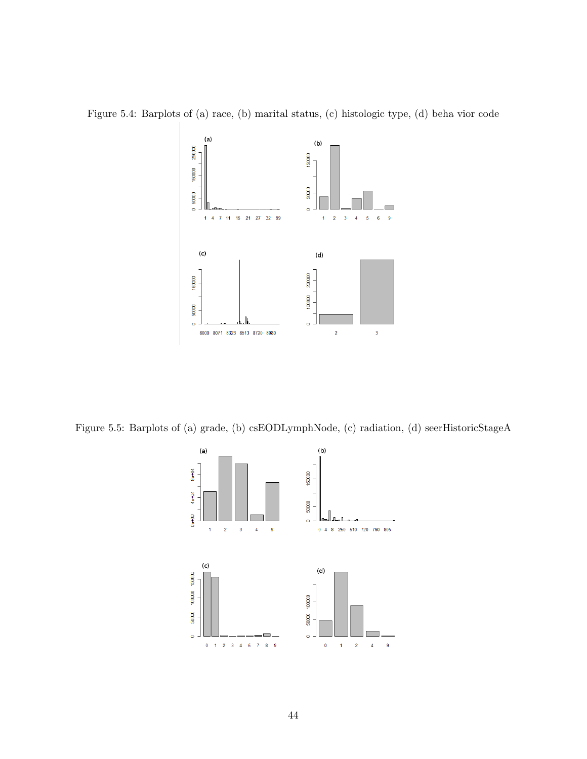Figure 5.4: Barplots of (a) race, (b) marital status, (c) histologic type, (d) beha vior code

Figure 5.5: Barplots of (a) grade, (b) csEODLymphNode, (c) radiation, (d) seerHistoricStageA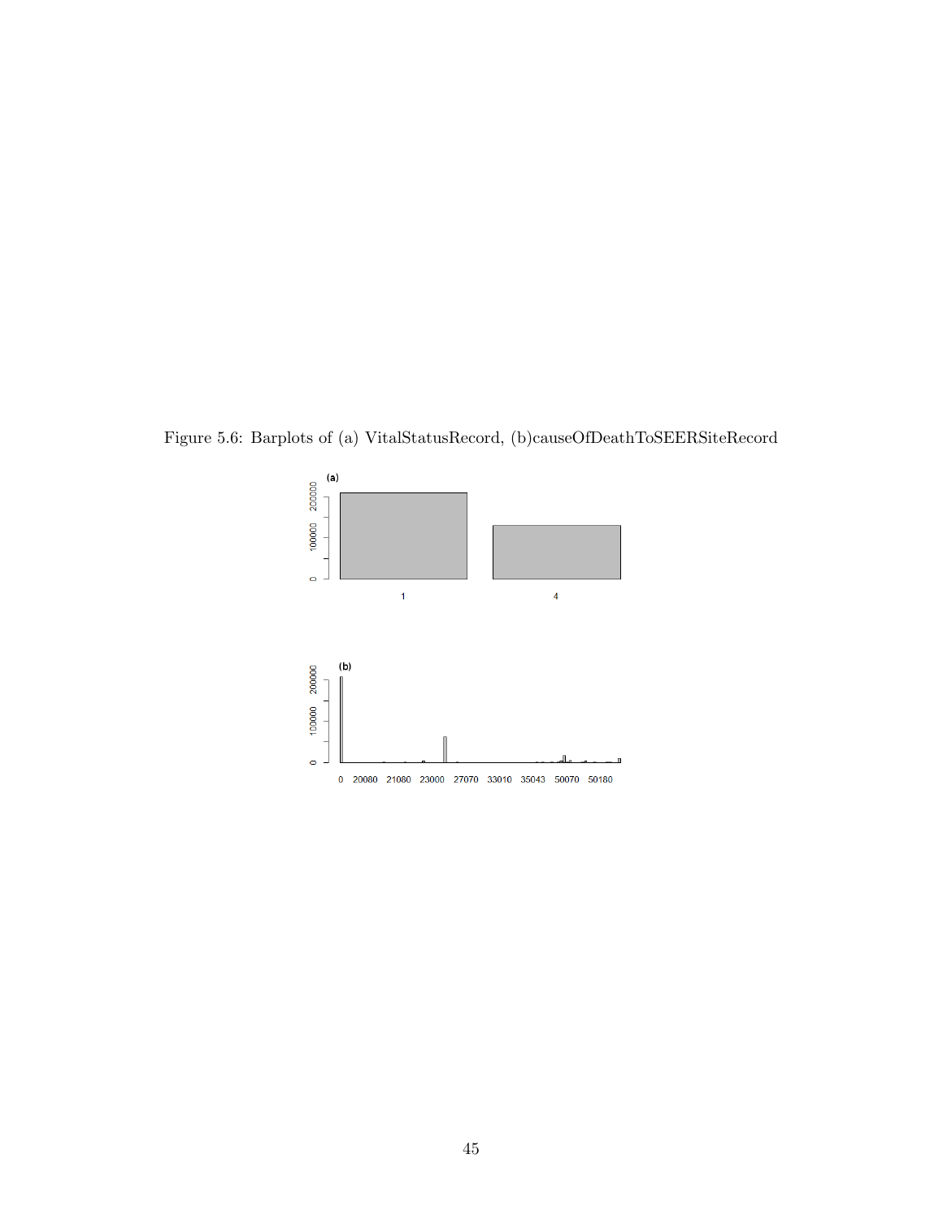Figure 5.6: Barplots of (a) VitalStatusRecord, (b)causeOfDeathToSEERSiteRecord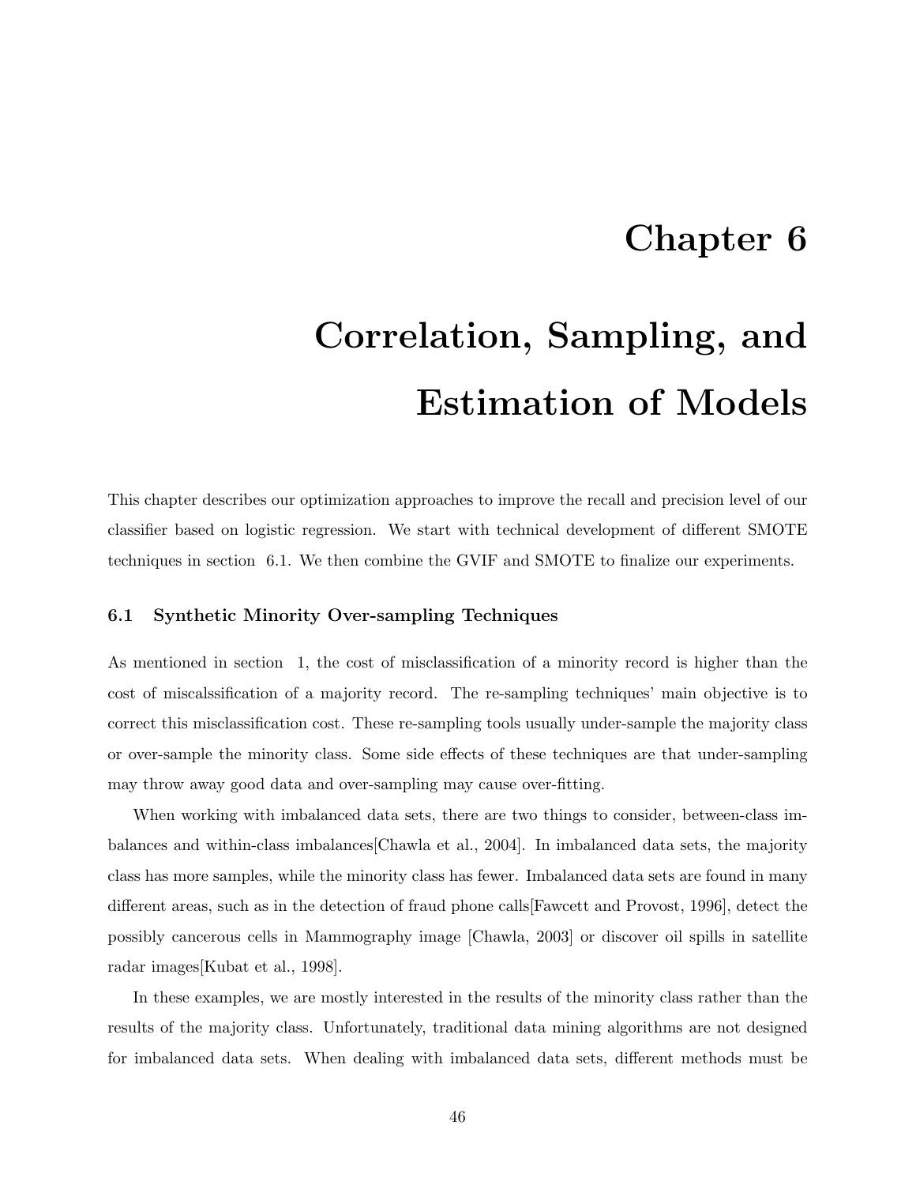# Chapter 6

# Correlation, Sampling, and Estimation of Models

This chapter describes our optimization approaches to improve the recall and precision level of our classifier based on logistic regression. We start with technical development of different SMOTE techniques in section 6.1. We then combine the GVIF and SMOTE to finalize our experiments.

### 6.1 Synthetic Minority Over-sampling Techniques

As mentioned in section 1, the cost of misclassification of a minority record is higher than the cost of miscalssification of a majority record. The re-sampling techniques' main objective is to correct this misclassification cost. These re-sampling tools usually under-sample the majority class or over-sample the minority class. Some side effects of these techniques are that under-sampling may throw away good data and over-sampling may cause over-fitting.

When working with imbalanced data sets, there are two things to consider, between-class imbalances and within-class imbalances[Chawla et al., 2004]. In imbalanced data sets, the majority class has more samples, while the minority class has fewer. Imbalanced data sets are found in many different areas, such as in the detection of fraud phone calls[Fawcett and Provost, 1996], detect the possibly cancerous cells in Mammography image [Chawla, 2003] or discover oil spills in satellite radar images[Kubat et al., 1998].

In these examples, we are mostly interested in the results of the minority class rather than the results of the majority class. Unfortunately, traditional data mining algorithms are not designed for imbalanced data sets. When dealing with imbalanced data sets, different methods must be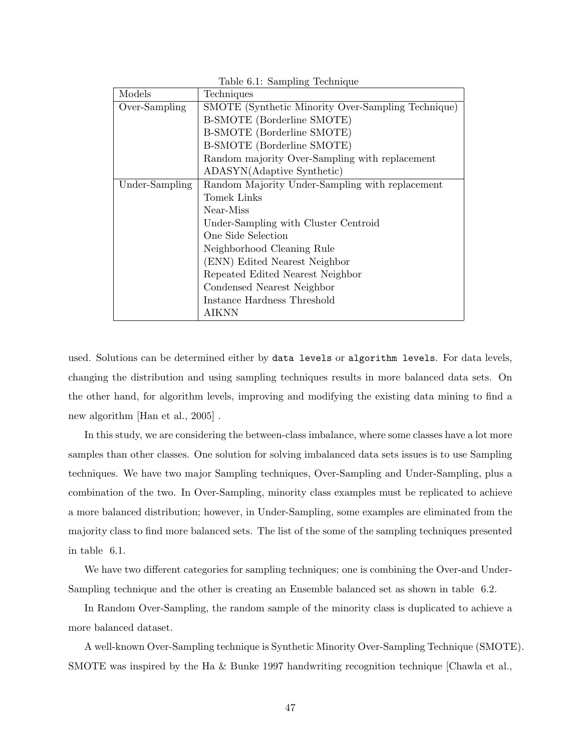Table 6.1: Sampling Technique

| Models | Techniques |
| --- | --- |
| Over-Sampling | SMOTE (Synthetic Minority Over-Sampling Technique) |
| | B-SMOTE (Borderline SMOTE) |
| | B-SMOTE (Borderline SMOTE) |
| | B-SMOTE (Borderline SMOTE) |
| | Random majority Over-Sampling with replacement |
| | ADASYN(Adaptive Synthetic) |
| Under-Sampling | Random Majority Under-Sampling with replacement |
| | Tomek Links |
| | Near-Miss |
| | Under-Sampling with Cluster Centroid |
| | One Side Selection |
| | Neighborhood Cleaning Rule |
| | (ENN) Edited Nearest Neighbor |
| | Repeated Edited Nearest Neighbor |
| | Condensed Nearest Neighbor |
| | Instance Hardness Threshold |
| | AIKNN |

used. Solutions can be determined either by `data levels` or `algorithm levels`. For data levels, changing the distribution and using sampling techniques results in more balanced data sets. On the other hand, for algorithm levels, improving and modifying the existing data mining to find a new algorithm [Han et al., 2005] .

In this study, we are considering the between-class imbalance, where some classes have a lot more samples than other classes. One solution for solving imbalanced data sets issues is to use Sampling techniques. We have two major Sampling techniques, Over-Sampling and Under-Sampling, plus a combination of the two. In Over-Sampling, minority class examples must be replicated to achieve a more balanced distribution; however, in Under-Sampling, some examples are eliminated from the majority class to find more balanced sets. The list of the some of the sampling techniques presented in table 6.1.

We have two different categories for sampling techniques; one is combining the Over-and Under-Sampling technique and the other is creating an Ensemble balanced set as shown in table 6.2.

In Random Over-Sampling, the random sample of the minority class is duplicated to achieve a more balanced dataset.

A well-known Over-Sampling technique is Synthetic Minority Over-Sampling Technique (SMOTE). SMOTE was inspired by the Ha & Bunke 1997 handwriting recognition technique [Chawla et al.,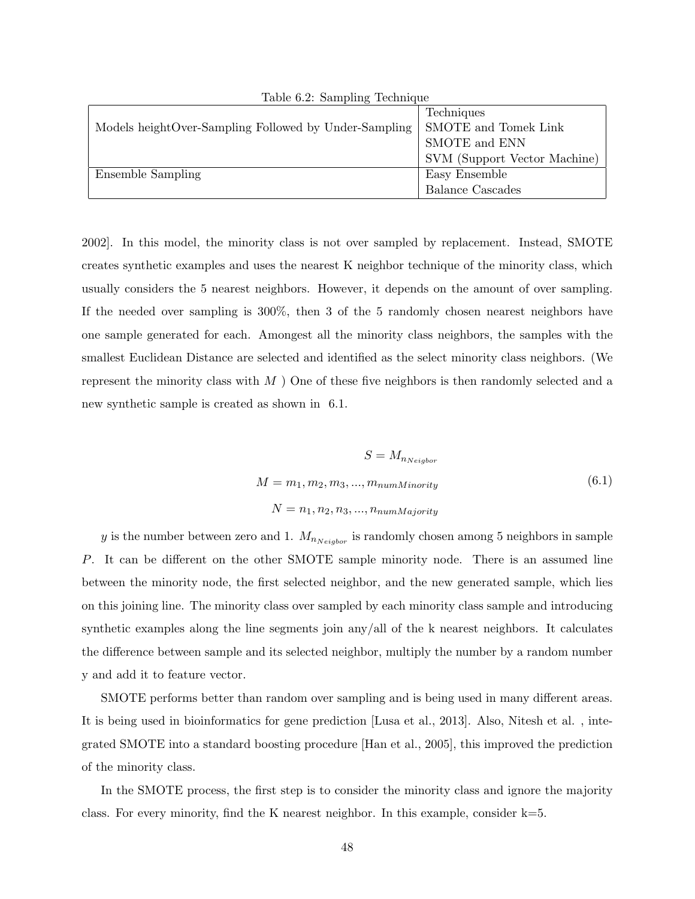Table 6.2: Sampling Technique

| Models heightOver-Sampling Followed by Under-Sampling | Techniques |
|---|---|
| | SMOTE and Tomek Link |
| | SMOTE and ENN |
| | SVM (Support Vector Machine) |
| Ensemble Sampling | Easy Ensemble |
| | Balance Cascades |

2002]. In this model, the minority class is not over sampled by replacement. Instead, SMOTE creates synthetic examples and uses the nearest K neighbor technique of the minority class, which usually considers the 5 nearest neighbors. However, it depends on the amount of over sampling. If the needed over sampling is 300%, then 3 of the 5 randomly chosen nearest neighbors have one sample generated for each. Amongest all the minority class neighbors, the samples with the smallest Euclidean Distance are selected and identified as the select minority class neighbors. (We represent the minority class with $M$ ) One of these five neighbors is then randomly selected and a new synthetic sample is created as shown in 6.1.

$$
\begin{aligned}
S &= M_{n_{Neigbor}} \\
M &= m_1, m_2, m_3, ..., m_{numMinority} \\
N &= n_1, n_2, n_3, ..., n_{numMajority}
\end{aligned}
\tag{6.1}
$$

$y$ is the number between zero and 1. $M_{n_{Neigbor}}$ is randomly chosen among 5 neighbors in sample $P$. It can be different on the other SMOTE sample minority node. There is an assumed line between the minority node, the first selected neighbor, and the new generated sample, which lies on this joining line. The minority class over sampled by each minority class sample and introducing synthetic examples along the line segments join any/all of the k nearest neighbors. It calculates the difference between sample and its selected neighbor, multiply the number by a random number y and add it to feature vector.

SMOTE performs better than random over sampling and is being used in many different areas. It is being used in bioinformatics for gene prediction [Lusa et al., 2013]. Also, Nitesh et al. , integrated SMOTE into a standard boosting procedure [Han et al., 2005], this improved the prediction of the minority class.

In the SMOTE process, the first step is to consider the minority class and ignore the majority class. For every minority, find the K nearest neighbor. In this example, consider k=5.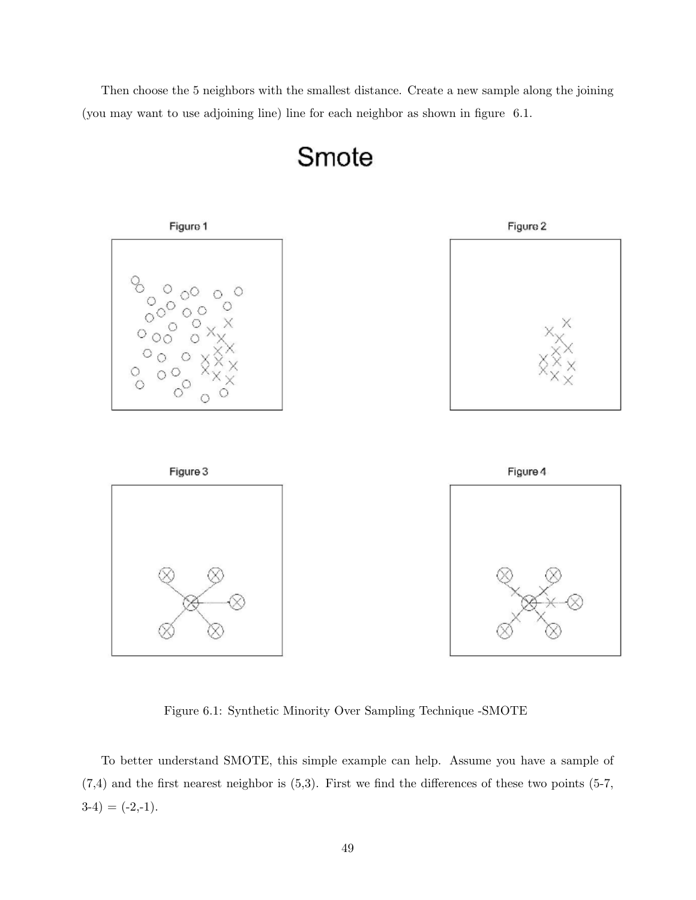Then choose the 5 neighbors with the smallest distance. Create a new sample along the joining (you may want to use adjoining line) line for each neighbor as shown in figure 6.1.

Figure 6.1: Synthetic Minority Over Sampling Technique -SMOTE

To better understand SMOTE, this simple example can help. Assume you have a sample of (7,4) and the first nearest neighbor is (5,3). First we find the differences of these two points (5-7, 3-4) = (-2,-1).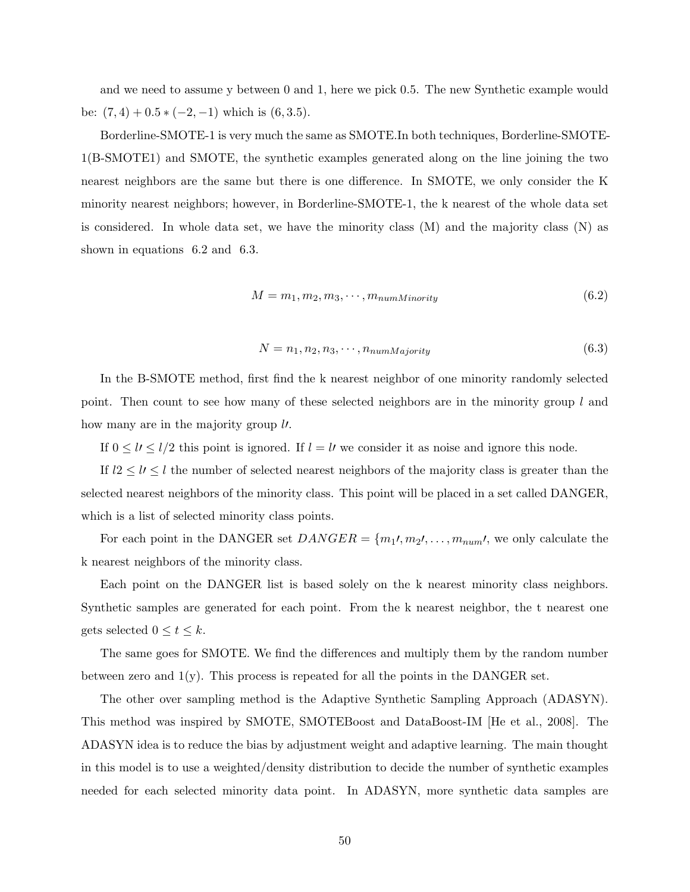and we need to assume y between 0 and 1, here we pick 0.5. The new Synthetic example would be: $(7, 4) + 0.5 * (-2, -1)$ which is $(6, 3.5)$.

Borderline-SMOTE-1 is very much the same as SMOTE.In both techniques, Borderline-SMOTE-1(B-SMOTE1) and SMOTE, the synthetic examples generated along on the line joining the two nearest neighbors are the same but there is one difference. In SMOTE, we only consider the K minority nearest neighbors; however, in Borderline-SMOTE-1, the k nearest of the whole data set is considered. In whole data set, we have the minority class (M) and the majority class (N) as shown in equations 6.2 and 6.3.

$$M = m_1, m_2, m_3, \cdots, m_{numMinority} \tag{6.2}$$

$$N = n_1, n_2, n_3, \cdots, n_{numMajority} \tag{6.3}$$

In the B-SMOTE method, first find the k nearest neighbor of one minority randomly selected point. Then count to see how many of these selected neighbors are in the minority group $l$ and how many are in the majority group $l\prime$.

If $0 \leq l\prime \leq l/2$ this point is ignored. If $l = l\prime$ we consider it as noise and ignore this node.

If $l2 \leq l\prime \leq l$ the number of selected nearest neighbors of the majority class is greater than the selected nearest neighbors of the minority class. This point will be placed in a set called DANGER, which is a list of selected minority class points.

For each point in the DANGER set $DANGER = \{m_1\prime, m_2\prime, \ldots, m_{num}\prime$, we only calculate the k nearest neighbors of the minority class.

Each point on the DANGER list is based solely on the k nearest minority class neighbors. Synthetic samples are generated for each point. From the k nearest neighbor, the t nearest one gets selected $0 \leq t \leq k$.

The same goes for SMOTE. We find the differences and multiply them by the random number between zero and 1(y). This process is repeated for all the points in the DANGER set.

The other over sampling method is the Adaptive Synthetic Sampling Approach (ADASYN). This method was inspired by SMOTE, SMOTEBoost and DataBoost-IM [He et al., 2008]. The ADASYN idea is to reduce the bias by adjustment weight and adaptive learning. The main thought in this model is to use a weighted/density distribution to decide the number of synthetic examples needed for each selected minority data point. In ADASYN, more synthetic data samples are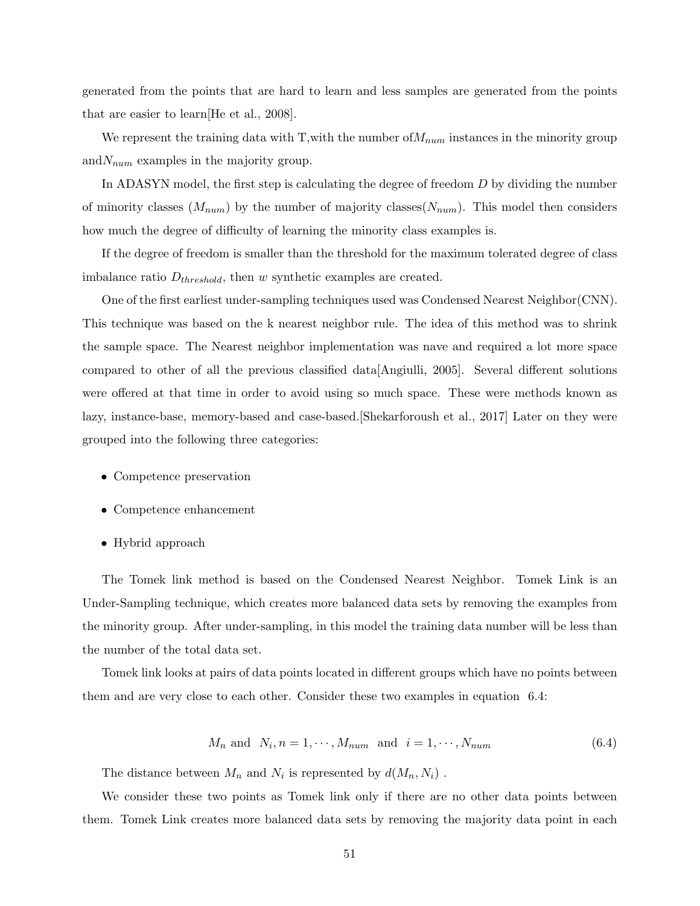generated from the points that are hard to learn and less samples are generated from the points that are easier to learn[He et al., 2008].

We represent the training data with T,with the number of$M_{num}$ instances in the minority group and$N_{num}$ examples in the majority group.

In ADASYN model, the first step is calculating the degree of freedom $D$ by dividing the number of minority classes ($M_{num}$) by the number of majority classes($N_{num}$). This model then considers how much the degree of difficulty of learning the minority class examples is.

If the degree of freedom is smaller than the threshold for the maximum tolerated degree of class imbalance ratio $D_{threshold}$, then $w$ synthetic examples are created.

One of the first earliest under-sampling techniques used was Condensed Nearest Neighbor(CNN). This technique was based on the k nearest neighbor rule. The idea of this method was to shrink the sample space. The Nearest neighbor implementation was nave and required a lot more space compared to other of all the previous classified data[Angiulli, 2005]. Several different solutions were offered at that time in order to avoid using so much space. These were methods known as lazy, instance-base, memory-based and case-based.[Shekarforoush et al., 2017] Later on they were grouped into the following three categories:

- Competence preservation
- Competence enhancement
- Hybrid approach

The Tomek link method is based on the Condensed Nearest Neighbor. Tomek Link is an Under-Sampling technique, which creates more balanced data sets by removing the examples from the minority group. After under-sampling, in this model the training data number will be less than the number of the total data set.

Tomek link looks at pairs of data points located in different groups which have no points between them and are very close to each other. Consider these two examples in equation 6.4:

$$M_n \text{ and } \; N_i, n = 1, \cdots, M_{num} \; \text{ and } \; i = 1, \cdots, N_{num} \tag{6.4}$$

The distance between $M_n$ and $N_i$ is represented by $d(M_n, N_i)$ .

We consider these two points as Tomek link only if there are no other data points between them. Tomek Link creates more balanced data sets by removing the majority data point in each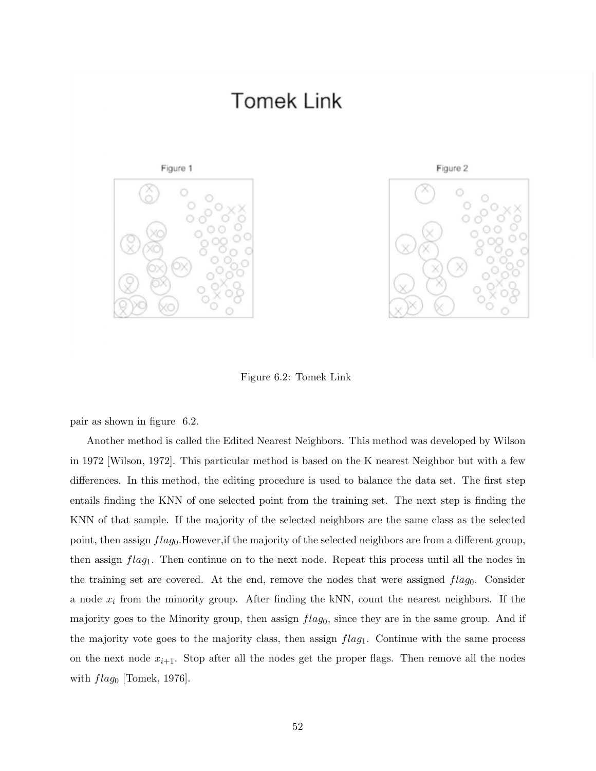Figure 6.2: Tomek Link

pair as shown in figure 6.2.

Another method is called the Edited Nearest Neighbors. This method was developed by Wilson in 1972 [Wilson, 1972]. This particular method is based on the K nearest Neighbor but with a few differences. In this method, the editing procedure is used to balance the data set. The first step entails finding the KNN of one selected point from the training set. The next step is finding the KNN of that sample. If the majority of the selected neighbors are the same class as the selected point, then assign $flag_0$.However,if the majority of the selected neighbors are from a different group, then assign $flag_1$. Then continue on to the next node. Repeat this process until all the nodes in the training set are covered. At the end, remove the nodes that were assigned $flag_0$. Consider a node $x_i$ from the minority group. After finding the kNN, count the nearest neighbors. If the majority goes to the Minority group, then assign $flag_0$, since they are in the same group. And if the majority vote goes to the majority class, then assign $flag_1$. Continue with the same process on the next node $x_{i+1}$. Stop after all the nodes get the proper flags. Then remove all the nodes with $flag_0$ [Tomek, 1976].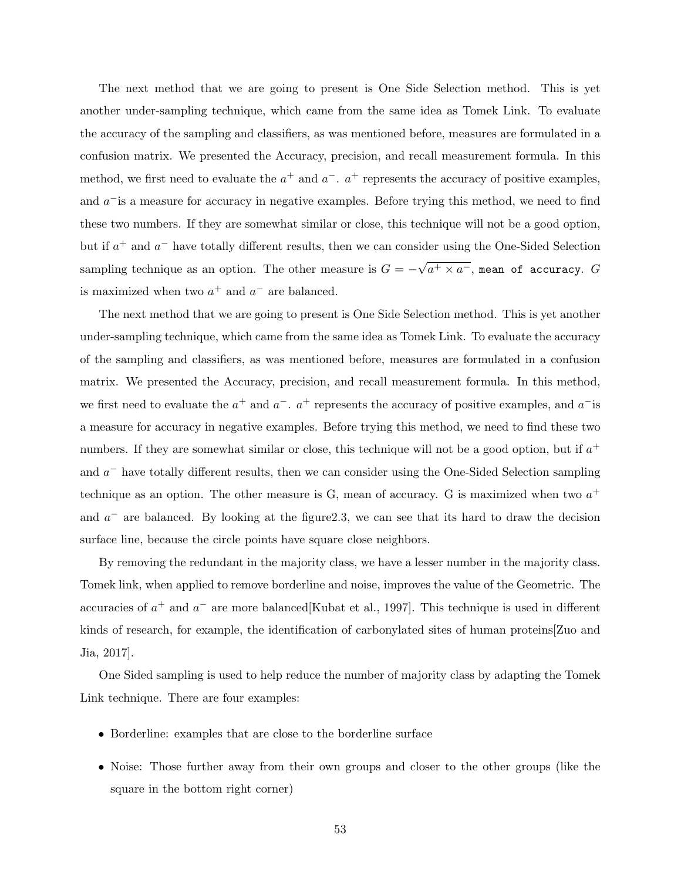The next method that we are going to present is One Side Selection method. This is yet another under-sampling technique, which came from the same idea as Tomek Link. To evaluate the accuracy of the sampling and classifiers, as was mentioned before, measures are formulated in a confusion matrix. We presented the Accuracy, precision, and recall measurement formula. In this method, we first need to evaluate the $a^+$ and $a^-$. $a^+$ represents the accuracy of positive examples, and $a^-$is a measure for accuracy in negative examples. Before trying this method, we need to find these two numbers. If they are somewhat similar or close, this technique will not be a good option, but if $a^+$ and $a^-$ have totally different results, then we can consider using the One-Sided Selection sampling technique as an option. The other measure is $G = -\sqrt{a^+ \times a^-}$, `mean of accuracy`. $G$ is maximized when two $a^+$ and $a^-$ are balanced.

The next method that we are going to present is One Side Selection method. This is yet another under-sampling technique, which came from the same idea as Tomek Link. To evaluate the accuracy of the sampling and classifiers, as was mentioned before, measures are formulated in a confusion matrix. We presented the Accuracy, precision, and recall measurement formula. In this method, we first need to evaluate the $a^+$ and $a^-$. $a^+$ represents the accuracy of positive examples, and $a^-$is a measure for accuracy in negative examples. Before trying this method, we need to find these two numbers. If they are somewhat similar or close, this technique will not be a good option, but if $a^+$ and $a^-$ have totally different results, then we can consider using the One-Sided Selection sampling technique as an option. The other measure is G, mean of accuracy. G is maximized when two $a^+$ and $a^-$ are balanced. By looking at the figure2.3, we can see that its hard to draw the decision surface line, because the circle points have square close neighbors.

By removing the redundant in the majority class, we have a lesser number in the majority class. Tomek link, when applied to remove borderline and noise, improves the value of the Geometric. The accuracies of $a^+$ and $a^-$ are more balanced[Kubat et al., 1997]. This technique is used in different kinds of research, for example, the identification of carbonylated sites of human proteins[Zuo and Jia, 2017].

One Sided sampling is used to help reduce the number of majority class by adapting the Tomek Link technique. There are four examples:

- Borderline: examples that are close to the borderline surface
- Noise: Those further away from their own groups and closer to the other groups (like the square in the bottom right corner)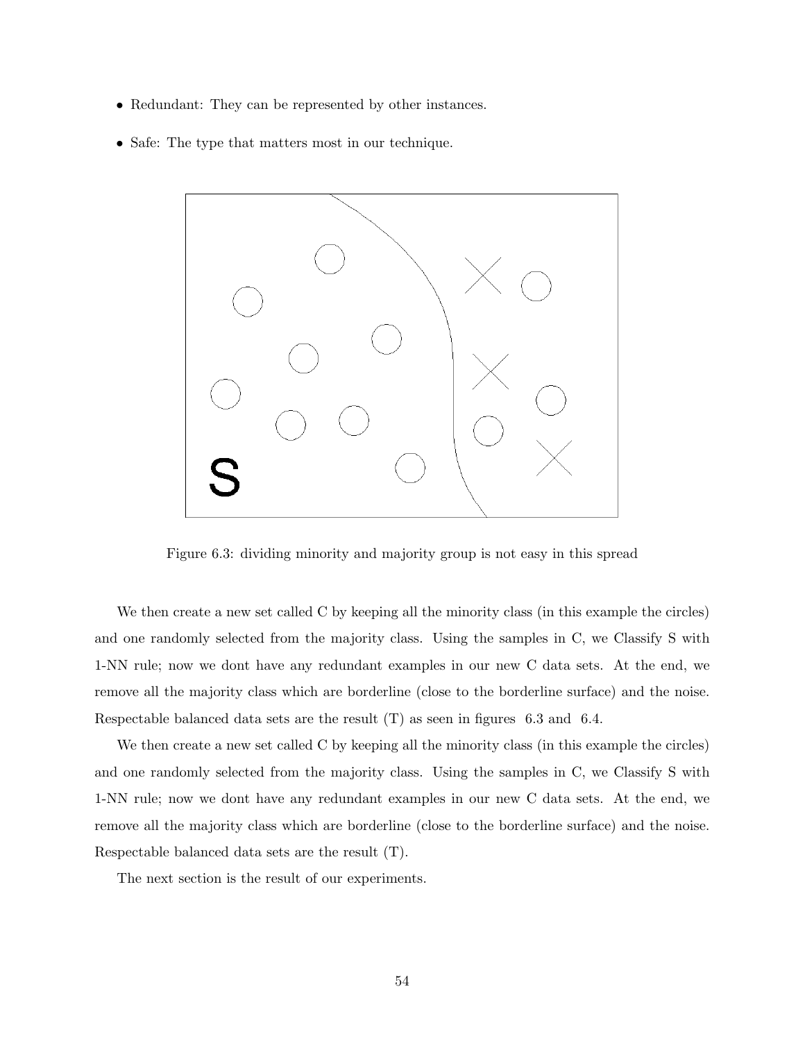- Redundant: They can be represented by other instances.
- Safe: The type that matters most in our technique.

Figure 6.3: dividing minority and majority group is not easy in this spread

We then create a new set called C by keeping all the minority class (in this example the circles) and one randomly selected from the majority class. Using the samples in C, we Classify S with 1-NN rule; now we dont have any redundant examples in our new C data sets. At the end, we remove all the majority class which are borderline (close to the borderline surface) and the noise. Respectable balanced data sets are the result (T) as seen in figures 6.3 and 6.4.

We then create a new set called C by keeping all the minority class (in this example the circles) and one randomly selected from the majority class. Using the samples in C, we Classify S with 1-NN rule; now we dont have any redundant examples in our new C data sets. At the end, we remove all the majority class which are borderline (close to the borderline surface) and the noise. Respectable balanced data sets are the result (T).

The next section is the result of our experiments.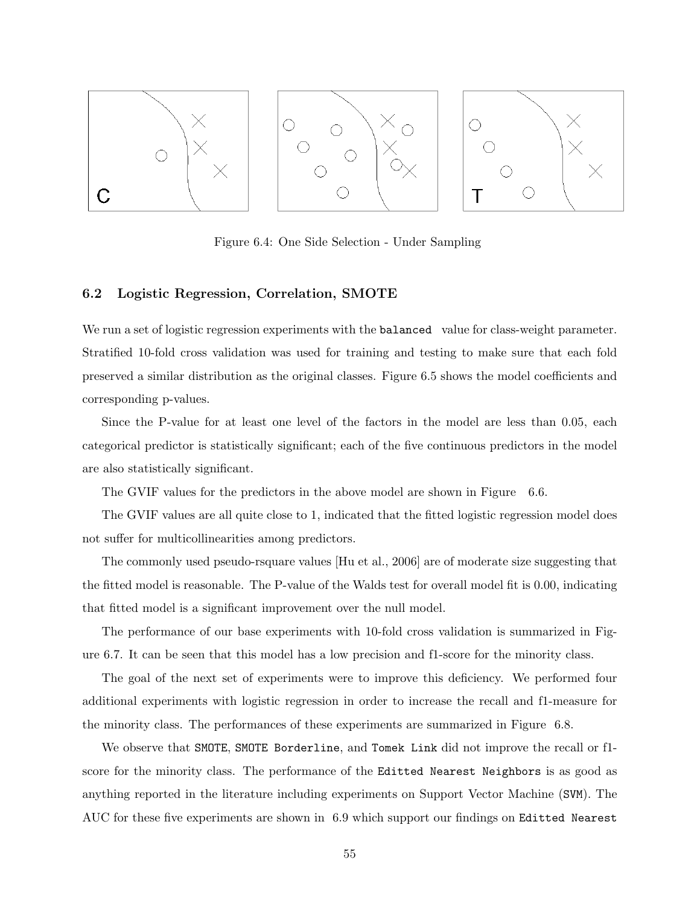Figure 6.4: One Side Selection - Under Sampling

### 6.2 Logistic Regression, Correlation, SMOTE

We run a set of logistic regression experiments with the `balanced` value for class-weight parameter. Stratified 10-fold cross validation was used for training and testing to make sure that each fold preserved a similar distribution as the original classes. Figure 6.5 shows the model coefficients and corresponding p-values.

Since the P-value for at least one level of the factors in the model are less than 0.05, each categorical predictor is statistically significant; each of the five continuous predictors in the model are also statistically significant.

The GVIF values for the predictors in the above model are shown in Figure 6.6.

The GVIF values are all quite close to 1, indicated that the fitted logistic regression model does not suffer for multicollinearities among predictors.

The commonly used pseudo-rsquare values [Hu et al., 2006] are of moderate size suggesting that the fitted model is reasonable. The P-value of the Walds test for overall model fit is 0.00, indicating that fitted model is a significant improvement over the null model.

The performance of our base experiments with 10-fold cross validation is summarized in Figure 6.7. It can be seen that this model has a low precision and f1-score for the minority class.

The goal of the next set of experiments were to improve this deficiency. We performed four additional experiments with logistic regression in order to increase the recall and f1-measure for the minority class. The performances of these experiments are summarized in Figure 6.8.

We observe that `SMOTE`, `SMOTE Borderline`, and `Tomek Link` did not improve the recall or f1-score for the minority class. The performance of the `Editted Nearest Neighbors` is as good as anything reported in the literature including experiments on Support Vector Machine (`SVM`). The AUC for these five experiments are shown in 6.9 which support our findings on `Editted Nearest`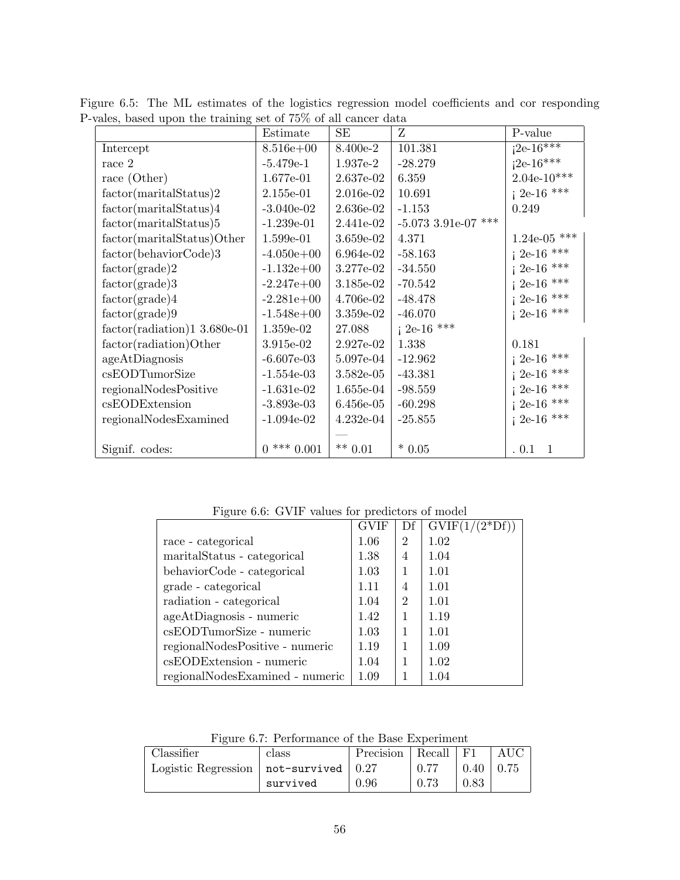Figure 6.5: The ML estimates of the logistics regression model coefficients and cor responding P-vales, based upon the training set of 75% of all cancer data

| | Estimate | SE | Z | P-value |
|---|---|---|---|---|
| Intercept | 8.516e+00 | 8.400e-2 | 101.381 | ¡2e-16*** |
| race 2 | -5.479e-1 | 1.937e-2 | -28.279 | ¡2e-16*** |
| race (Other) | 1.677e-01 | 2.637e-02 | 6.359 | 2.04e-10*** |
| factor(maritalStatus)2 | 2.155e-01 | 2.016e-02 | 10.691 | ¡ 2e-16 *** |
| factor(maritalStatus)4 | -3.040e-02 | 2.636e-02 | -1.153 | 0.249 |
| factor(maritalStatus)5 | -1.239e-01 | 2.441e-02 | -5.073 3.91e-07 *** | |
| factor(maritalStatus)Other | 1.599e-01 | 3.659e-02 | 4.371 | 1.24e-05 *** |
| factor(behaviorCode)3 | -4.050e+00 | 6.964e-02 | -58.163 | ¡ 2e-16 *** |
| factor(grade)2 | -1.132e+00 | 3.277e-02 | -34.550 | ¡ 2e-16 *** |
| factor(grade)3 | -2.247e+00 | 3.185e-02 | -70.542 | ¡ 2e-16 *** |
| factor(grade)4 | -2.281e+00 | 4.706e-02 | -48.478 | ¡ 2e-16 *** |
| factor(grade)9 | -1.548e+00 | 3.359e-02 | -46.070 | ¡ 2e-16 *** |
| factor(radiation)1 3.680e-01 | 1.359e-02 | 27.088 | ¡ 2e-16 *** | |
| factor(radiation)Other | 3.915e-02 | 2.927e-02 | 1.338 | 0.181 |
| ageAtDiagnosis | -6.607e-03 | 5.097e-04 | -12.962 | ¡ 2e-16 *** |
| csEODTumorSize | -1.554e-03 | 3.582e-05 | -43.381 | ¡ 2e-16 *** |
| regionalNodesPositive | -1.631e-02 | 1.655e-04 | -98.559 | ¡ 2e-16 *** |
| csEODExtension | -3.893e-03 | 6.456e-05 | -60.298 | ¡ 2e-16 *** |
| regionalNodesExamined | -1.094e-02 | 4.232e-04 | -25.855 | ¡ 2e-16 *** |
| | | — | | |
| Signif. codes: | 0 *** 0.001 | ** 0.01 | * 0.05 | . 0.1 1 |

Figure 6.6: GVIF values for predictors of model

| | GVIF | Df | GVIF(1/(2*Df)) |
|---|---|---|---|
| race - categorical | 1.06 | 2 | 1.02 |
| maritalStatus - categorical | 1.38 | 4 | 1.04 |
| behaviorCode - categorical | 1.03 | 1 | 1.01 |
| grade - categorical | 1.11 | 4 | 1.01 |
| radiation - categorical | 1.04 | 2 | 1.01 |
| ageAtDiagnosis - numeric | 1.42 | 1 | 1.19 |
| csEODTumorSize - numeric | 1.03 | 1 | 1.01 |
| regionalNodesPositive - numeric | 1.19 | 1 | 1.09 |
| csEODExtension - numeric | 1.04 | 1 | 1.02 |
| regionalNodesExamined - numeric | 1.09 | 1 | 1.04 |

Figure 6.7: Performance of the Base Experiment

| Classifier | class | Precision | Recall | F1 | AUC |
|---|---|---|---|---|---|
| Logistic Regression | `not-survived` | 0.27 | 0.77 | 0.40 | 0.75 |
| | `survived` | 0.96 | 0.73 | 0.83 | |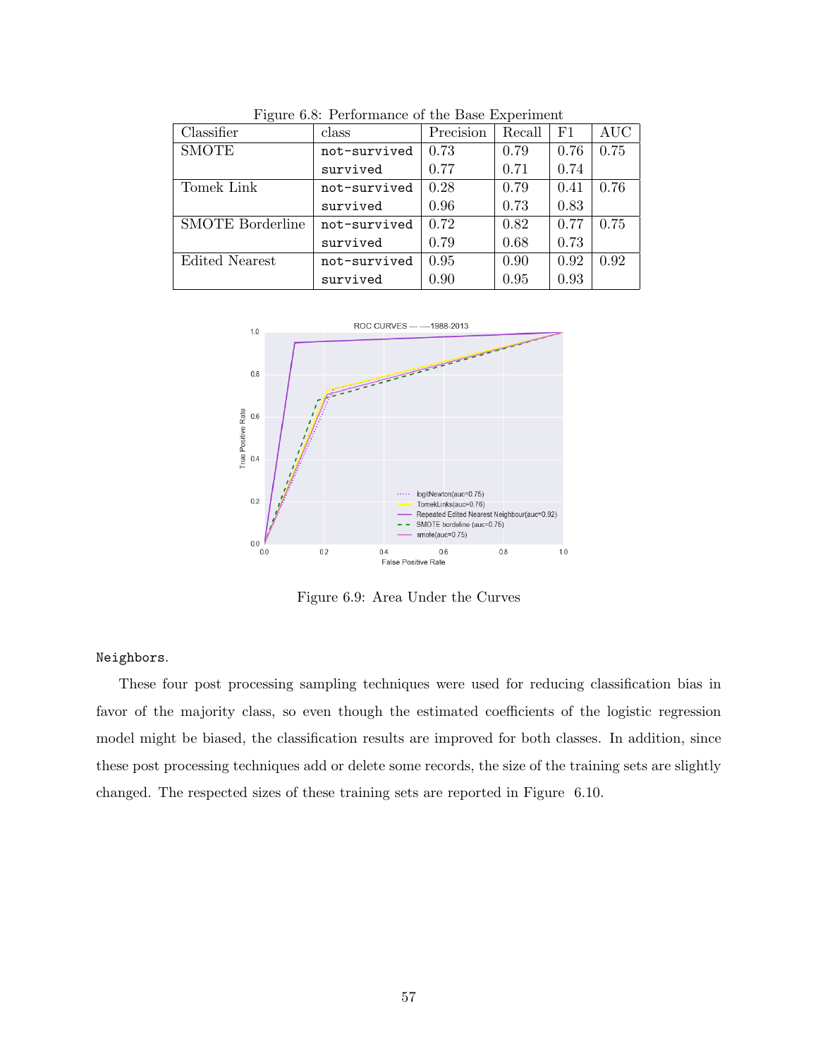Figure 6.8: Performance of the Base Experiment

| Classifier | class | Precision | Recall | F1 | AUC |
|---|---|---|---|---|---|
| SMOTE | not-survived | 0.73 | 0.79 | 0.76 | 0.75 |
| | survived | 0.77 | 0.71 | 0.74 | |
| Tomek Link | not-survived | 0.28 | 0.79 | 0.41 | 0.76 |
| | survived | 0.96 | 0.73 | 0.83 | |
| SMOTE Borderline | not-survived | 0.72 | 0.82 | 0.77 | 0.75 |
| | survived | 0.79 | 0.68 | 0.73 | |
| Edited Nearest | not-survived | 0.95 | 0.90 | 0.92 | 0.92 |
| | survived | 0.90 | 0.95 | 0.93 | |

Figure 6.9: Area Under the Curves

Neighbors.

These four post processing sampling techniques were used for reducing classification bias in favor of the majority class, so even though the estimated coefficients of the logistic regression model might be biased, the classification results are improved for both classes. In addition, since these post processing techniques add or delete some records, the size of the training sets are slightly changed. The respected sizes of these training sets are reported in Figure 6.10.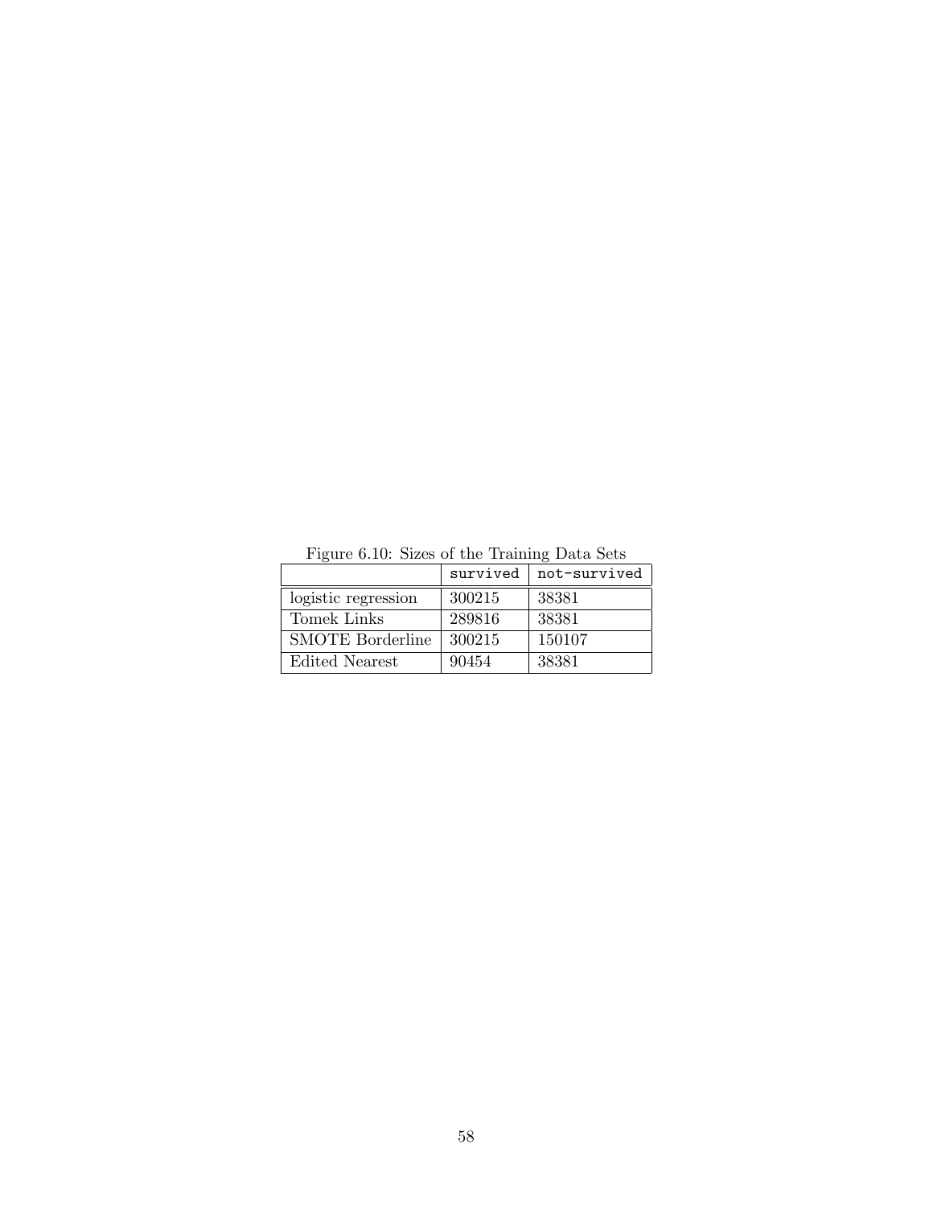Figure 6.10: Sizes of the Training Data Sets

| | survived | not-survived |
|---|---|---|
| logistic regression | 300215 | 38381 |
| Tomek Links | 289816 | 38381 |
| SMOTE Borderline | 300215 | 150107 |
| Edited Nearest | 90454 | 38381 |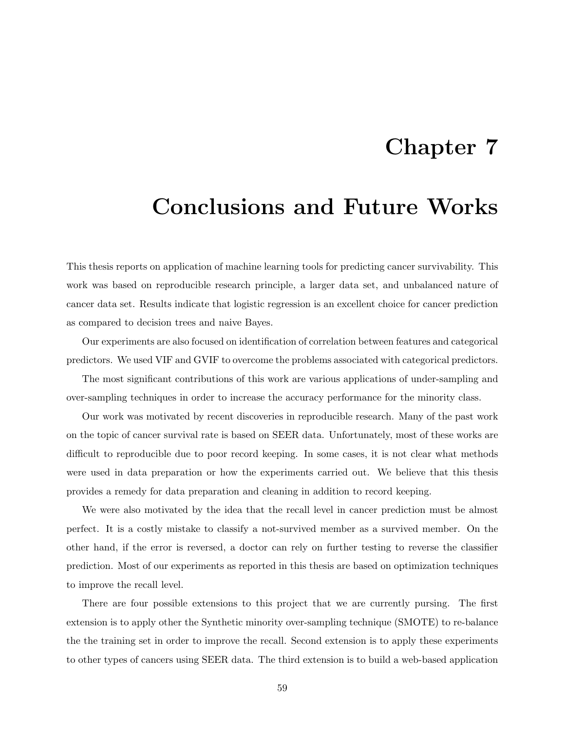# Chapter 7

# Conclusions and Future Works

This thesis reports on application of machine learning tools for predicting cancer survivability. This work was based on reproducible research principle, a larger data set, and unbalanced nature of cancer data set. Results indicate that logistic regression is an excellent choice for cancer prediction as compared to decision trees and naive Bayes.

Our experiments are also focused on identification of correlation between features and categorical predictors. We used VIF and GVIF to overcome the problems associated with categorical predictors.

The most significant contributions of this work are various applications of under-sampling and over-sampling techniques in order to increase the accuracy performance for the minority class.

Our work was motivated by recent discoveries in reproducible research. Many of the past work on the topic of cancer survival rate is based on SEER data. Unfortunately, most of these works are difficult to reproducible due to poor record keeping. In some cases, it is not clear what methods were used in data preparation or how the experiments carried out. We believe that this thesis provides a remedy for data preparation and cleaning in addition to record keeping.

We were also motivated by the idea that the recall level in cancer prediction must be almost perfect. It is a costly mistake to classify a not-survived member as a survived member. On the other hand, if the error is reversed, a doctor can rely on further testing to reverse the classifier prediction. Most of our experiments as reported in this thesis are based on optimization techniques to improve the recall level.

There are four possible extensions to this project that we are currently pursing. The first extension is to apply other the Synthetic minority over-sampling technique (SMOTE) to re-balance the the training set in order to improve the recall. Second extension is to apply these experiments to other types of cancers using SEER data. The third extension is to build a web-based application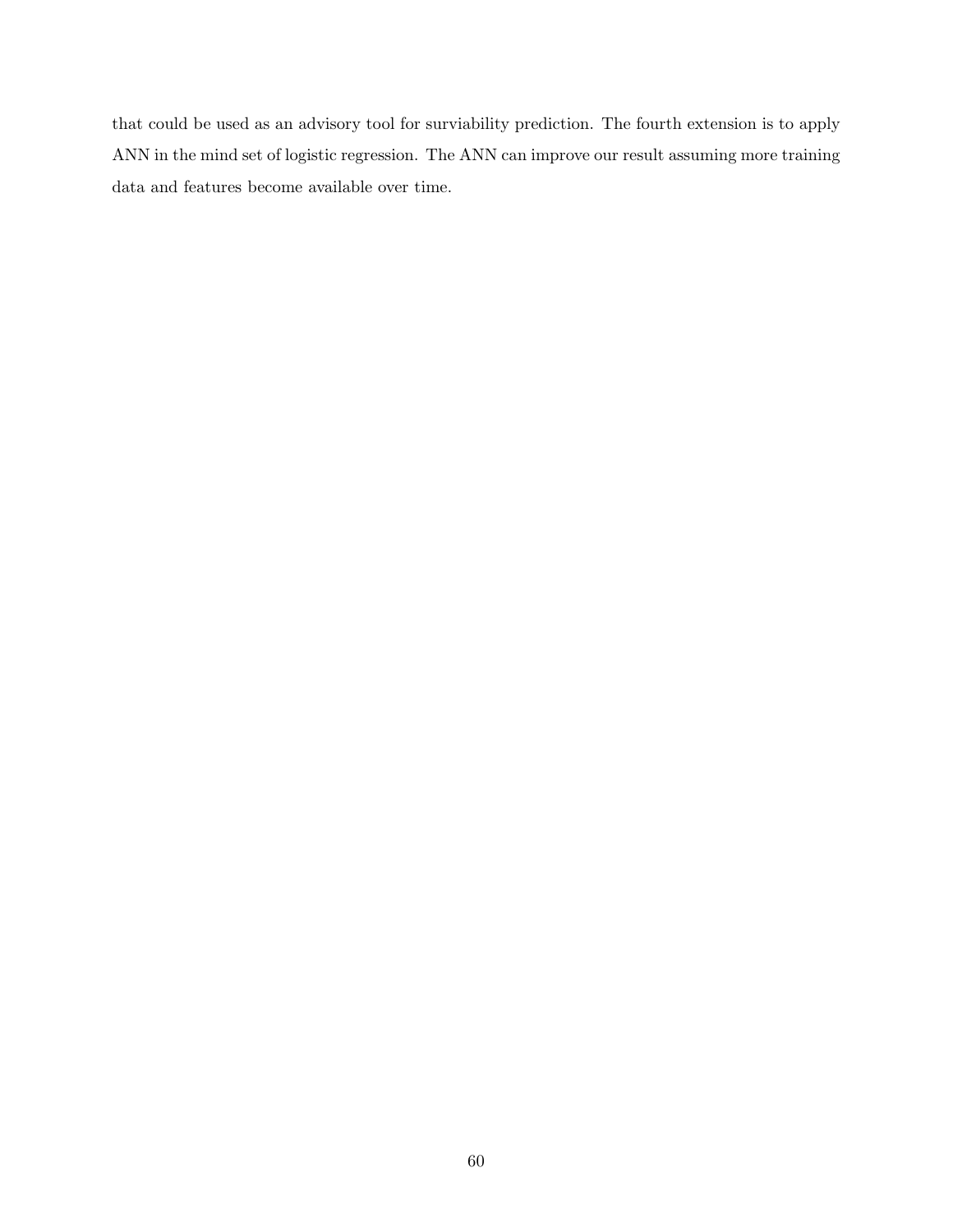that could be used as an advisory tool for surviability prediction. The fourth extension is to apply ANN in the mind set of logistic regression. The ANN can improve our result assuming more training data and features become available over time.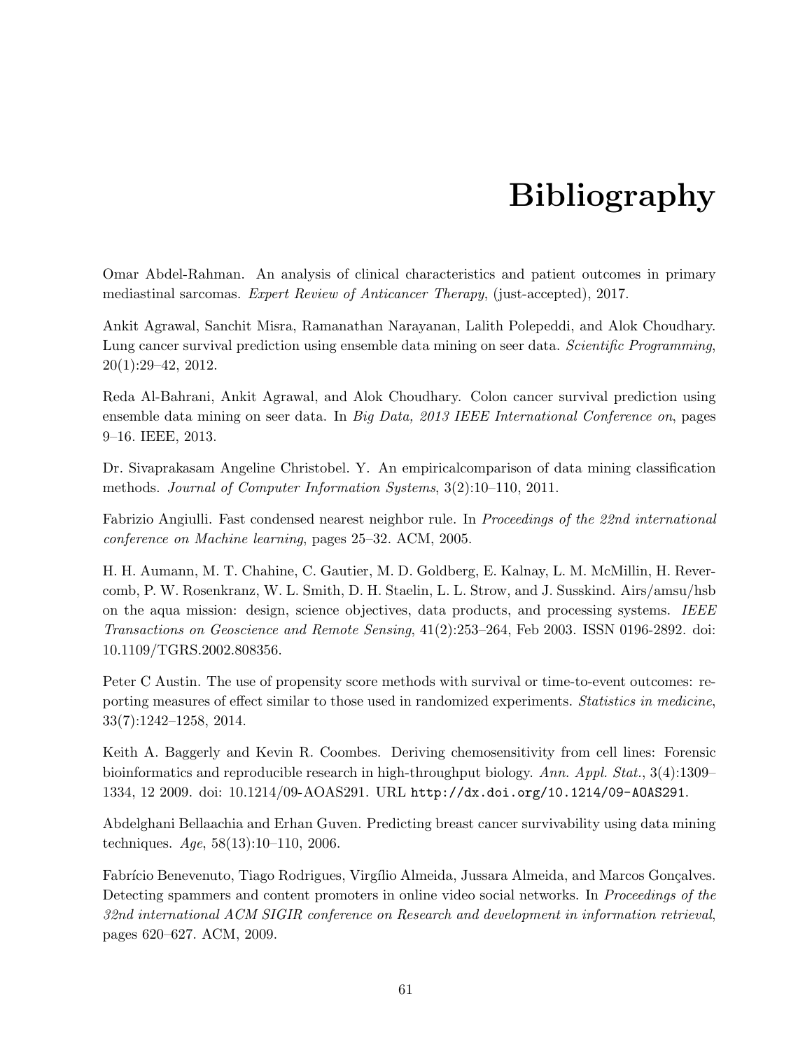# Bibliography

Omar Abdel-Rahman. An analysis of clinical characteristics and patient outcomes in primary mediastinal sarcomas. *Expert Review of Anticancer Therapy*, (just-accepted), 2017.

Ankit Agrawal, Sanchit Misra, Ramanathan Narayanan, Lalith Polepeddi, and Alok Choudhary. Lung cancer survival prediction using ensemble data mining on seer data. *Scientific Programming*, 20(1):29–42, 2012.

Reda Al-Bahrani, Ankit Agrawal, and Alok Choudhary. Colon cancer survival prediction using ensemble data mining on seer data. In *Big Data, 2013 IEEE International Conference on*, pages 9–16. IEEE, 2013.

Dr. Sivaprakasam Angeline Christobel. Y. An empiricalcomparison of data mining classification methods. *Journal of Computer Information Systems*, 3(2):10–110, 2011.

Fabrizio Angiulli. Fast condensed nearest neighbor rule. In *Proceedings of the 22nd international conference on Machine learning*, pages 25–32. ACM, 2005.

H. H. Aumann, M. T. Chahine, C. Gautier, M. D. Goldberg, E. Kalnay, L. M. McMillin, H. Revercomb, P. W. Rosenkranz, W. L. Smith, D. H. Staelin, L. L. Strow, and J. Susskind. Airs/amsu/hsb on the aqua mission: design, science objectives, data products, and processing systems. *IEEE Transactions on Geoscience and Remote Sensing*, 41(2):253–264, Feb 2003. ISSN 0196-2892. doi: 10.1109/TGRS.2002.808356.

Peter C Austin. The use of propensity score methods with survival or time-to-event outcomes: reporting measures of effect similar to those used in randomized experiments. *Statistics in medicine*, 33(7):1242–1258, 2014.

Keith A. Baggerly and Kevin R. Coombes. Deriving chemosensitivity from cell lines: Forensic bioinformatics and reproducible research in high-throughput biology. *Ann. Appl. Stat.*, 3(4):1309–1334, 12 2009. doi: 10.1214/09-AOAS291. URL `http://dx.doi.org/10.1214/09-AOAS291`.

Abdelghani Bellaachia and Erhan Guven. Predicting breast cancer survivability using data mining techniques. *Age*, 58(13):10–110, 2006.

Fabrício Benevenuto, Tiago Rodrigues, Virgílio Almeida, Jussara Almeida, and Marcos Gonçalves. Detecting spammers and content promoters in online video social networks. In *Proceedings of the 32nd international ACM SIGIR conference on Research and development in information retrieval*, pages 620–627. ACM, 2009.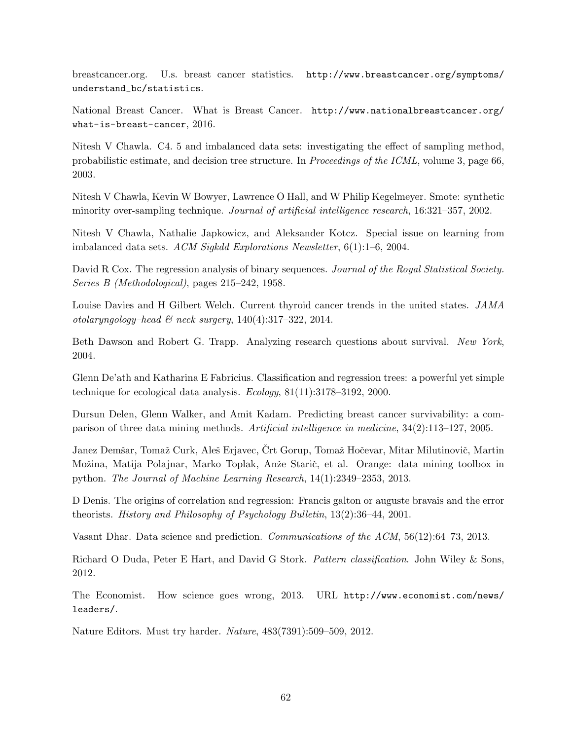breastcancer.org. U.s. breast cancer statistics. http://www.breastcancer.org/symptoms/understand_bc/statistics.

National Breast Cancer. What is Breast Cancer. http://www.nationalbreastcancer.org/what-is-breast-cancer, 2016.

Nitesh V Chawla. C4. 5 and imbalanced data sets: investigating the effect of sampling method, probabilistic estimate, and decision tree structure. In *Proceedings of the ICML*, volume 3, page 66, 2003.

Nitesh V Chawla, Kevin W Bowyer, Lawrence O Hall, and W Philip Kegelmeyer. Smote: synthetic minority over-sampling technique. *Journal of artificial intelligence research*, 16:321–357, 2002.

Nitesh V Chawla, Nathalie Japkowicz, and Aleksander Kotcz. Special issue on learning from imbalanced data sets. *ACM Sigkdd Explorations Newsletter*, 6(1):1–6, 2004.

David R Cox. The regression analysis of binary sequences. *Journal of the Royal Statistical Society. Series B (Methodological)*, pages 215–242, 1958.

Louise Davies and H Gilbert Welch. Current thyroid cancer trends in the united states. *JAMA otolaryngology–head & neck surgery*, 140(4):317–322, 2014.

Beth Dawson and Robert G. Trapp. Analyzing research questions about survival. *New York*, 2004.

Glenn De'ath and Katharina E Fabricius. Classification and regression trees: a powerful yet simple technique for ecological data analysis. *Ecology*, 81(11):3178–3192, 2000.

Dursun Delen, Glenn Walker, and Amit Kadam. Predicting breast cancer survivability: a comparison of three data mining methods. *Artificial intelligence in medicine*, 34(2):113–127, 2005.

Janez Demšar, Tomaž Curk, Aleš Erjavec, Črt Gorup, Tomaž Hočevar, Mitar Milutinovič, Martin Možina, Matija Polajnar, Marko Toplak, Anže Starič, et al. Orange: data mining toolbox in python. *The Journal of Machine Learning Research*, 14(1):2349–2353, 2013.

D Denis. The origins of correlation and regression: Francis galton or auguste bravais and the error theorists. *History and Philosophy of Psychology Bulletin*, 13(2):36–44, 2001.

Vasant Dhar. Data science and prediction. *Communications of the ACM*, 56(12):64–73, 2013.

Richard O Duda, Peter E Hart, and David G Stork. *Pattern classification*. John Wiley & Sons, 2012.

The Economist. How science goes wrong, 2013. URL http://www.economist.com/news/leaders/.

Nature Editors. Must try harder. *Nature*, 483(7391):509–509, 2012.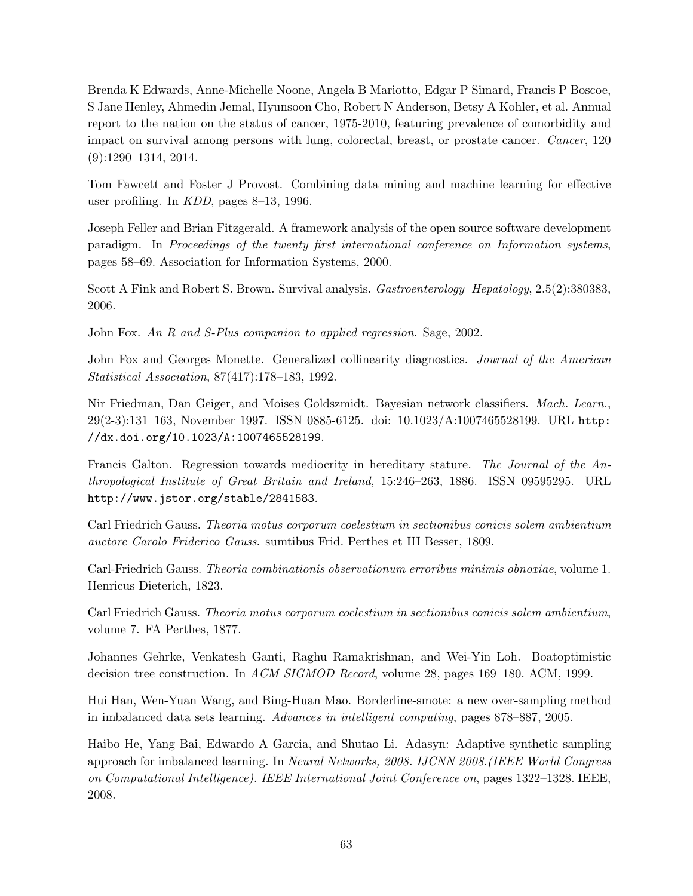Brenda K Edwards, Anne-Michelle Noone, Angela B Mariotto, Edgar P Simard, Francis P Boscoe, S Jane Henley, Ahmedin Jemal, Hyunsoon Cho, Robert N Anderson, Betsy A Kohler, et al. Annual report to the nation on the status of cancer, 1975-2010, featuring prevalence of comorbidity and impact on survival among persons with lung, colorectal, breast, or prostate cancer. *Cancer*, 120 (9):1290–1314, 2014.

Tom Fawcett and Foster J Provost. Combining data mining and machine learning for effective user profiling. In *KDD*, pages 8–13, 1996.

Joseph Feller and Brian Fitzgerald. A framework analysis of the open source software development paradigm. In *Proceedings of the twenty first international conference on Information systems*, pages 58–69. Association for Information Systems, 2000.

Scott A Fink and Robert S. Brown. Survival analysis. *Gastroenterology Hepatology*, 2.5(2):380383, 2006.

John Fox. *An R and S-Plus companion to applied regression*. Sage, 2002.

John Fox and Georges Monette. Generalized collinearity diagnostics. *Journal of the American Statistical Association*, 87(417):178–183, 1992.

Nir Friedman, Dan Geiger, and Moises Goldszmidt. Bayesian network classifiers. *Mach. Learn.*, 29(2-3):131–163, November 1997. ISSN 0885-6125. doi: 10.1023/A:1007465528199. URL http://dx.doi.org/10.1023/A:1007465528199.

Francis Galton. Regression towards mediocrity in hereditary stature. *The Journal of the Anthropological Institute of Great Britain and Ireland*, 15:246–263, 1886. ISSN 09595295. URL http://www.jstor.org/stable/2841583.

Carl Friedrich Gauss. *Theoria motus corporum coelestium in sectionibus conicis solem ambientium auctore Carolo Friderico Gauss*. sumtibus Frid. Perthes et IH Besser, 1809.

Carl-Friedrich Gauss. *Theoria combinationis observationum erroribus minimis obnoxiae*, volume 1. Henricus Dieterich, 1823.

Carl Friedrich Gauss. *Theoria motus corporum coelestium in sectionibus conicis solem ambientium*, volume 7. FA Perthes, 1877.

Johannes Gehrke, Venkatesh Ganti, Raghu Ramakrishnan, and Wei-Yin Loh. Boatoptimistic decision tree construction. In *ACM SIGMOD Record*, volume 28, pages 169–180. ACM, 1999.

Hui Han, Wen-Yuan Wang, and Bing-Huan Mao. Borderline-smote: a new over-sampling method in imbalanced data sets learning. *Advances in intelligent computing*, pages 878–887, 2005.

Haibo He, Yang Bai, Edwardo A Garcia, and Shutao Li. Adasyn: Adaptive synthetic sampling approach for imbalanced learning. In *Neural Networks, 2008. IJCNN 2008.(IEEE World Congress on Computational Intelligence). IEEE International Joint Conference on*, pages 1322–1328. IEEE, 2008.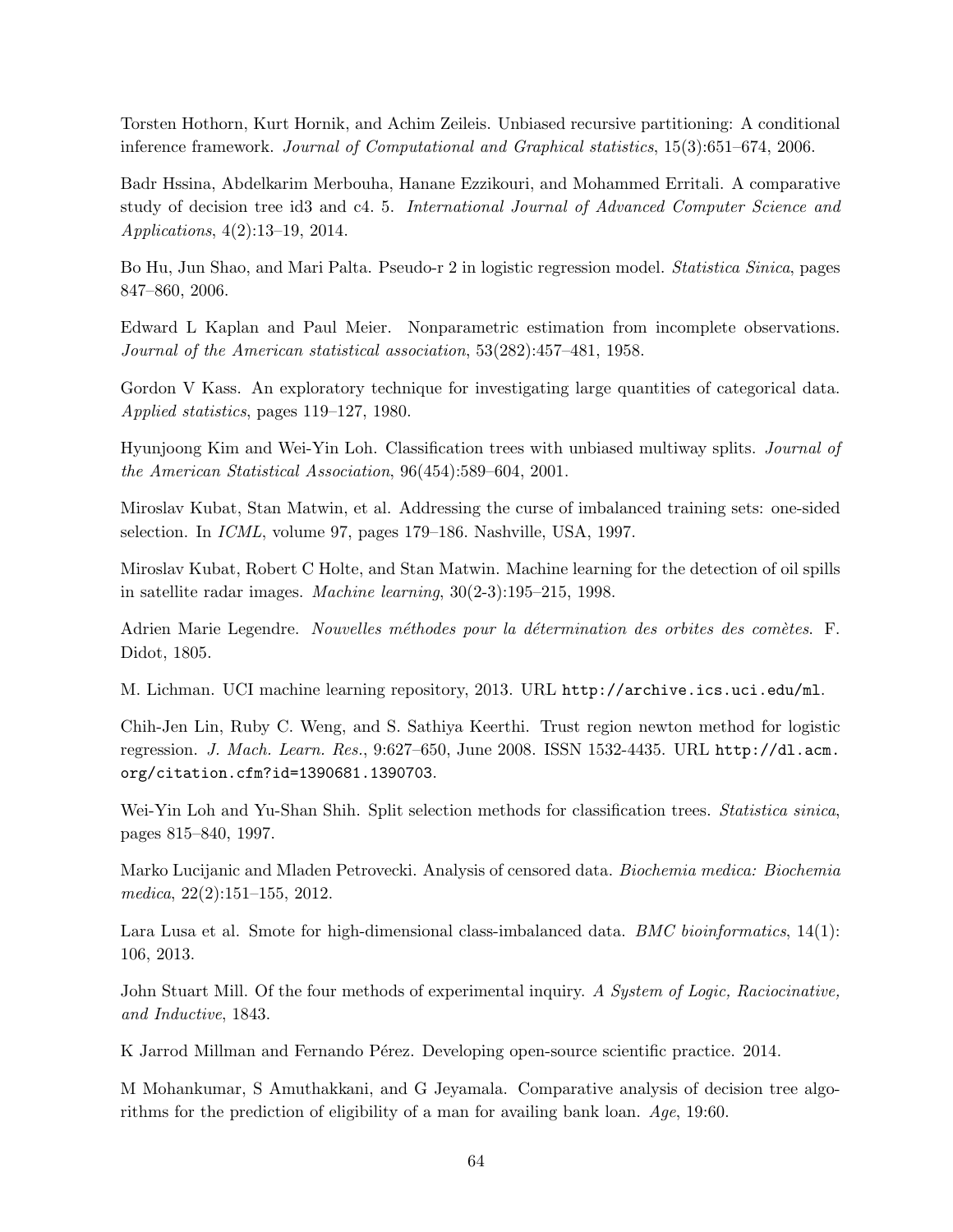Torsten Hothorn, Kurt Hornik, and Achim Zeileis. Unbiased recursive partitioning: A conditional inference framework. *Journal of Computational and Graphical statistics*, 15(3):651–674, 2006.

Badr Hssina, Abdelkarim Merbouha, Hanane Ezzikouri, and Mohammed Erritali. A comparative study of decision tree id3 and c4. 5. *International Journal of Advanced Computer Science and Applications*, 4(2):13–19, 2014.

Bo Hu, Jun Shao, and Mari Palta. Pseudo-r 2 in logistic regression model. *Statistica Sinica*, pages 847–860, 2006.

Edward L Kaplan and Paul Meier. Nonparametric estimation from incomplete observations. *Journal of the American statistical association*, 53(282):457–481, 1958.

Gordon V Kass. An exploratory technique for investigating large quantities of categorical data. *Applied statistics*, pages 119–127, 1980.

Hyunjoong Kim and Wei-Yin Loh. Classification trees with unbiased multiway splits. *Journal of the American Statistical Association*, 96(454):589–604, 2001.

Miroslav Kubat, Stan Matwin, et al. Addressing the curse of imbalanced training sets: one-sided selection. In *ICML*, volume 97, pages 179–186. Nashville, USA, 1997.

Miroslav Kubat, Robert C Holte, and Stan Matwin. Machine learning for the detection of oil spills in satellite radar images. *Machine learning*, 30(2-3):195–215, 1998.

Adrien Marie Legendre. *Nouvelles méthodes pour la détermination des orbites des comètes*. F. Didot, 1805.

M. Lichman. UCI machine learning repository, 2013. URL `http://archive.ics.uci.edu/ml`.

Chih-Jen Lin, Ruby C. Weng, and S. Sathiya Keerthi. Trust region newton method for logistic regression. *J. Mach. Learn. Res.*, 9:627–650, June 2008. ISSN 1532-4435. URL `http://dl.acm.org/citation.cfm?id=1390681.1390703`.

Wei-Yin Loh and Yu-Shan Shih. Split selection methods for classification trees. *Statistica sinica*, pages 815–840, 1997.

Marko Lucijanic and Mladen Petrovecki. Analysis of censored data. *Biochemia medica: Biochemia medica*, 22(2):151–155, 2012.

Lara Lusa et al. Smote for high-dimensional class-imbalanced data. *BMC bioinformatics*, 14(1): 106, 2013.

John Stuart Mill. Of the four methods of experimental inquiry. *A System of Logic, Raciocinative, and Inductive*, 1843.

K Jarrod Millman and Fernando Pérez. Developing open-source scientific practice. 2014.

M Mohankumar, S Amuthakkani, and G Jeyamala. Comparative analysis of decision tree algorithms for the prediction of eligibility of a man for availing bank loan. *Age*, 19:60.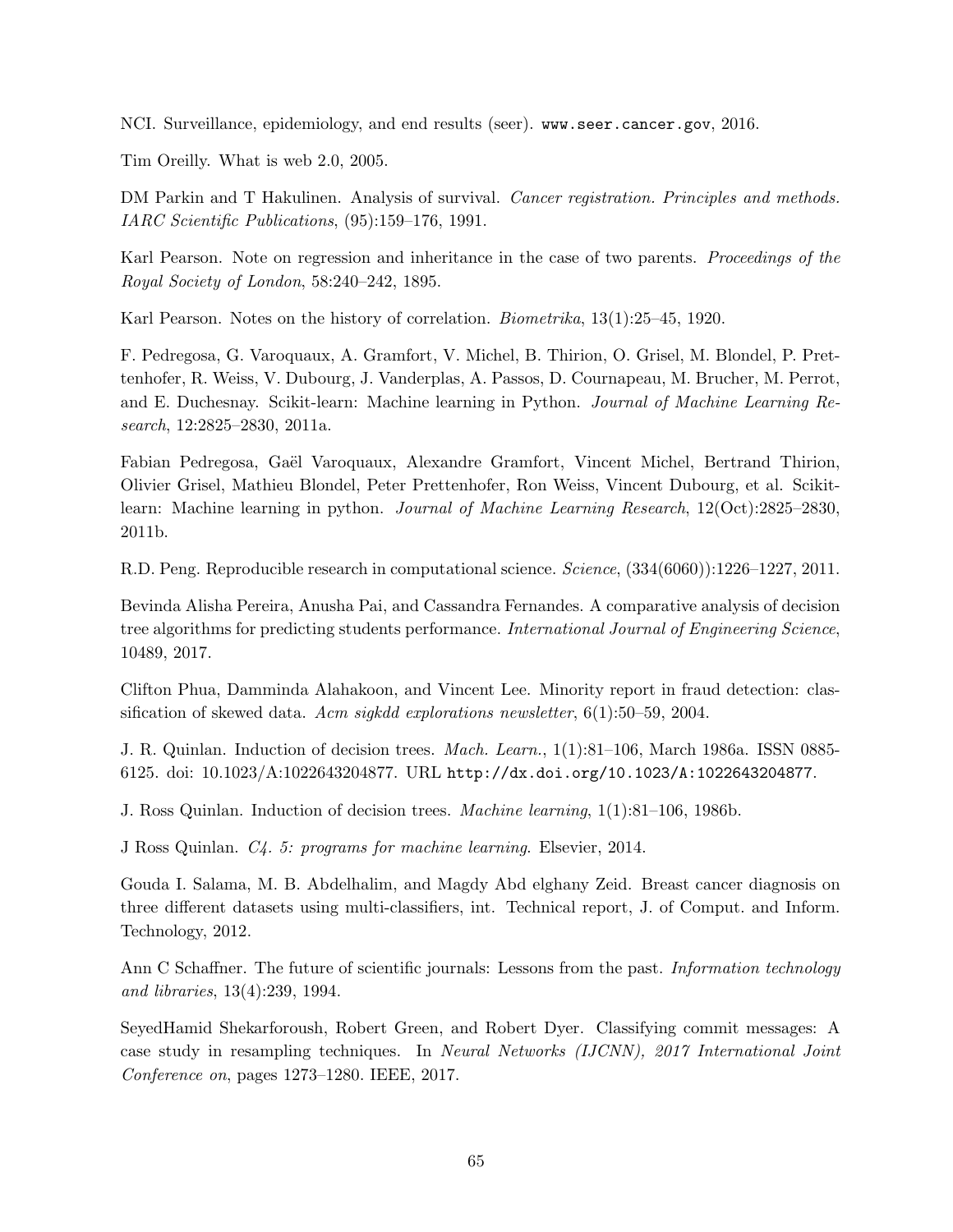NCI. Surveillance, epidemiology, and end results (seer). www.seer.cancer.gov, 2016.

Tim Oreilly. What is web 2.0, 2005.

DM Parkin and T Hakulinen. Analysis of survival. *Cancer registration. Principles and methods. IARC Scientific Publications*, (95):159–176, 1991.

Karl Pearson. Note on regression and inheritance in the case of two parents. *Proceedings of the Royal Society of London*, 58:240–242, 1895.

Karl Pearson. Notes on the history of correlation. *Biometrika*, 13(1):25–45, 1920.

F. Pedregosa, G. Varoquaux, A. Gramfort, V. Michel, B. Thirion, O. Grisel, M. Blondel, P. Prettenhofer, R. Weiss, V. Dubourg, J. Vanderplas, A. Passos, D. Cournapeau, M. Brucher, M. Perrot, and E. Duchesnay. Scikit-learn: Machine learning in Python. *Journal of Machine Learning Research*, 12:2825–2830, 2011a.

Fabian Pedregosa, Gaël Varoquaux, Alexandre Gramfort, Vincent Michel, Bertrand Thirion, Olivier Grisel, Mathieu Blondel, Peter Prettenhofer, Ron Weiss, Vincent Dubourg, et al. Scikit-learn: Machine learning in python. *Journal of Machine Learning Research*, 12(Oct):2825–2830, 2011b.

R.D. Peng. Reproducible research in computational science. *Science*, (334(6060)):1226–1227, 2011.

Bevinda Alisha Pereira, Anusha Pai, and Cassandra Fernandes. A comparative analysis of decision tree algorithms for predicting students performance. *International Journal of Engineering Science*, 10489, 2017.

Clifton Phua, Damminda Alahakoon, and Vincent Lee. Minority report in fraud detection: classification of skewed data. *Acm sigkdd explorations newsletter*, 6(1):50–59, 2004.

J. R. Quinlan. Induction of decision trees. *Mach. Learn.*, 1(1):81–106, March 1986a. ISSN 0885-6125. doi: 10.1023/A:1022643204877. URL http://dx.doi.org/10.1023/A:1022643204877.

J. Ross Quinlan. Induction of decision trees. *Machine learning*, 1(1):81–106, 1986b.

J Ross Quinlan. *C4. 5: programs for machine learning*. Elsevier, 2014.

Gouda I. Salama, M. B. Abdelhalim, and Magdy Abd elghany Zeid. Breast cancer diagnosis on three different datasets using multi-classifiers, int. Technical report, J. of Comput. and Inform. Technology, 2012.

Ann C Schaffner. The future of scientific journals: Lessons from the past. *Information technology and libraries*, 13(4):239, 1994.

SeyedHamid Shekarforoush, Robert Green, and Robert Dyer. Classifying commit messages: A case study in resampling techniques. In *Neural Networks (IJCNN), 2017 International Joint Conference on*, pages 1273–1280. IEEE, 2017.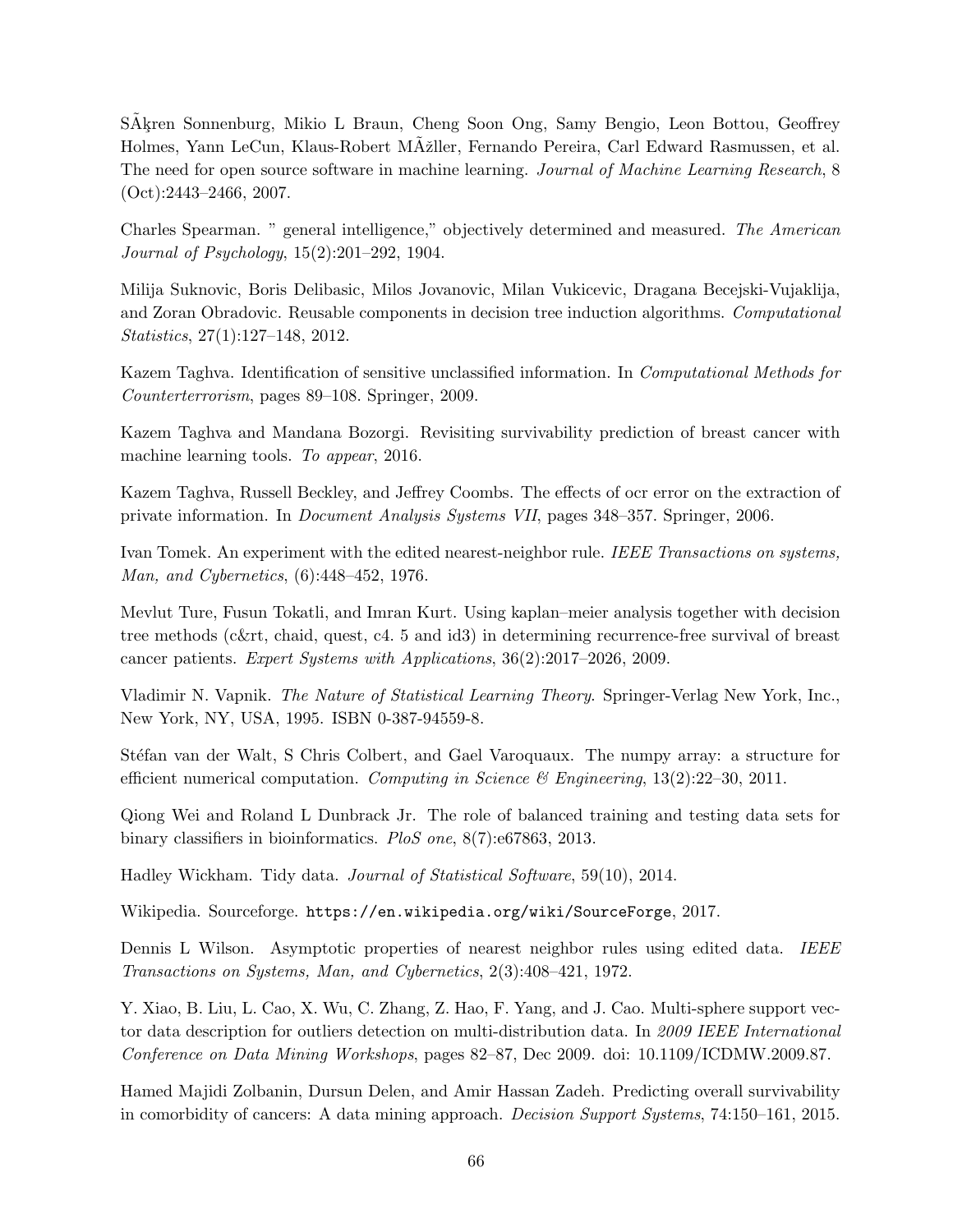SÃ¶ren Sonnenburg, Mikio L Braun, Cheng Soon Ong, Samy Bengio, Leon Bottou, Geoffrey Holmes, Yann LeCun, Klaus-Robert MÃžller, Fernando Pereira, Carl Edward Rasmussen, et al. The need for open source software in machine learning. *Journal of Machine Learning Research*, 8 (Oct):2443–2466, 2007.

Charles Spearman. " general intelligence," objectively determined and measured. *The American Journal of Psychology*, 15(2):201–292, 1904.

Milija Suknovic, Boris Delibasic, Milos Jovanovic, Milan Vukicevic, Dragana Becejski-Vujaklija, and Zoran Obradovic. Reusable components in decision tree induction algorithms. *Computational Statistics*, 27(1):127–148, 2012.

Kazem Taghva. Identification of sensitive unclassified information. In *Computational Methods for Counterterrorism*, pages 89–108. Springer, 2009.

Kazem Taghva and Mandana Bozorgi. Revisiting survivability prediction of breast cancer with machine learning tools. *To appear*, 2016.

Kazem Taghva, Russell Beckley, and Jeffrey Coombs. The effects of ocr error on the extraction of private information. In *Document Analysis Systems VII*, pages 348–357. Springer, 2006.

Ivan Tomek. An experiment with the edited nearest-neighbor rule. *IEEE Transactions on systems, Man, and Cybernetics*, (6):448–452, 1976.

Mevlut Ture, Fusun Tokatli, and Imran Kurt. Using kaplan–meier analysis together with decision tree methods (c&rt, chaid, quest, c4. 5 and id3) in determining recurrence-free survival of breast cancer patients. *Expert Systems with Applications*, 36(2):2017–2026, 2009.

Vladimir N. Vapnik. *The Nature of Statistical Learning Theory*. Springer-Verlag New York, Inc., New York, NY, USA, 1995. ISBN 0-387-94559-8.

Stéfan van der Walt, S Chris Colbert, and Gael Varoquaux. The numpy array: a structure for efficient numerical computation. *Computing in Science & Engineering*, 13(2):22–30, 2011.

Qiong Wei and Roland L Dunbrack Jr. The role of balanced training and testing data sets for binary classifiers in bioinformatics. *PloS one*, 8(7):e67863, 2013.

Hadley Wickham. Tidy data. *Journal of Statistical Software*, 59(10), 2014.

Wikipedia. Sourceforge. `https://en.wikipedia.org/wiki/SourceForge`, 2017.

Dennis L Wilson. Asymptotic properties of nearest neighbor rules using edited data. *IEEE Transactions on Systems, Man, and Cybernetics*, 2(3):408–421, 1972.

Y. Xiao, B. Liu, L. Cao, X. Wu, C. Zhang, Z. Hao, F. Yang, and J. Cao. Multi-sphere support vector data description for outliers detection on multi-distribution data. In *2009 IEEE International Conference on Data Mining Workshops*, pages 82–87, Dec 2009. doi: 10.1109/ICDMW.2009.87.

Hamed Majidi Zolbanin, Dursun Delen, and Amir Hassan Zadeh. Predicting overall survivability in comorbidity of cancers: A data mining approach. *Decision Support Systems*, 74:150–161, 2015.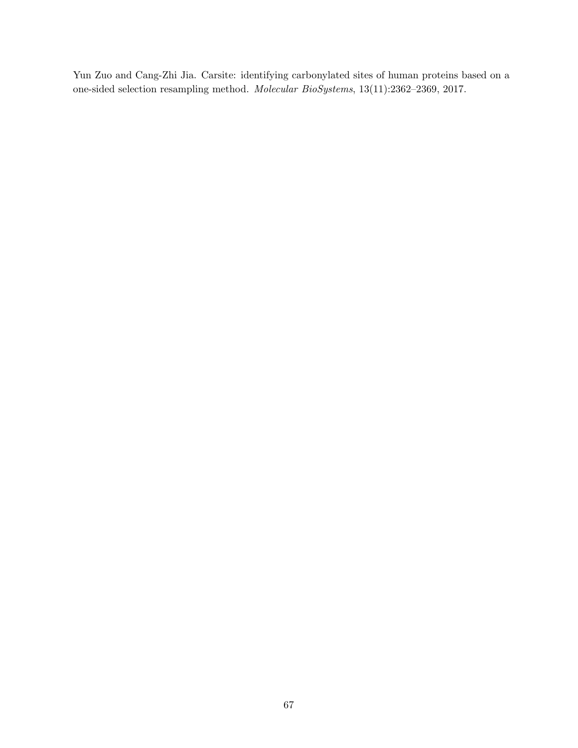Yun Zuo and Cang-Zhi Jia. Carsite: identifying carbonylated sites of human proteins based on a one-sided selection resampling method. *Molecular BioSystems*, 13(11):2362–2369, 2017.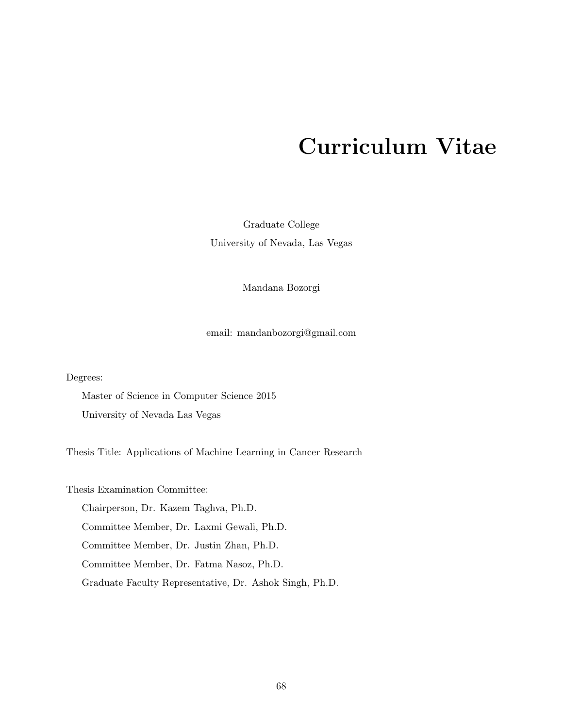# Curriculum Vitae

Graduate College
University of Nevada, Las Vegas

Mandana Bozorgi

email: mandanbozorgi@gmail.com

Degrees:

Master of Science in Computer Science 2015
University of Nevada Las Vegas

Thesis Title: Applications of Machine Learning in Cancer Research

Thesis Examination Committee:

Chairperson, Dr. Kazem Taghva, Ph.D.
Committee Member, Dr. Laxmi Gewali, Ph.D.
Committee Member, Dr. Justin Zhan, Ph.D.
Committee Member, Dr. Fatma Nasoz, Ph.D.
Graduate Faculty Representative, Dr. Ashok Singh, Ph.D.